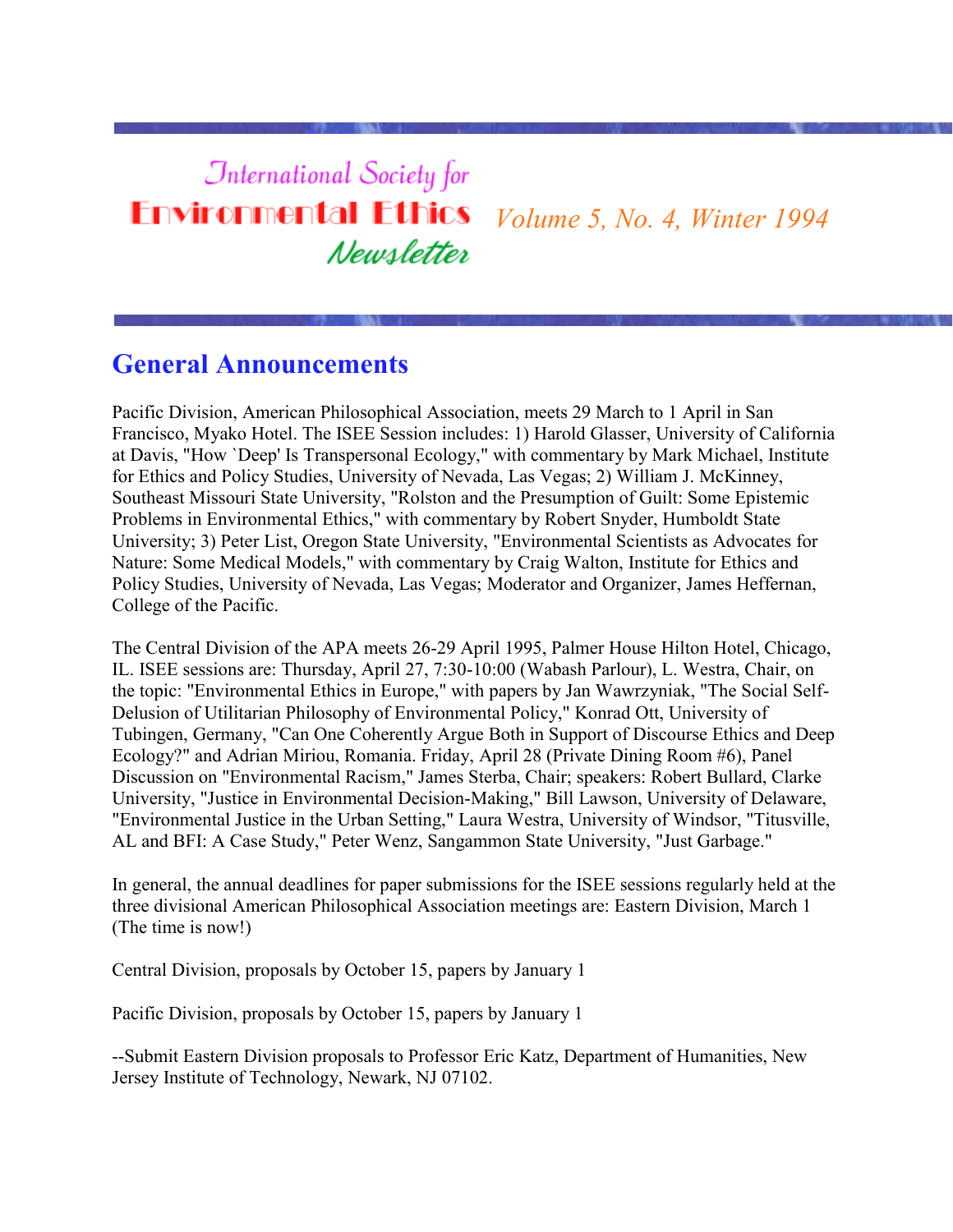# International Society for Environmental Ethics Newsletter

*Volume 5, No. 4, Winter 1994*

## General Announcements

Pacific Division, American Philosophical Association, meets 29 March to 1 April in San Francisco, Myako Hotel. The ISEE Session includes: 1) Harold Glasser, University of California at Davis, "How `Deep' Is Transpersonal Ecology," with commentary by Mark Michael, Institute for Ethics and Policy Studies, University of Nevada, Las Vegas; 2) William J. McKinney, Southeast Missouri State University, "Rolston and the Presumption of Guilt: Some Epistemic Problems in Environmental Ethics," with commentary by Robert Snyder, Humboldt State University; 3) Peter List, Oregon State University, "Environmental Scientists as Advocates for Nature: Some Medical Models," with commentary by Craig Walton, Institute for Ethics and Policy Studies, University of Nevada, Las Vegas; Moderator and Organizer, James Heffernan, College of the Pacific.

The Central Division of the APA meets 26-29 April 1995, Palmer House Hilton Hotel, Chicago, IL. ISEE sessions are: Thursday, April 27, 7:30-10:00 (Wabash Parlour), L. Westra, Chair, on the topic: "Environmental Ethics in Europe," with papers by Jan Wawrzyniak, "The Social Self-Delusion of Utilitarian Philosophy of Environmental Policy," Konrad Ott, University of Tubingen, Germany, "Can One Coherently Argue Both in Support of Discourse Ethics and Deep Ecology?" and Adrian Miriou, Romania. Friday, April 28 (Private Dining Room #6), Panel Discussion on "Environmental Racism," James Sterba, Chair; speakers: Robert Bullard, Clarke University, "Justice in Environmental Decision-Making," Bill Lawson, University of Delaware, "Environmental Justice in the Urban Setting," Laura Westra, University of Windsor, "Titusville, AL and BFI: A Case Study," Peter Wenz, Sangammon State University, "Just Garbage."

In general, the annual deadlines for paper submissions for the ISEE sessions regularly held at the three divisional American Philosophical Association meetings are: Eastern Division, March 1 (The time is now!)

Central Division, proposals by October 15, papers by January 1

Pacific Division, proposals by October 15, papers by January 1

--Submit Eastern Division proposals to Professor Eric Katz, Department of Humanities, New Jersey Institute of Technology, Newark, NJ 07102.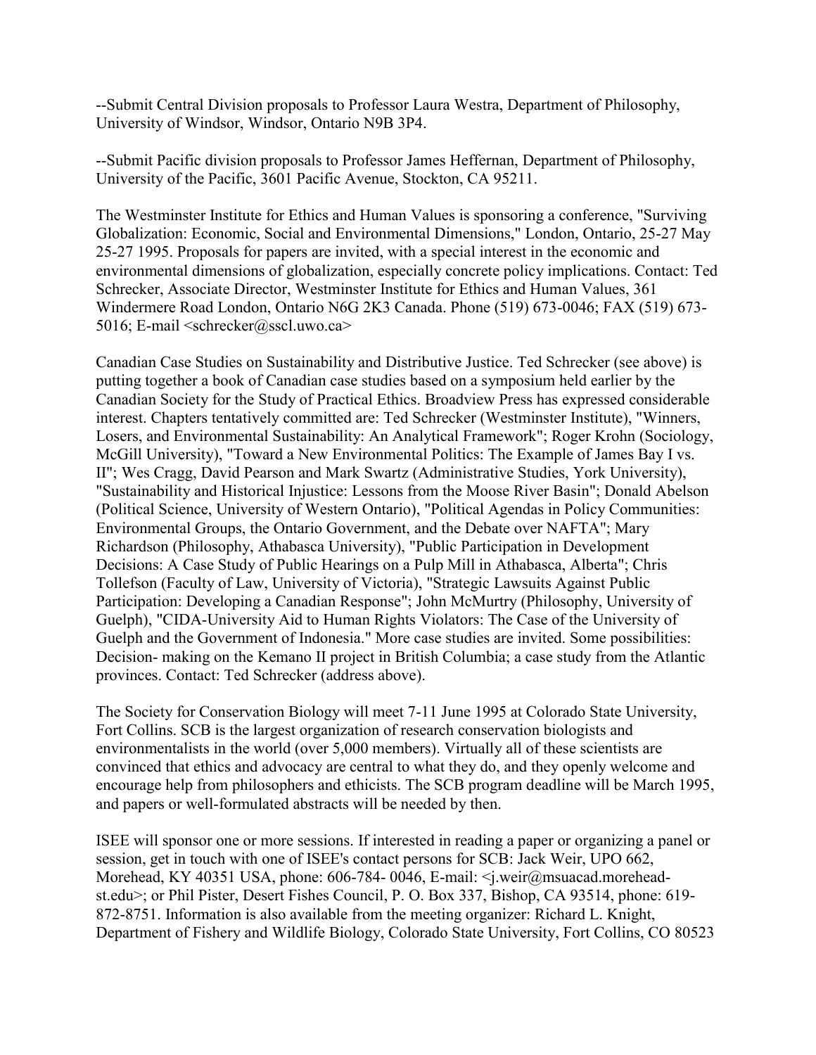--Submit Central Division proposals to Professor Laura Westra, Department of Philosophy, University of Windsor, Windsor, Ontario N9B 3P4.

--Submit Pacific division proposals to Professor James Heffernan, Department of Philosophy, University of the Pacific, 3601 Pacific Avenue, Stockton, CA 95211.

The Westminster Institute for Ethics and Human Values is sponsoring a conference, "Surviving Globalization: Economic, Social and Environmental Dimensions," London, Ontario, 25-27 May 25-27 1995. Proposals for papers are invited, with a special interest in the economic and environmental dimensions of globalization, especially concrete policy implications. Contact: Ted Schrecker, Associate Director, Westminster Institute for Ethics and Human Values, 361 Windermere Road London, Ontario N6G 2K3 Canada. Phone (519) 673-0046; FAX (519) 673-5016; E-mail <schrecker@sscl.uwo.ca>

Canadian Case Studies on Sustainability and Distributive Justice. Ted Schrecker (see above) is putting together a book of Canadian case studies based on a symposium held earlier by the Canadian Society for the Study of Practical Ethics. Broadview Press has expressed considerable interest. Chapters tentatively committed are: Ted Schrecker (Westminster Institute), "Winners, Losers, and Environmental Sustainability: An Analytical Framework"; Roger Krohn (Sociology, McGill University), "Toward a New Environmental Politics: The Example of James Bay I vs. II"; Wes Cragg, David Pearson and Mark Swartz (Administrative Studies, York University), "Sustainability and Historical Injustice: Lessons from the Moose River Basin"; Donald Abelson (Political Science, University of Western Ontario), "Political Agendas in Policy Communities: Environmental Groups, the Ontario Government, and the Debate over NAFTA"; Mary Richardson (Philosophy, Athabasca University), "Public Participation in Development Decisions: A Case Study of Public Hearings on a Pulp Mill in Athabasca, Alberta"; Chris Tollefson (Faculty of Law, University of Victoria), "Strategic Lawsuits Against Public Participation: Developing a Canadian Response"; John McMurtry (Philosophy, University of Guelph), "CIDA-University Aid to Human Rights Violators: The Case of the University of Guelph and the Government of Indonesia." More case studies are invited. Some possibilities: Decision- making on the Kemano II project in British Columbia; a case study from the Atlantic provinces. Contact: Ted Schrecker (address above).

The Society for Conservation Biology will meet 7-11 June 1995 at Colorado State University, Fort Collins. SCB is the largest organization of research conservation biologists and environmentalists in the world (over 5,000 members). Virtually all of these scientists are convinced that ethics and advocacy are central to what they do, and they openly welcome and encourage help from philosophers and ethicists. The SCB program deadline will be March 1995, and papers or well-formulated abstracts will be needed by then.

ISEE will sponsor one or more sessions. If interested in reading a paper or organizing a panel or session, get in touch with one of ISEE's contact persons for SCB: Jack Weir, UPO 662, Morehead, KY 40351 USA, phone: 606-784- 0046, E-mail: <j.weir@msuacad.morehead-st.edu>; or Phil Pister, Desert Fishes Council, P. O. Box 337, Bishop, CA 93514, phone: 619-872-8751. Information is also available from the meeting organizer: Richard L. Knight, Department of Fishery and Wildlife Biology, Colorado State University, Fort Collins, CO 80523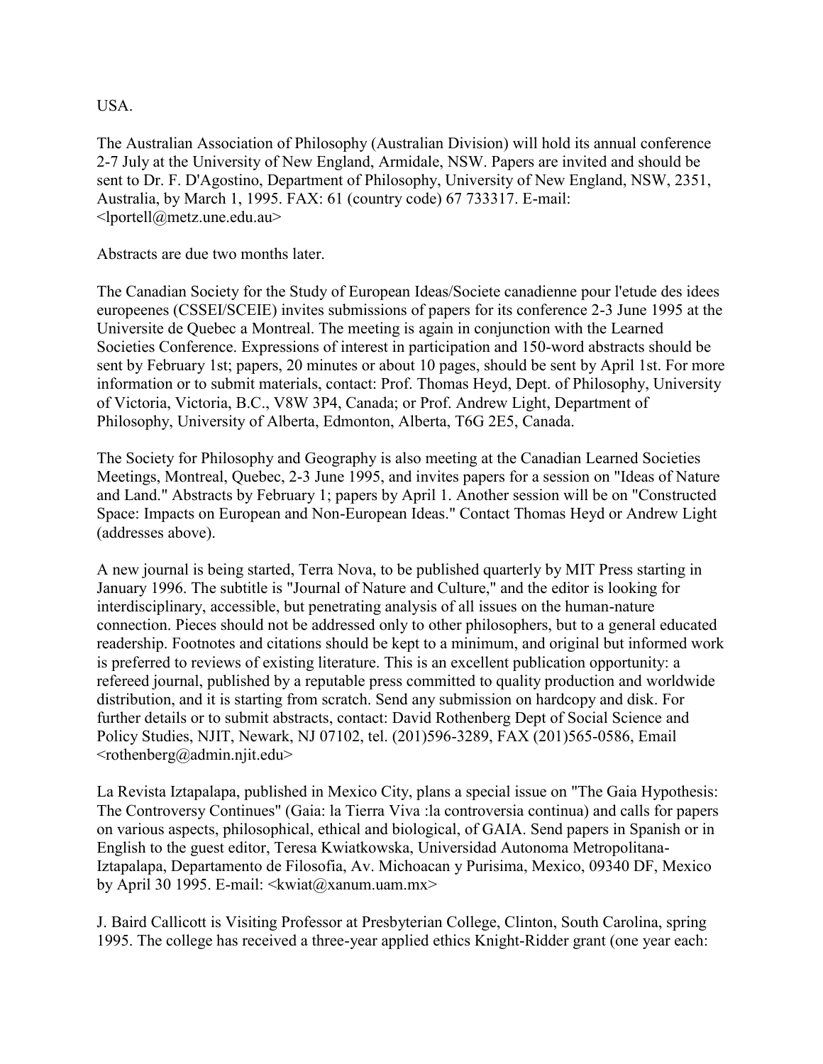USA.

The Australian Association of Philosophy (Australian Division) will hold its annual conference 2-7 July at the University of New England, Armidale, NSW. Papers are invited and should be sent to Dr. F. D'Agostino, Department of Philosophy, University of New England, NSW, 2351, Australia, by March 1, 1995. FAX: 61 (country code) 67 733317. E-mail: <lportell@metz.une.edu.au>

Abstracts are due two months later.

The Canadian Society for the Study of European Ideas/Societe canadienne pour l'etude des idees europeenes (CSSEI/SCEIE) invites submissions of papers for its conference 2-3 June 1995 at the Universite de Quebec a Montreal. The meeting is again in conjunction with the Learned Societies Conference. Expressions of interest in participation and 150-word abstracts should be sent by February 1st; papers, 20 minutes or about 10 pages, should be sent by April 1st. For more information or to submit materials, contact: Prof. Thomas Heyd, Dept. of Philosophy, University of Victoria, Victoria, B.C., V8W 3P4, Canada; or Prof. Andrew Light, Department of Philosophy, University of Alberta, Edmonton, Alberta, T6G 2E5, Canada.

The Society for Philosophy and Geography is also meeting at the Canadian Learned Societies Meetings, Montreal, Quebec, 2-3 June 1995, and invites papers for a session on "Ideas of Nature and Land." Abstracts by February 1; papers by April 1. Another session will be on "Constructed Space: Impacts on European and Non-European Ideas." Contact Thomas Heyd or Andrew Light (addresses above).

A new journal is being started, Terra Nova, to be published quarterly by MIT Press starting in January 1996. The subtitle is "Journal of Nature and Culture," and the editor is looking for interdisciplinary, accessible, but penetrating analysis of all issues on the human-nature connection. Pieces should not be addressed only to other philosophers, but to a general educated readership. Footnotes and citations should be kept to a minimum, and original but informed work is preferred to reviews of existing literature. This is an excellent publication opportunity: a refereed journal, published by a reputable press committed to quality production and worldwide distribution, and it is starting from scratch. Send any submission on hardcopy and disk. For further details or to submit abstracts, contact: David Rothenberg Dept of Social Science and Policy Studies, NJIT, Newark, NJ 07102, tel. (201)596-3289, FAX (201)565-0586, Email <rothenberg@admin.njit.edu>

La Revista Iztapalapa, published in Mexico City, plans a special issue on "The Gaia Hypothesis: The Controversy Continues" (Gaia: la Tierra Viva :la controversia continua) and calls for papers on various aspects, philosophical, ethical and biological, of GAIA. Send papers in Spanish or in English to the guest editor, Teresa Kwiatkowska, Universidad Autonoma Metropolitana-Iztapalapa, Departamento de Filosofia, Av. Michoacan y Purisima, Mexico, 09340 DF, Mexico by April 30 1995. E-mail: <kwiat@xanum.uam.mx>

J. Baird Callicott is Visiting Professor at Presbyterian College, Clinton, South Carolina, spring 1995. The college has received a three-year applied ethics Knight-Ridder grant (one year each: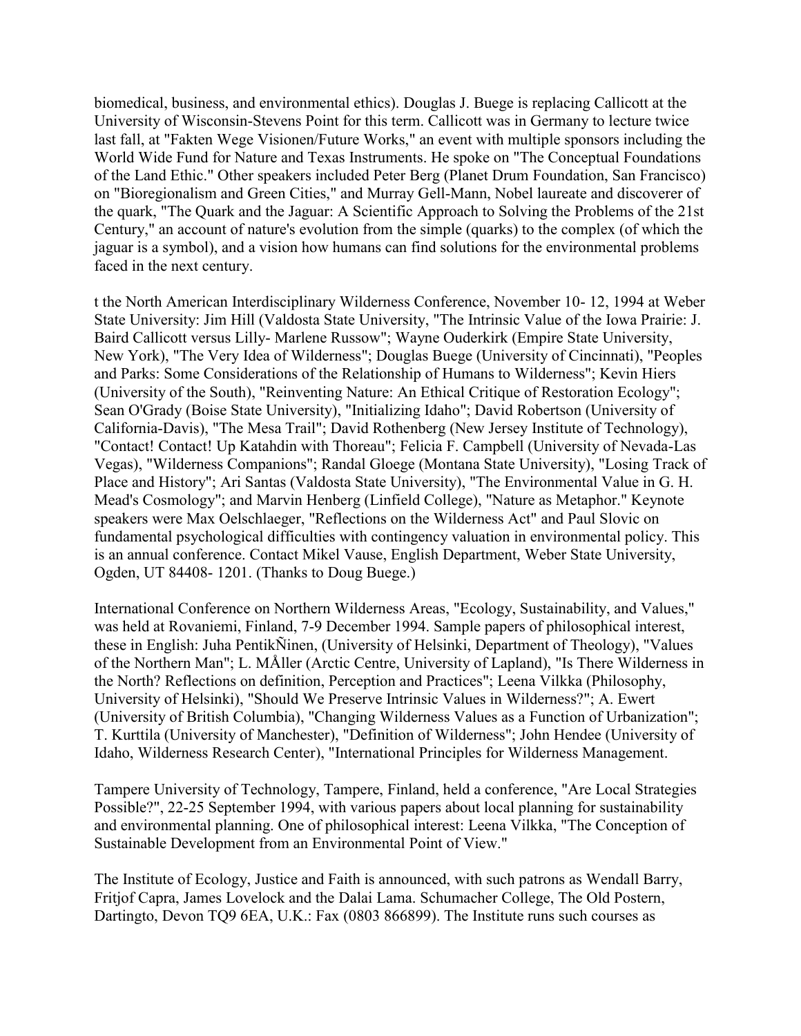biomedical, business, and environmental ethics). Douglas J. Buege is replacing Callicott at the University of Wisconsin-Stevens Point for this term. Callicott was in Germany to lecture twice last fall, at "Fakten Wege Visionen/Future Works," an event with multiple sponsors including the World Wide Fund for Nature and Texas Instruments. He spoke on "The Conceptual Foundations of the Land Ethic." Other speakers included Peter Berg (Planet Drum Foundation, San Francisco) on "Bioregionalism and Green Cities," and Murray Gell-Mann, Nobel laureate and discoverer of the quark, "The Quark and the Jaguar: A Scientific Approach to Solving the Problems of the 21st Century," an account of nature's evolution from the simple (quarks) to the complex (of which the jaguar is a symbol), and a vision how humans can find solutions for the environmental problems faced in the next century.

t the North American Interdisciplinary Wilderness Conference, November 10- 12, 1994 at Weber State University: Jim Hill (Valdosta State University, "The Intrinsic Value of the Iowa Prairie: J. Baird Callicott versus Lilly- Marlene Russow"; Wayne Ouderkirk (Empire State University, New York), "The Very Idea of Wilderness"; Douglas Buege (University of Cincinnati), "Peoples and Parks: Some Considerations of the Relationship of Humans to Wilderness"; Kevin Hiers (University of the South), "Reinventing Nature: An Ethical Critique of Restoration Ecology"; Sean O'Grady (Boise State University), "Initializing Idaho"; David Robertson (University of California-Davis), "The Mesa Trail"; David Rothenberg (New Jersey Institute of Technology), "Contact! Contact! Up Katahdin with Thoreau"; Felicia F. Campbell (University of Nevada-Las Vegas), "Wilderness Companions"; Randal Gloege (Montana State University), "Losing Track of Place and History"; Ari Santas (Valdosta State University), "The Environmental Value in G. H. Mead's Cosmology"; and Marvin Henberg (Linfield College), "Nature as Metaphor." Keynote speakers were Max Oelschlaeger, "Reflections on the Wilderness Act" and Paul Slovic on fundamental psychological difficulties with contingency valuation in environmental policy. This is an annual conference. Contact Mikel Vause, English Department, Weber State University, Ogden, UT 84408- 1201. (Thanks to Doug Buege.)

International Conference on Northern Wilderness Areas, "Ecology, Sustainability, and Values," was held at Rovaniemi, Finland, 7-9 December 1994. Sample papers of philosophical interest, these in English: Juha PentikÑinen, (University of Helsinki, Department of Theology), "Values of the Northern Man"; L. MÅller (Arctic Centre, University of Lapland), "Is There Wilderness in the North? Reflections on definition, Perception and Practices"; Leena Vilkka (Philosophy, University of Helsinki), "Should We Preserve Intrinsic Values in Wilderness?"; A. Ewert (University of British Columbia), "Changing Wilderness Values as a Function of Urbanization"; T. Kurttila (University of Manchester), "Definition of Wilderness"; John Hendee (University of Idaho, Wilderness Research Center), "International Principles for Wilderness Management.

Tampere University of Technology, Tampere, Finland, held a conference, "Are Local Strategies Possible?", 22-25 September 1994, with various papers about local planning for sustainability and environmental planning. One of philosophical interest: Leena Vilkka, "The Conception of Sustainable Development from an Environmental Point of View."

The Institute of Ecology, Justice and Faith is announced, with such patrons as Wendall Barry, Fritjof Capra, James Lovelock and the Dalai Lama. Schumacher College, The Old Postern, Dartingto, Devon TQ9 6EA, U.K.: Fax (0803 866899). The Institute runs such courses as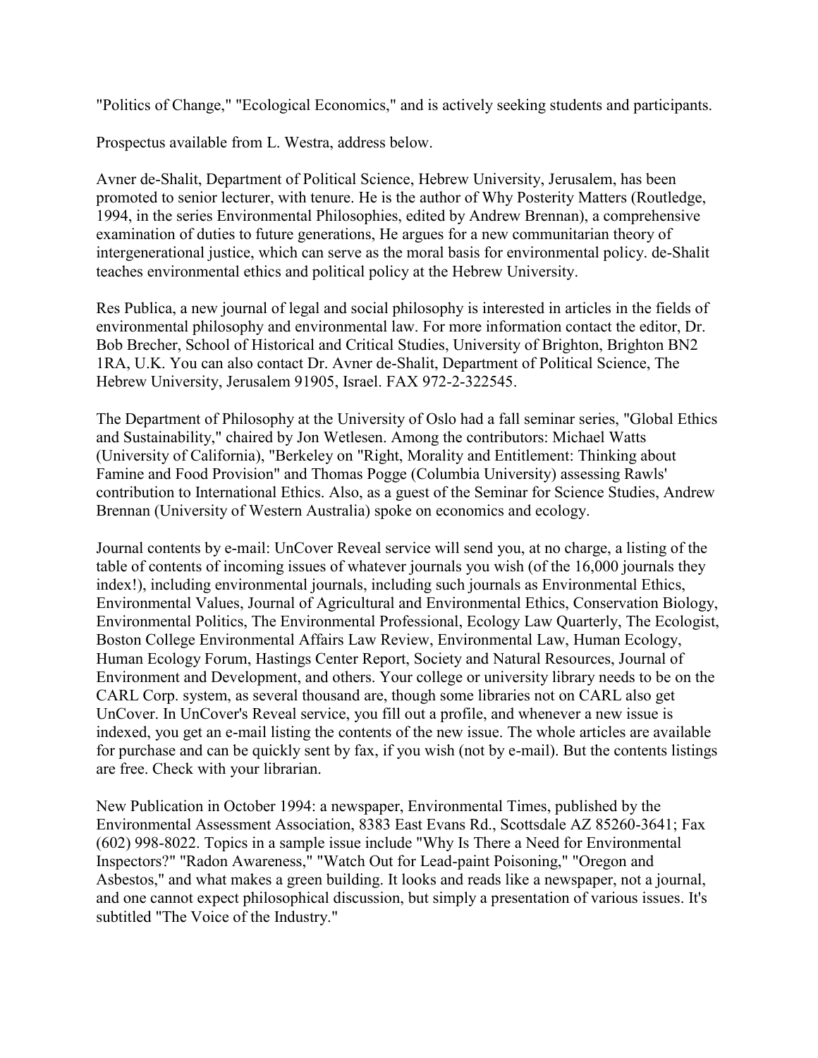"Politics of Change," "Ecological Economics," and is actively seeking students and participants.

Prospectus available from L. Westra, address below.

Avner de-Shalit, Department of Political Science, Hebrew University, Jerusalem, has been promoted to senior lecturer, with tenure. He is the author of Why Posterity Matters (Routledge, 1994, in the series Environmental Philosophies, edited by Andrew Brennan), a comprehensive examination of duties to future generations, He argues for a new communitarian theory of intergenerational justice, which can serve as the moral basis for environmental policy. de-Shalit teaches environmental ethics and political policy at the Hebrew University.

Res Publica, a new journal of legal and social philosophy is interested in articles in the fields of environmental philosophy and environmental law. For more information contact the editor, Dr. Bob Brecher, School of Historical and Critical Studies, University of Brighton, Brighton BN2 1RA, U.K. You can also contact Dr. Avner de-Shalit, Department of Political Science, The Hebrew University, Jerusalem 91905, Israel. FAX 972-2-322545.

The Department of Philosophy at the University of Oslo had a fall seminar series, "Global Ethics and Sustainability," chaired by Jon Wetlesen. Among the contributors: Michael Watts (University of California), "Berkeley on "Right, Morality and Entitlement: Thinking about Famine and Food Provision" and Thomas Pogge (Columbia University) assessing Rawls' contribution to International Ethics. Also, as a guest of the Seminar for Science Studies, Andrew Brennan (University of Western Australia) spoke on economics and ecology.

Journal contents by e-mail: UnCover Reveal service will send you, at no charge, a listing of the table of contents of incoming issues of whatever journals you wish (of the 16,000 journals they index!), including environmental journals, including such journals as Environmental Ethics, Environmental Values, Journal of Agricultural and Environmental Ethics, Conservation Biology, Environmental Politics, The Environmental Professional, Ecology Law Quarterly, The Ecologist, Boston College Environmental Affairs Law Review, Environmental Law, Human Ecology, Human Ecology Forum, Hastings Center Report, Society and Natural Resources, Journal of Environment and Development, and others. Your college or university library needs to be on the CARL Corp. system, as several thousand are, though some libraries not on CARL also get UnCover. In UnCover's Reveal service, you fill out a profile, and whenever a new issue is indexed, you get an e-mail listing the contents of the new issue. The whole articles are available for purchase and can be quickly sent by fax, if you wish (not by e-mail). But the contents listings are free. Check with your librarian.

New Publication in October 1994: a newspaper, Environmental Times, published by the Environmental Assessment Association, 8383 East Evans Rd., Scottsdale AZ 85260-3641; Fax (602) 998-8022. Topics in a sample issue include "Why Is There a Need for Environmental Inspectors?" "Radon Awareness," "Watch Out for Lead-paint Poisoning," "Oregon and Asbestos," and what makes a green building. It looks and reads like a newspaper, not a journal, and one cannot expect philosophical discussion, but simply a presentation of various issues. It's subtitled "The Voice of the Industry."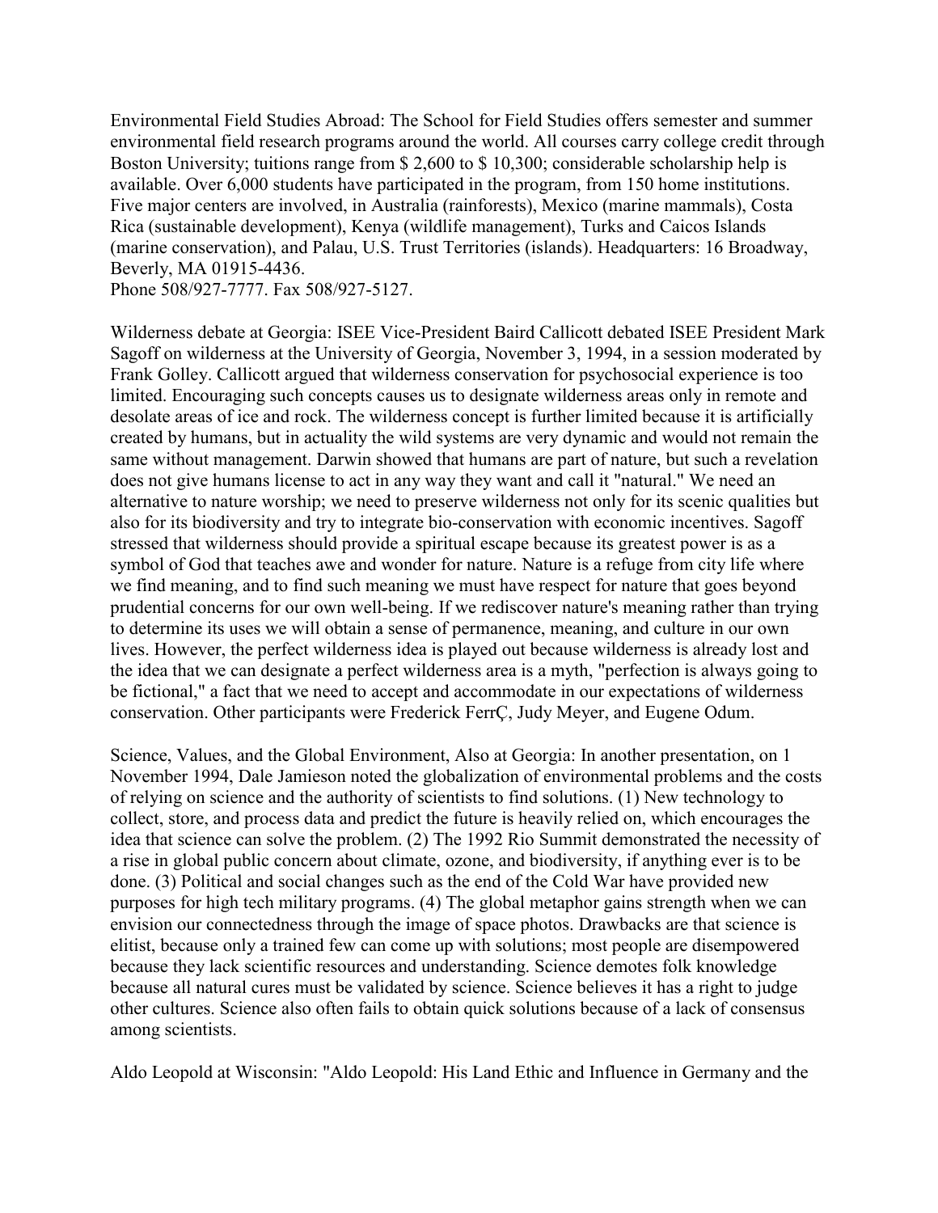Environmental Field Studies Abroad: The School for Field Studies offers semester and summer environmental field research programs around the world. All courses carry college credit through Boston University; tuitions range from $ 2,600 to $ 10,300; considerable scholarship help is available. Over 6,000 students have participated in the program, from 150 home institutions. Five major centers are involved, in Australia (rainforests), Mexico (marine mammals), Costa Rica (sustainable development), Kenya (wildlife management), Turks and Caicos Islands (marine conservation), and Palau, U.S. Trust Territories (islands). Headquarters: 16 Broadway, Beverly, MA 01915-4436.
Phone 508/927-7777. Fax 508/927-5127.

Wilderness debate at Georgia: ISEE Vice-President Baird Callicott debated ISEE President Mark Sagoff on wilderness at the University of Georgia, November 3, 1994, in a session moderated by Frank Golley. Callicott argued that wilderness conservation for psychosocial experience is too limited. Encouraging such concepts causes us to designate wilderness areas only in remote and desolate areas of ice and rock. The wilderness concept is further limited because it is artificially created by humans, but in actuality the wild systems are very dynamic and would not remain the same without management. Darwin showed that humans are part of nature, but such a revelation does not give humans license to act in any way they want and call it "natural." We need an alternative to nature worship; we need to preserve wilderness not only for its scenic qualities but also for its biodiversity and try to integrate bio-conservation with economic incentives. Sagoff stressed that wilderness should provide a spiritual escape because its greatest power is as a symbol of God that teaches awe and wonder for nature. Nature is a refuge from city life where we find meaning, and to find such meaning we must have respect for nature that goes beyond prudential concerns for our own well-being. If we rediscover nature's meaning rather than trying to determine its uses we will obtain a sense of permanence, meaning, and culture in our own lives. However, the perfect wilderness idea is played out because wilderness is already lost and the idea that we can designate a perfect wilderness area is a myth, "perfection is always going to be fictional," a fact that we need to accept and accommodate in our expectations of wilderness conservation. Other participants were Frederick FerrÇ, Judy Meyer, and Eugene Odum.

Science, Values, and the Global Environment, Also at Georgia: In another presentation, on 1 November 1994, Dale Jamieson noted the globalization of environmental problems and the costs of relying on science and the authority of scientists to find solutions. (1) New technology to collect, store, and process data and predict the future is heavily relied on, which encourages the idea that science can solve the problem. (2) The 1992 Rio Summit demonstrated the necessity of a rise in global public concern about climate, ozone, and biodiversity, if anything ever is to be done. (3) Political and social changes such as the end of the Cold War have provided new purposes for high tech military programs. (4) The global metaphor gains strength when we can envision our connectedness through the image of space photos. Drawbacks are that science is elitist, because only a trained few can come up with solutions; most people are disempowered because they lack scientific resources and understanding. Science demotes folk knowledge because all natural cures must be validated by science. Science believes it has a right to judge other cultures. Science also often fails to obtain quick solutions because of a lack of consensus among scientists.

Aldo Leopold at Wisconsin: "Aldo Leopold: His Land Ethic and Influence in Germany and the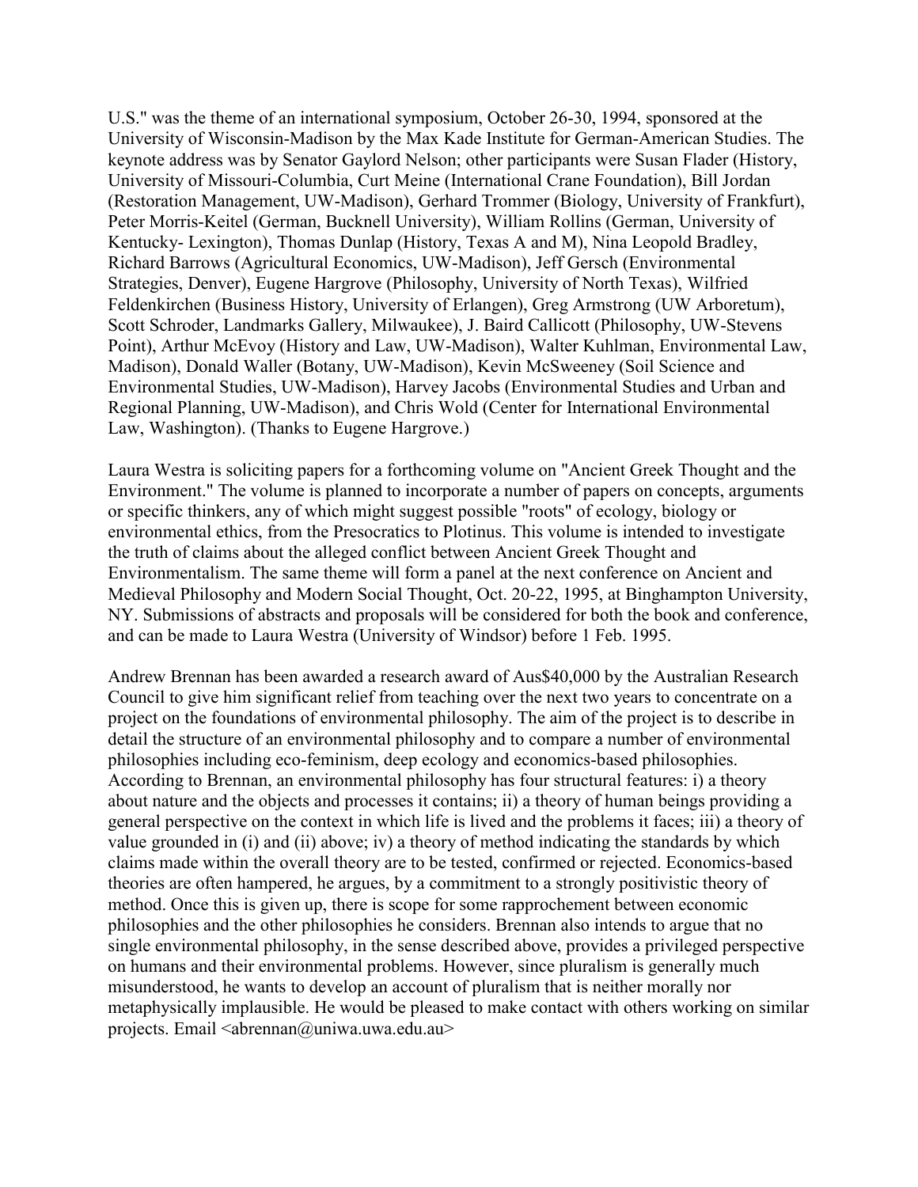U.S." was the theme of an international symposium, October 26-30, 1994, sponsored at the University of Wisconsin-Madison by the Max Kade Institute for German-American Studies. The keynote address was by Senator Gaylord Nelson; other participants were Susan Flader (History, University of Missouri-Columbia, Curt Meine (International Crane Foundation), Bill Jordan (Restoration Management, UW-Madison), Gerhard Trommer (Biology, University of Frankfurt), Peter Morris-Keitel (German, Bucknell University), William Rollins (German, University of Kentucky- Lexington), Thomas Dunlap (History, Texas A and M), Nina Leopold Bradley, Richard Barrows (Agricultural Economics, UW-Madison), Jeff Gersch (Environmental Strategies, Denver), Eugene Hargrove (Philosophy, University of North Texas), Wilfried Feldenkirchen (Business History, University of Erlangen), Greg Armstrong (UW Arboretum), Scott Schroder, Landmarks Gallery, Milwaukee), J. Baird Callicott (Philosophy, UW-Stevens Point), Arthur McEvoy (History and Law, UW-Madison), Walter Kuhlman, Environmental Law, Madison), Donald Waller (Botany, UW-Madison), Kevin McSweeney (Soil Science and Environmental Studies, UW-Madison), Harvey Jacobs (Environmental Studies and Urban and Regional Planning, UW-Madison), and Chris Wold (Center for International Environmental Law, Washington). (Thanks to Eugene Hargrove.)

Laura Westra is soliciting papers for a forthcoming volume on "Ancient Greek Thought and the Environment." The volume is planned to incorporate a number of papers on concepts, arguments or specific thinkers, any of which might suggest possible "roots" of ecology, biology or environmental ethics, from the Presocratics to Plotinus. This volume is intended to investigate the truth of claims about the alleged conflict between Ancient Greek Thought and Environmentalism. The same theme will form a panel at the next conference on Ancient and Medieval Philosophy and Modern Social Thought, Oct. 20-22, 1995, at Binghampton University, NY. Submissions of abstracts and proposals will be considered for both the book and conference, and can be made to Laura Westra (University of Windsor) before 1 Feb. 1995.

Andrew Brennan has been awarded a research award of Aus$40,000 by the Australian Research Council to give him significant relief from teaching over the next two years to concentrate on a project on the foundations of environmental philosophy. The aim of the project is to describe in detail the structure of an environmental philosophy and to compare a number of environmental philosophies including eco-feminism, deep ecology and economics-based philosophies. According to Brennan, an environmental philosophy has four structural features: i) a theory about nature and the objects and processes it contains; ii) a theory of human beings providing a general perspective on the context in which life is lived and the problems it faces; iii) a theory of value grounded in (i) and (ii) above; iv) a theory of method indicating the standards by which claims made within the overall theory are to be tested, confirmed or rejected. Economics-based theories are often hampered, he argues, by a commitment to a strongly positivistic theory of method. Once this is given up, there is scope for some rapprochement between economic philosophies and the other philosophies he considers. Brennan also intends to argue that no single environmental philosophy, in the sense described above, provides a privileged perspective on humans and their environmental problems. However, since pluralism is generally much misunderstood, he wants to develop an account of pluralism that is neither morally nor metaphysically implausible. He would be pleased to make contact with others working on similar projects. Email <abrennan@uniwa.uwa.edu.au>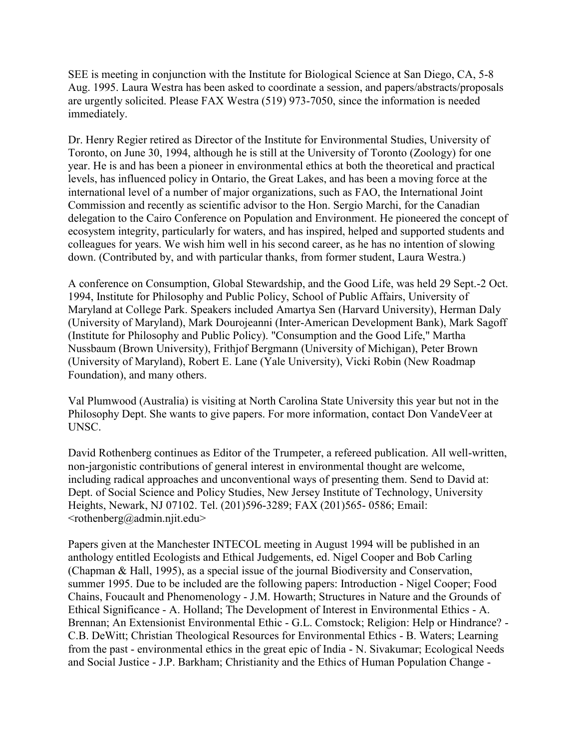SEE is meeting in conjunction with the Institute for Biological Science at San Diego, CA, 5-8 Aug. 1995. Laura Westra has been asked to coordinate a session, and papers/abstracts/proposals are urgently solicited. Please FAX Westra (519) 973-7050, since the information is needed immediately.

Dr. Henry Regier retired as Director of the Institute for Environmental Studies, University of Toronto, on June 30, 1994, although he is still at the University of Toronto (Zoology) for one year. He is and has been a pioneer in environmental ethics at both the theoretical and practical levels, has influenced policy in Ontario, the Great Lakes, and has been a moving force at the international level of a number of major organizations, such as FAO, the International Joint Commission and recently as scientific advisor to the Hon. Sergio Marchi, for the Canadian delegation to the Cairo Conference on Population and Environment. He pioneered the concept of ecosystem integrity, particularly for waters, and has inspired, helped and supported students and colleagues for years. We wish him well in his second career, as he has no intention of slowing down. (Contributed by, and with particular thanks, from former student, Laura Westra.)

A conference on Consumption, Global Stewardship, and the Good Life, was held 29 Sept.-2 Oct. 1994, Institute for Philosophy and Public Policy, School of Public Affairs, University of Maryland at College Park. Speakers included Amartya Sen (Harvard University), Herman Daly (University of Maryland), Mark Dourojeanni (Inter-American Development Bank), Mark Sagoff (Institute for Philosophy and Public Policy). "Consumption and the Good Life," Martha Nussbaum (Brown University), Frithjof Bergmann (University of Michigan), Peter Brown (University of Maryland), Robert E. Lane (Yale University), Vicki Robin (New Roadmap Foundation), and many others.

Val Plumwood (Australia) is visiting at North Carolina State University this year but not in the Philosophy Dept. She wants to give papers. For more information, contact Don VandeVeer at UNSC.

David Rothenberg continues as Editor of the Trumpeter, a refereed publication. All well-written, non-jargonistic contributions of general interest in environmental thought are welcome, including radical approaches and unconventional ways of presenting them. Send to David at: Dept. of Social Science and Policy Studies, New Jersey Institute of Technology, University Heights, Newark, NJ 07102. Tel. (201)596-3289; FAX (201)565- 0586; Email: <rothenberg@admin.njit.edu>

Papers given at the Manchester INTECOL meeting in August 1994 will be published in an anthology entitled Ecologists and Ethical Judgements, ed. Nigel Cooper and Bob Carling (Chapman & Hall, 1995), as a special issue of the journal Biodiversity and Conservation, summer 1995. Due to be included are the following papers: Introduction - Nigel Cooper; Food Chains, Foucault and Phenomenology - J.M. Howarth; Structures in Nature and the Grounds of Ethical Significance - A. Holland; The Development of Interest in Environmental Ethics - A. Brennan; An Extensionist Environmental Ethic - G.L. Comstock; Religion: Help or Hindrance? - C.B. DeWitt; Christian Theological Resources for Environmental Ethics - B. Waters; Learning from the past - environmental ethics in the great epic of India - N. Sivakumar; Ecological Needs and Social Justice - J.P. Barkham; Christianity and the Ethics of Human Population Change -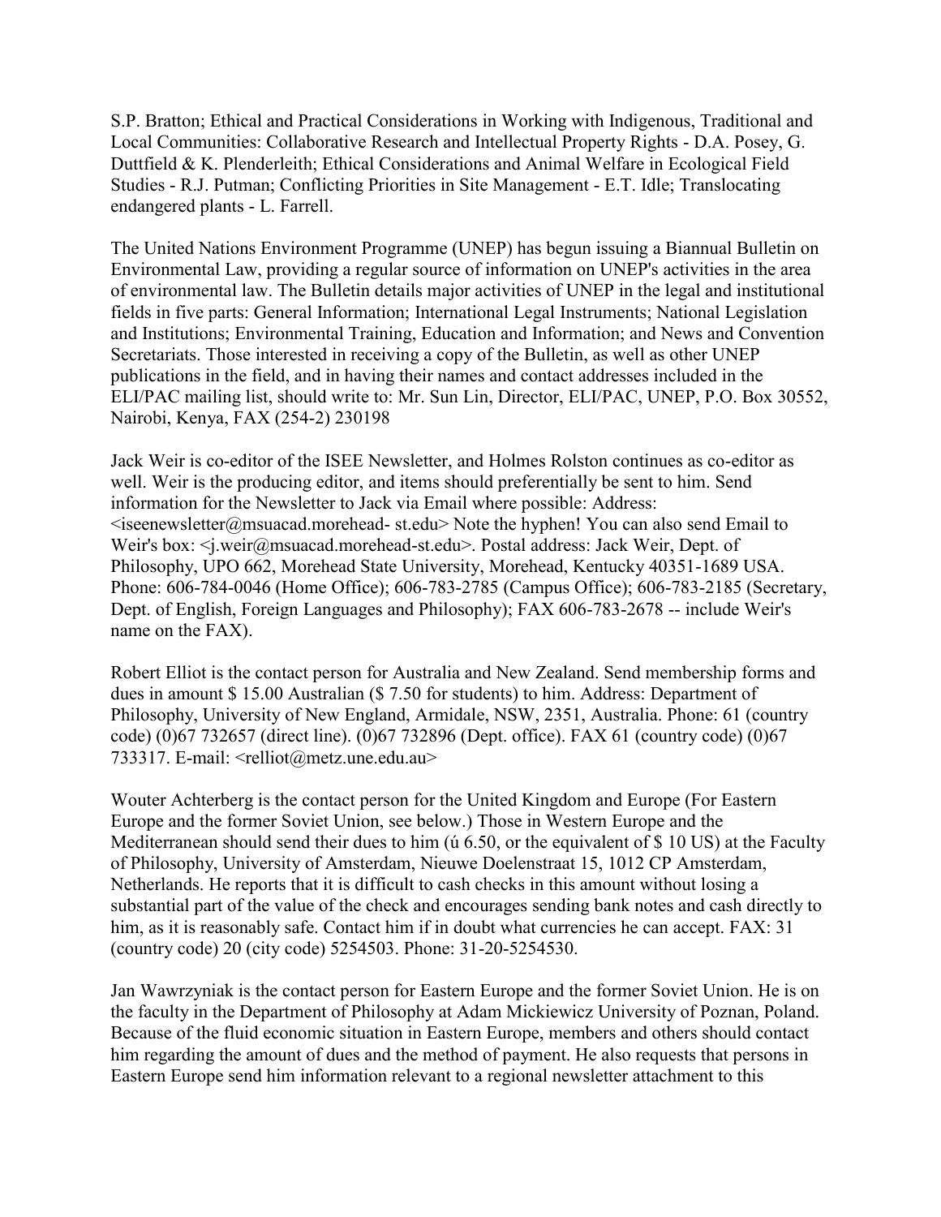S.P. Bratton; Ethical and Practical Considerations in Working with Indigenous, Traditional and Local Communities: Collaborative Research and Intellectual Property Rights - D.A. Posey, G. Duttfield & K. Plenderleith; Ethical Considerations and Animal Welfare in Ecological Field Studies - R.J. Putman; Conflicting Priorities in Site Management - E.T. Idle; Translocating endangered plants - L. Farrell.

The United Nations Environment Programme (UNEP) has begun issuing a Biannual Bulletin on Environmental Law, providing a regular source of information on UNEP's activities in the area of environmental law. The Bulletin details major activities of UNEP in the legal and institutional fields in five parts: General Information; International Legal Instruments; National Legislation and Institutions; Environmental Training, Education and Information; and News and Convention Secretariats. Those interested in receiving a copy of the Bulletin, as well as other UNEP publications in the field, and in having their names and contact addresses included in the ELI/PAC mailing list, should write to: Mr. Sun Lin, Director, ELI/PAC, UNEP, P.O. Box 30552, Nairobi, Kenya, FAX (254-2) 230198

Jack Weir is co-editor of the ISEE Newsletter, and Holmes Rolston continues as co-editor as well. Weir is the producing editor, and items should preferentially be sent to him. Send information for the Newsletter to Jack via Email where possible: Address: <iseenewsletter@msuacad.morehead- st.edu> Note the hyphen! You can also send Email to Weir's box: <j.weir@msuacad.morehead-st.edu>. Postal address: Jack Weir, Dept. of Philosophy, UPO 662, Morehead State University, Morehead, Kentucky 40351-1689 USA. Phone: 606-784-0046 (Home Office); 606-783-2785 (Campus Office); 606-783-2185 (Secretary, Dept. of English, Foreign Languages and Philosophy); FAX 606-783-2678 -- include Weir's name on the FAX).

Robert Elliot is the contact person for Australia and New Zealand. Send membership forms and dues in amount $ 15.00 Australian ($ 7.50 for students) to him. Address: Department of Philosophy, University of New England, Armidale, NSW, 2351, Australia. Phone: 61 (country code) (0)67 732657 (direct line). (0)67 732896 (Dept. office). FAX 61 (country code) (0)67 733317. E-mail: <relliot@metz.une.edu.au>

Wouter Achterberg is the contact person for the United Kingdom and Europe (For Eastern Europe and the former Soviet Union, see below.) Those in Western Europe and the Mediterranean should send their dues to him (ú 6.50, or the equivalent of $ 10 US) at the Faculty of Philosophy, University of Amsterdam, Nieuwe Doelenstraat 15, 1012 CP Amsterdam, Netherlands. He reports that it is difficult to cash checks in this amount without losing a substantial part of the value of the check and encourages sending bank notes and cash directly to him, as it is reasonably safe. Contact him if in doubt what currencies he can accept. FAX: 31 (country code) 20 (city code) 5254503. Phone: 31-20-5254530.

Jan Wawrzyniak is the contact person for Eastern Europe and the former Soviet Union. He is on the faculty in the Department of Philosophy at Adam Mickiewicz University of Poznan, Poland. Because of the fluid economic situation in Eastern Europe, members and others should contact him regarding the amount of dues and the method of payment. He also requests that persons in Eastern Europe send him information relevant to a regional newsletter attachment to this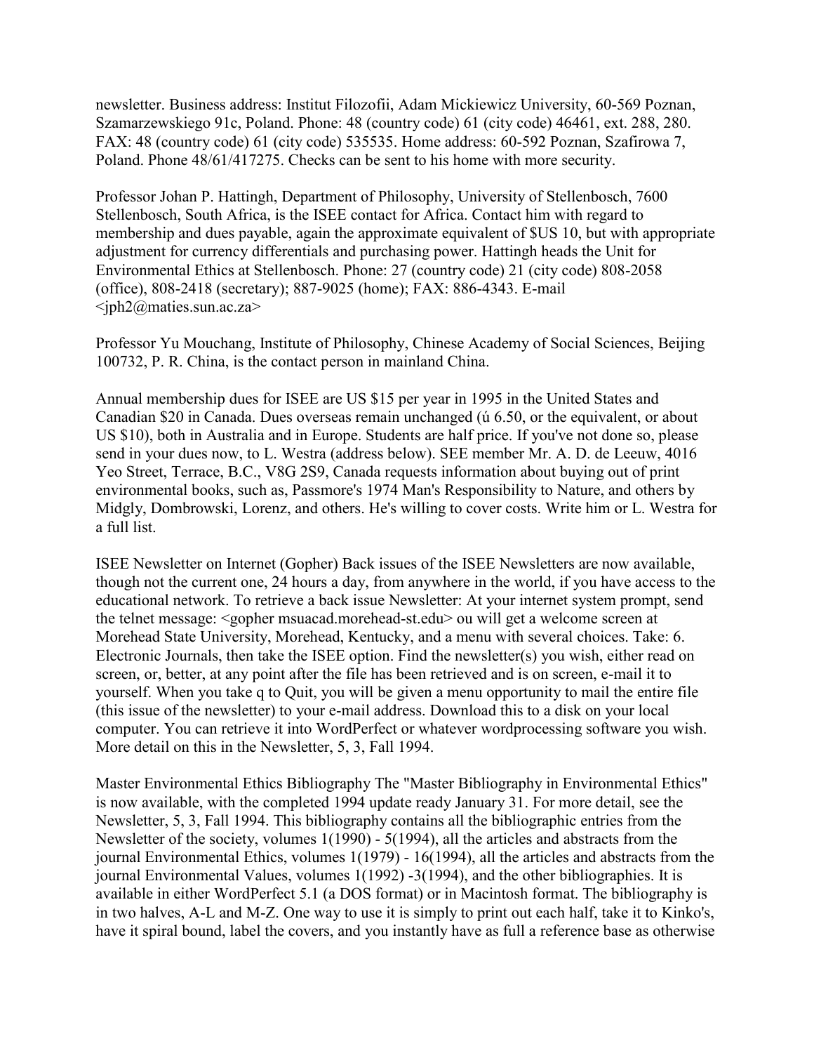newsletter. Business address: Institut Filozofii, Adam Mickiewicz University, 60-569 Poznan, Szamarzewskiego 91c, Poland. Phone: 48 (country code) 61 (city code) 46461, ext. 288, 280. FAX: 48 (country code) 61 (city code) 535535. Home address: 60-592 Poznan, Szafirowa 7, Poland. Phone 48/61/417275. Checks can be sent to his home with more security.

Professor Johan P. Hattingh, Department of Philosophy, University of Stellenbosch, 7600 Stellenbosch, South Africa, is the ISEE contact for Africa. Contact him with regard to membership and dues payable, again the approximate equivalent of $US 10, but with appropriate adjustment for currency differentials and purchasing power. Hattingh heads the Unit for Environmental Ethics at Stellenbosch. Phone: 27 (country code) 21 (city code) 808-2058 (office), 808-2418 (secretary); 887-9025 (home); FAX: 886-4343. E-mail <jph2@maties.sun.ac.za>

Professor Yu Mouchang, Institute of Philosophy, Chinese Academy of Social Sciences, Beijing 100732, P. R. China, is the contact person in mainland China.

Annual membership dues for ISEE are US $15 per year in 1995 in the United States and Canadian $20 in Canada. Dues overseas remain unchanged (ú 6.50, or the equivalent, or about US $10), both in Australia and in Europe. Students are half price. If you've not done so, please send in your dues now, to L. Westra (address below). SEE member Mr. A. D. de Leeuw, 4016 Yeo Street, Terrace, B.C., V8G 2S9, Canada requests information about buying out of print environmental books, such as, Passmore's 1974 Man's Responsibility to Nature, and others by Midgly, Dombrowski, Lorenz, and others. He's willing to cover costs. Write him or L. Westra for a full list.

ISEE Newsletter on Internet (Gopher) Back issues of the ISEE Newsletters are now available, though not the current one, 24 hours a day, from anywhere in the world, if you have access to the educational network. To retrieve a back issue Newsletter: At your internet system prompt, send the telnet message: <gopher msuacad.morehead-st.edu> ou will get a welcome screen at Morehead State University, Morehead, Kentucky, and a menu with several choices. Take: 6. Electronic Journals, then take the ISEE option. Find the newsletter(s) you wish, either read on screen, or, better, at any point after the file has been retrieved and is on screen, e-mail it to yourself. When you take q to Quit, you will be given a menu opportunity to mail the entire file (this issue of the newsletter) to your e-mail address. Download this to a disk on your local computer. You can retrieve it into WordPerfect or whatever wordprocessing software you wish. More detail on this in the Newsletter, 5, 3, Fall 1994.

Master Environmental Ethics Bibliography The "Master Bibliography in Environmental Ethics" is now available, with the completed 1994 update ready January 31. For more detail, see the Newsletter, 5, 3, Fall 1994. This bibliography contains all the bibliographic entries from the Newsletter of the society, volumes 1(1990) - 5(1994), all the articles and abstracts from the journal Environmental Ethics, volumes 1(1979) - 16(1994), all the articles and abstracts from the journal Environmental Values, volumes 1(1992) -3(1994), and the other bibliographies. It is available in either WordPerfect 5.1 (a DOS format) or in Macintosh format. The bibliography is in two halves, A-L and M-Z. One way to use it is simply to print out each half, take it to Kinko's, have it spiral bound, label the covers, and you instantly have as full a reference base as otherwise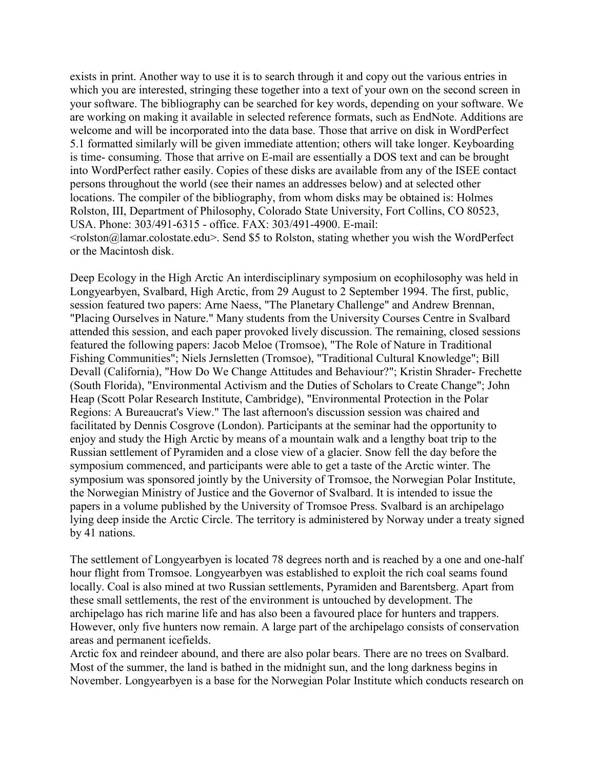exists in print. Another way to use it is to search through it and copy out the various entries in which you are interested, stringing these together into a text of your own on the second screen in your software. The bibliography can be searched for key words, depending on your software. We are working on making it available in selected reference formats, such as EndNote. Additions are welcome and will be incorporated into the data base. Those that arrive on disk in WordPerfect 5.1 formatted similarly will be given immediate attention; others will take longer. Keyboarding is time- consuming. Those that arrive on E-mail are essentially a DOS text and can be brought into WordPerfect rather easily. Copies of these disks are available from any of the ISEE contact persons throughout the world (see their names an addresses below) and at selected other locations. The compiler of the bibliography, from whom disks may be obtained is: Holmes Rolston, III, Department of Philosophy, Colorado State University, Fort Collins, CO 80523, USA. Phone: 303/491-6315 - office. FAX: 303/491-4900. E-mail: <rolston@lamar.colostate.edu>. Send $5 to Rolston, stating whether you wish the WordPerfect or the Macintosh disk.

Deep Ecology in the High Arctic An interdisciplinary symposium on ecophilosophy was held in Longyearbyen, Svalbard, High Arctic, from 29 August to 2 September 1994. The first, public, session featured two papers: Arne Naess, "The Planetary Challenge" and Andrew Brennan, "Placing Ourselves in Nature." Many students from the University Courses Centre in Svalbard attended this session, and each paper provoked lively discussion. The remaining, closed sessions featured the following papers: Jacob Meloe (Tromsoe), "The Role of Nature in Traditional Fishing Communities"; Niels Jernsletten (Tromsoe), "Traditional Cultural Knowledge"; Bill Devall (California), "How Do We Change Attitudes and Behaviour?"; Kristin Shrader- Frechette (South Florida), "Environmental Activism and the Duties of Scholars to Create Change"; John Heap (Scott Polar Research Institute, Cambridge), "Environmental Protection in the Polar Regions: A Bureaucrat's View." The last afternoon's discussion session was chaired and facilitated by Dennis Cosgrove (London). Participants at the seminar had the opportunity to enjoy and study the High Arctic by means of a mountain walk and a lengthy boat trip to the Russian settlement of Pyramiden and a close view of a glacier. Snow fell the day before the symposium commenced, and participants were able to get a taste of the Arctic winter. The symposium was sponsored jointly by the University of Tromsoe, the Norwegian Polar Institute, the Norwegian Ministry of Justice and the Governor of Svalbard. It is intended to issue the papers in a volume published by the University of Tromsoe Press. Svalbard is an archipelago lying deep inside the Arctic Circle. The territory is administered by Norway under a treaty signed by 41 nations.

The settlement of Longyearbyen is located 78 degrees north and is reached by a one and one-half hour flight from Tromsoe. Longyearbyen was established to exploit the rich coal seams found locally. Coal is also mined at two Russian settlements, Pyramiden and Barentsberg. Apart from these small settlements, the rest of the environment is untouched by development. The archipelago has rich marine life and has also been a favoured place for hunters and trappers. However, only five hunters now remain. A large part of the archipelago consists of conservation areas and permanent icefields.
Arctic fox and reindeer abound, and there are also polar bears. There are no trees on Svalbard. Most of the summer, the land is bathed in the midnight sun, and the long darkness begins in November. Longyearbyen is a base for the Norwegian Polar Institute which conducts research on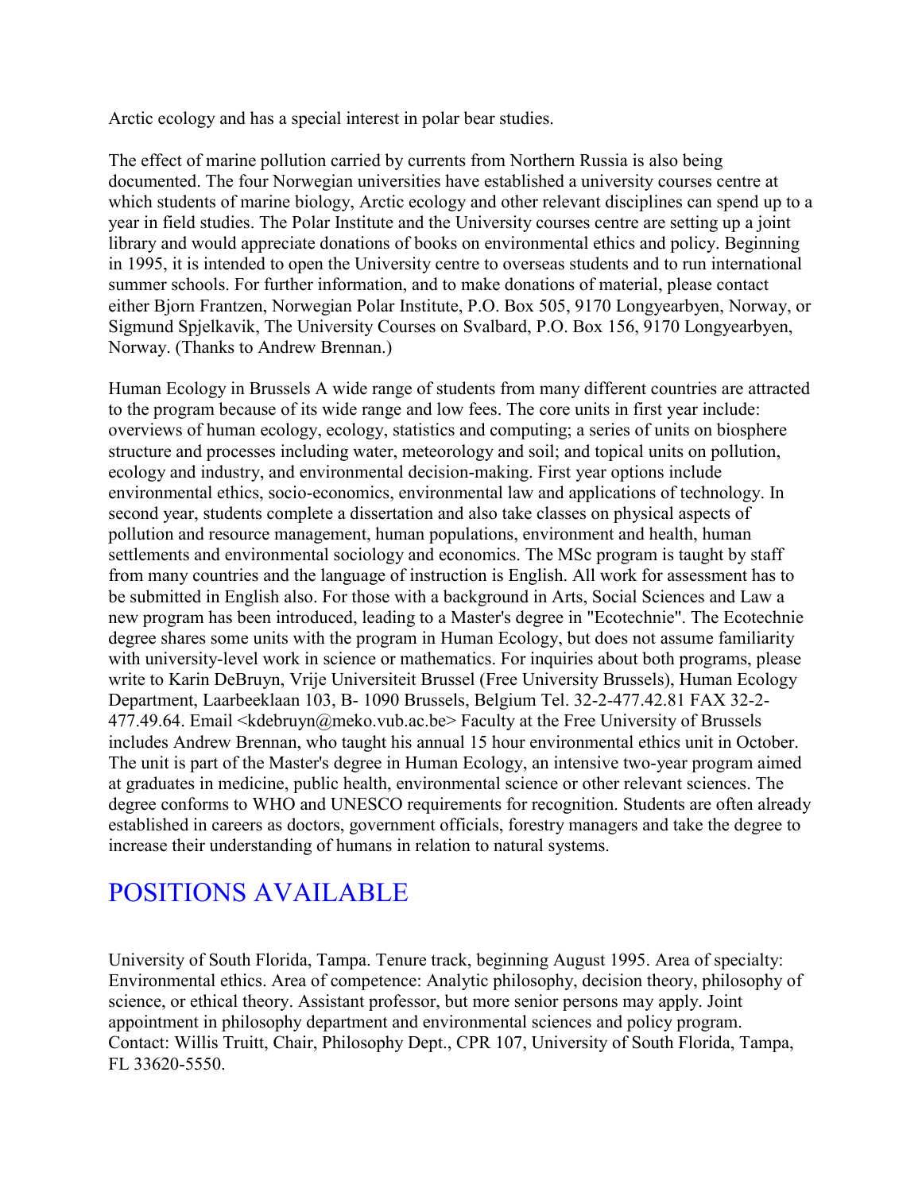Arctic ecology and has a special interest in polar bear studies.

The effect of marine pollution carried by currents from Northern Russia is also being documented. The four Norwegian universities have established a university courses centre at which students of marine biology, Arctic ecology and other relevant disciplines can spend up to a year in field studies. The Polar Institute and the University courses centre are setting up a joint library and would appreciate donations of books on environmental ethics and policy. Beginning in 1995, it is intended to open the University centre to overseas students and to run international summer schools. For further information, and to make donations of material, please contact either Bjorn Frantzen, Norwegian Polar Institute, P.O. Box 505, 9170 Longyearbyen, Norway, or Sigmund Spjelkavik, The University Courses on Svalbard, P.O. Box 156, 9170 Longyearbyen, Norway. (Thanks to Andrew Brennan.)

Human Ecology in Brussels A wide range of students from many different countries are attracted to the program because of its wide range and low fees. The core units in first year include: overviews of human ecology, ecology, statistics and computing; a series of units on biosphere structure and processes including water, meteorology and soil; and topical units on pollution, ecology and industry, and environmental decision-making. First year options include environmental ethics, socio-economics, environmental law and applications of technology. In second year, students complete a dissertation and also take classes on physical aspects of pollution and resource management, human populations, environment and health, human settlements and environmental sociology and economics. The MSc program is taught by staff from many countries and the language of instruction is English. All work for assessment has to be submitted in English also. For those with a background in Arts, Social Sciences and Law a new program has been introduced, leading to a Master's degree in "Ecotechnie". The Ecotechnie degree shares some units with the program in Human Ecology, but does not assume familiarity with university-level work in science or mathematics. For inquiries about both programs, please write to Karin DeBruyn, Vrije Universiteit Brussel (Free University Brussels), Human Ecology Department, Laarbeeklaan 103, B- 1090 Brussels, Belgium Tel. 32-2-477.42.81 FAX 32-2-477.49.64. Email <kdebruyn@meko.vub.ac.be> Faculty at the Free University of Brussels includes Andrew Brennan, who taught his annual 15 hour environmental ethics unit in October. The unit is part of the Master's degree in Human Ecology, an intensive two-year program aimed at graduates in medicine, public health, environmental science or other relevant sciences. The degree conforms to WHO and UNESCO requirements for recognition. Students are often already established in careers as doctors, government officials, forestry managers and take the degree to increase their understanding of humans in relation to natural systems.

## POSITIONS AVAILABLE

University of South Florida, Tampa. Tenure track, beginning August 1995. Area of specialty: Environmental ethics. Area of competence: Analytic philosophy, decision theory, philosophy of science, or ethical theory. Assistant professor, but more senior persons may apply. Joint appointment in philosophy department and environmental sciences and policy program. Contact: Willis Truitt, Chair, Philosophy Dept., CPR 107, University of South Florida, Tampa, FL 33620-5550.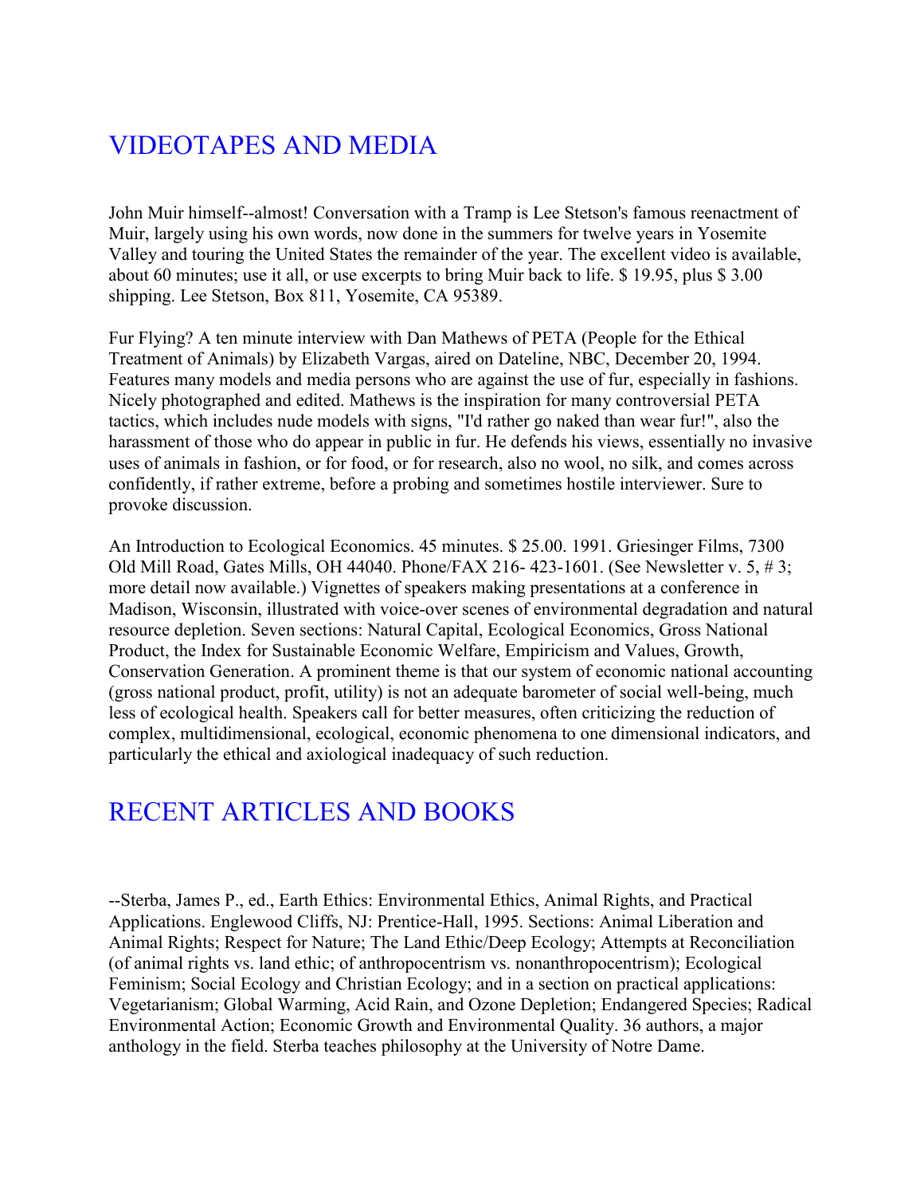# VIDEOTAPES AND MEDIA

John Muir himself--almost! Conversation with a Tramp is Lee Stetson's famous reenactment of Muir, largely using his own words, now done in the summers for twelve years in Yosemite Valley and touring the United States the remainder of the year. The excellent video is available, about 60 minutes; use it all, or use excerpts to bring Muir back to life. $ 19.95, plus $ 3.00 shipping. Lee Stetson, Box 811, Yosemite, CA 95389.

Fur Flying? A ten minute interview with Dan Mathews of PETA (People for the Ethical Treatment of Animals) by Elizabeth Vargas, aired on Dateline, NBC, December 20, 1994. Features many models and media persons who are against the use of fur, especially in fashions. Nicely photographed and edited. Mathews is the inspiration for many controversial PETA tactics, which includes nude models with signs, "I'd rather go naked than wear fur!", also the harassment of those who do appear in public in fur. He defends his views, essentially no invasive uses of animals in fashion, or for food, or for research, also no wool, no silk, and comes across confidently, if rather extreme, before a probing and sometimes hostile interviewer. Sure to provoke discussion.

An Introduction to Ecological Economics. 45 minutes. $ 25.00. 1991. Griesinger Films, 7300 Old Mill Road, Gates Mills, OH 44040. Phone/FAX 216- 423-1601. (See Newsletter v. 5, # 3; more detail now available.) Vignettes of speakers making presentations at a conference in Madison, Wisconsin, illustrated with voice-over scenes of environmental degradation and natural resource depletion. Seven sections: Natural Capital, Ecological Economics, Gross National Product, the Index for Sustainable Economic Welfare, Empiricism and Values, Growth, Conservation Generation. A prominent theme is that our system of economic national accounting (gross national product, profit, utility) is not an adequate barometer of social well-being, much less of ecological health. Speakers call for better measures, often criticizing the reduction of complex, multidimensional, ecological, economic phenomena to one dimensional indicators, and particularly the ethical and axiological inadequacy of such reduction.

# RECENT ARTICLES AND BOOKS

--Sterba, James P., ed., Earth Ethics: Environmental Ethics, Animal Rights, and Practical Applications. Englewood Cliffs, NJ: Prentice-Hall, 1995. Sections: Animal Liberation and Animal Rights; Respect for Nature; The Land Ethic/Deep Ecology; Attempts at Reconciliation (of animal rights vs. land ethic; of anthropocentrism vs. nonanthropocentrism); Ecological Feminism; Social Ecology and Christian Ecology; and in a section on practical applications: Vegetarianism; Global Warming, Acid Rain, and Ozone Depletion; Endangered Species; Radical Environmental Action; Economic Growth and Environmental Quality. 36 authors, a major anthology in the field. Sterba teaches philosophy at the University of Notre Dame.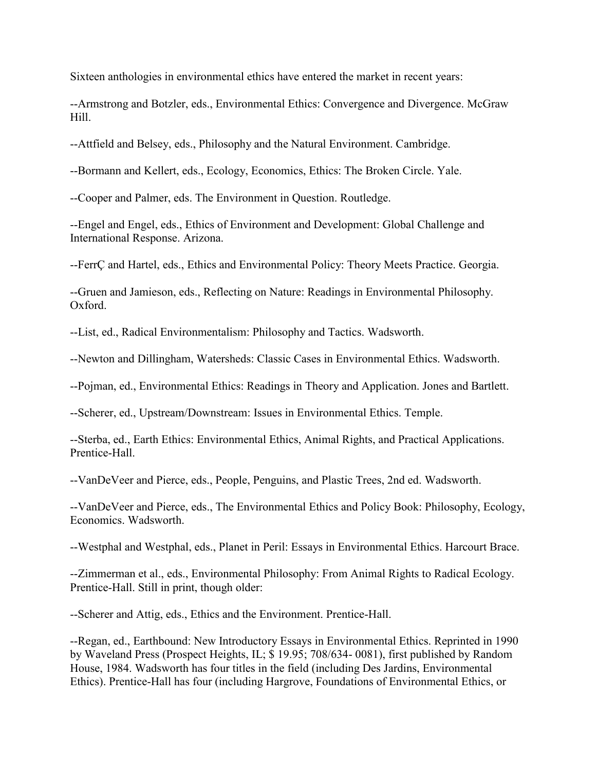Sixteen anthologies in environmental ethics have entered the market in recent years:

--Armstrong and Botzler, eds., Environmental Ethics: Convergence and Divergence. McGraw Hill.

--Attfield and Belsey, eds., Philosophy and the Natural Environment. Cambridge.

--Bormann and Kellert, eds., Ecology, Economics, Ethics: The Broken Circle. Yale.

--Cooper and Palmer, eds. The Environment in Question. Routledge.

--Engel and Engel, eds., Ethics of Environment and Development: Global Challenge and International Response. Arizona.

--FerrÇ and Hartel, eds., Ethics and Environmental Policy: Theory Meets Practice. Georgia.

--Gruen and Jamieson, eds., Reflecting on Nature: Readings in Environmental Philosophy. Oxford.

--List, ed., Radical Environmentalism: Philosophy and Tactics. Wadsworth.

--Newton and Dillingham, Watersheds: Classic Cases in Environmental Ethics. Wadsworth.

--Pojman, ed., Environmental Ethics: Readings in Theory and Application. Jones and Bartlett.

--Scherer, ed., Upstream/Downstream: Issues in Environmental Ethics. Temple.

--Sterba, ed., Earth Ethics: Environmental Ethics, Animal Rights, and Practical Applications. Prentice-Hall.

--VanDeVeer and Pierce, eds., People, Penguins, and Plastic Trees, 2nd ed. Wadsworth.

--VanDeVeer and Pierce, eds., The Environmental Ethics and Policy Book: Philosophy, Ecology, Economics. Wadsworth.

--Westphal and Westphal, eds., Planet in Peril: Essays in Environmental Ethics. Harcourt Brace.

--Zimmerman et al., eds., Environmental Philosophy: From Animal Rights to Radical Ecology. Prentice-Hall. Still in print, though older:

--Scherer and Attig, eds., Ethics and the Environment. Prentice-Hall.

--Regan, ed., Earthbound: New Introductory Essays in Environmental Ethics. Reprinted in 1990 by Waveland Press (Prospect Heights, IL; $ 19.95; 708/634- 0081), first published by Random House, 1984. Wadsworth has four titles in the field (including Des Jardins, Environmental Ethics). Prentice-Hall has four (including Hargrove, Foundations of Environmental Ethics, or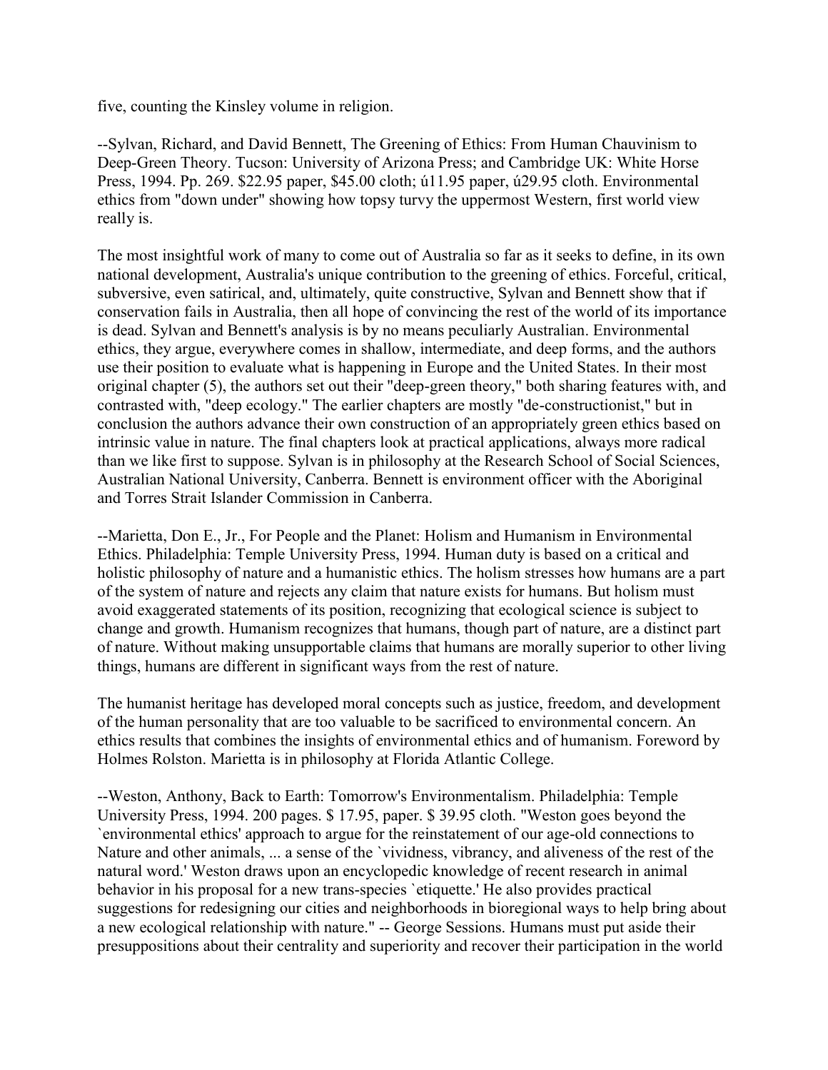five, counting the Kinsley volume in religion.

--Sylvan, Richard, and David Bennett, The Greening of Ethics: From Human Chauvinism to Deep-Green Theory. Tucson: University of Arizona Press; and Cambridge UK: White Horse Press, 1994. Pp. 269. $22.95 paper, $45.00 cloth; ú11.95 paper, ú29.95 cloth. Environmental ethics from "down under" showing how topsy turvy the uppermost Western, first world view really is.

The most insightful work of many to come out of Australia so far as it seeks to define, in its own national development, Australia's unique contribution to the greening of ethics. Forceful, critical, subversive, even satirical, and, ultimately, quite constructive, Sylvan and Bennett show that if conservation fails in Australia, then all hope of convincing the rest of the world of its importance is dead. Sylvan and Bennett's analysis is by no means peculiarly Australian. Environmental ethics, they argue, everywhere comes in shallow, intermediate, and deep forms, and the authors use their position to evaluate what is happening in Europe and the United States. In their most original chapter (5), the authors set out their "deep-green theory," both sharing features with, and contrasted with, "deep ecology." The earlier chapters are mostly "de-constructionist," but in conclusion the authors advance their own construction of an appropriately green ethics based on intrinsic value in nature. The final chapters look at practical applications, always more radical than we like first to suppose. Sylvan is in philosophy at the Research School of Social Sciences, Australian National University, Canberra. Bennett is environment officer with the Aboriginal and Torres Strait Islander Commission in Canberra.

--Marietta, Don E., Jr., For People and the Planet: Holism and Humanism in Environmental Ethics. Philadelphia: Temple University Press, 1994. Human duty is based on a critical and holistic philosophy of nature and a humanistic ethics. The holism stresses how humans are a part of the system of nature and rejects any claim that nature exists for humans. But holism must avoid exaggerated statements of its position, recognizing that ecological science is subject to change and growth. Humanism recognizes that humans, though part of nature, are a distinct part of nature. Without making unsupportable claims that humans are morally superior to other living things, humans are different in significant ways from the rest of nature.

The humanist heritage has developed moral concepts such as justice, freedom, and development of the human personality that are too valuable to be sacrificed to environmental concern. An ethics results that combines the insights of environmental ethics and of humanism. Foreword by Holmes Rolston. Marietta is in philosophy at Florida Atlantic College.

--Weston, Anthony, Back to Earth: Tomorrow's Environmentalism. Philadelphia: Temple University Press, 1994. 200 pages. $ 17.95, paper. $ 39.95 cloth. "Weston goes beyond the `environmental ethics' approach to argue for the reinstatement of our age-old connections to Nature and other animals, ... a sense of the `vividness, vibrancy, and aliveness of the rest of the natural word.' Weston draws upon an encyclopedic knowledge of recent research in animal behavior in his proposal for a new trans-species `etiquette.' He also provides practical suggestions for redesigning our cities and neighborhoods in bioregional ways to help bring about a new ecological relationship with nature." -- George Sessions. Humans must put aside their presuppositions about their centrality and superiority and recover their participation in the world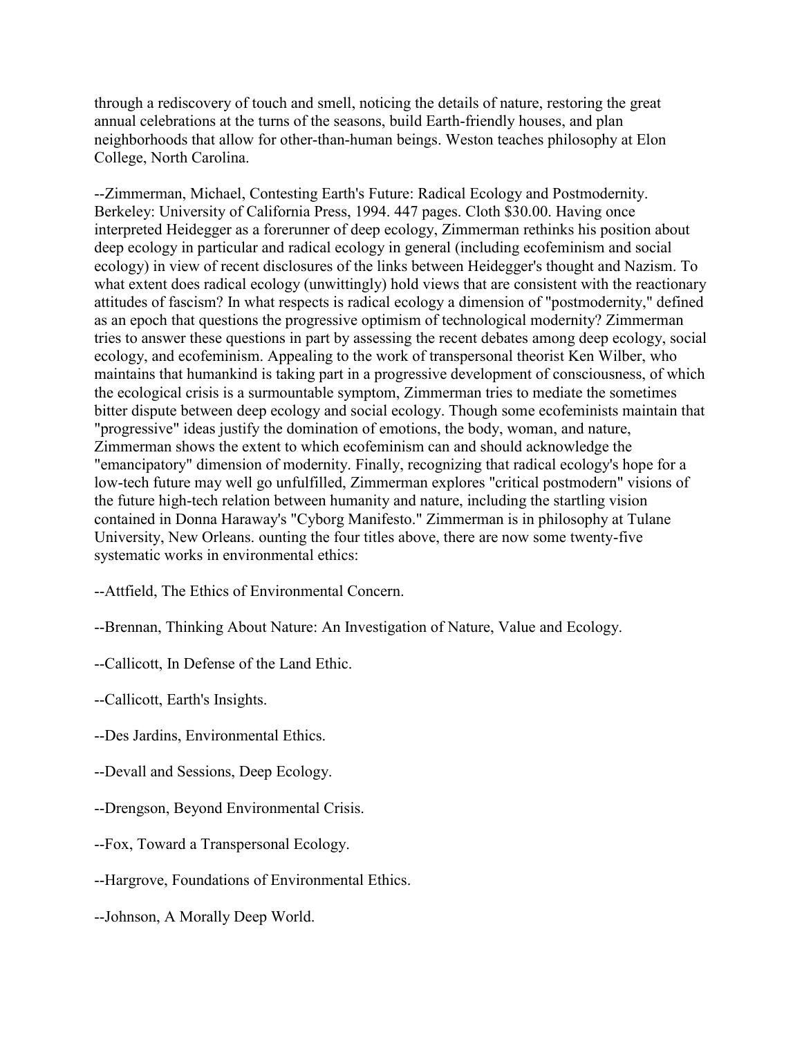through a rediscovery of touch and smell, noticing the details of nature, restoring the great annual celebrations at the turns of the seasons, build Earth-friendly houses, and plan neighborhoods that allow for other-than-human beings. Weston teaches philosophy at Elon College, North Carolina.

--Zimmerman, Michael, Contesting Earth's Future: Radical Ecology and Postmodernity. Berkeley: University of California Press, 1994. 447 pages. Cloth $30.00. Having once interpreted Heidegger as a forerunner of deep ecology, Zimmerman rethinks his position about deep ecology in particular and radical ecology in general (including ecofeminism and social ecology) in view of recent disclosures of the links between Heidegger's thought and Nazism. To what extent does radical ecology (unwittingly) hold views that are consistent with the reactionary attitudes of fascism? In what respects is radical ecology a dimension of "postmodernity," defined as an epoch that questions the progressive optimism of technological modernity? Zimmerman tries to answer these questions in part by assessing the recent debates among deep ecology, social ecology, and ecofeminism. Appealing to the work of transpersonal theorist Ken Wilber, who maintains that humankind is taking part in a progressive development of consciousness, of which the ecological crisis is a surmountable symptom, Zimmerman tries to mediate the sometimes bitter dispute between deep ecology and social ecology. Though some ecofeminists maintain that "progressive" ideas justify the domination of emotions, the body, woman, and nature, Zimmerman shows the extent to which ecofeminism can and should acknowledge the "emancipatory" dimension of modernity. Finally, recognizing that radical ecology's hope for a low-tech future may well go unfulfilled, Zimmerman explores "critical postmodern" visions of the future high-tech relation between humanity and nature, including the startling vision contained in Donna Haraway's "Cyborg Manifesto." Zimmerman is in philosophy at Tulane University, New Orleans. ounting the four titles above, there are now some twenty-five systematic works in environmental ethics:

--Attfield, The Ethics of Environmental Concern.

--Brennan, Thinking About Nature: An Investigation of Nature, Value and Ecology.

--Callicott, In Defense of the Land Ethic.

--Callicott, Earth's Insights.

--Des Jardins, Environmental Ethics.

--Devall and Sessions, Deep Ecology.

--Drengson, Beyond Environmental Crisis.

--Fox, Toward a Transpersonal Ecology.

--Hargrove, Foundations of Environmental Ethics.

--Johnson, A Morally Deep World.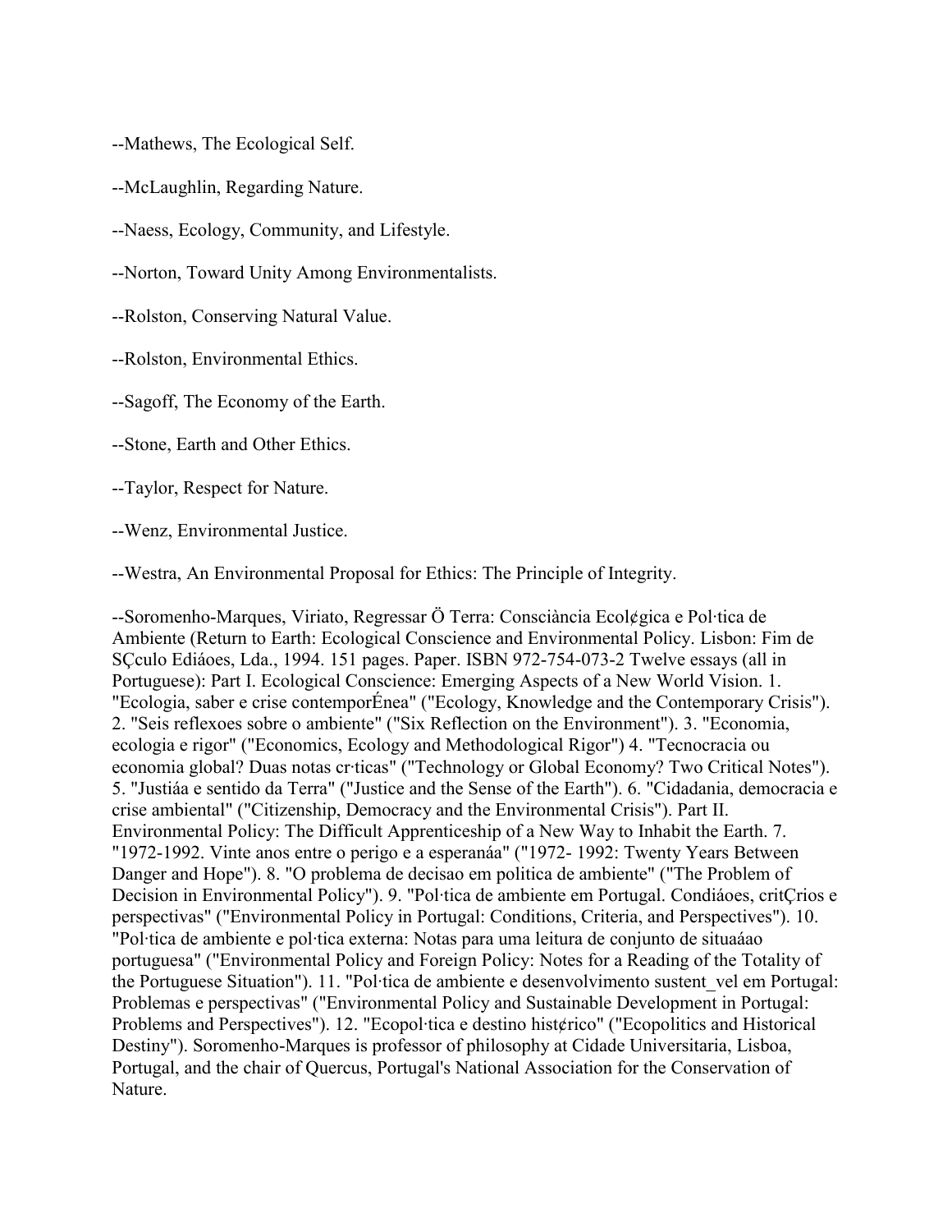--Mathews, The Ecological Self.

--McLaughlin, Regarding Nature.

--Naess, Ecology, Community, and Lifestyle.

--Norton, Toward Unity Among Environmentalists.

--Rolston, Conserving Natural Value.

--Rolston, Environmental Ethics.

--Sagoff, The Economy of the Earth.

--Stone, Earth and Other Ethics.

--Taylor, Respect for Nature.

--Wenz, Environmental Justice.

--Westra, An Environmental Proposal for Ethics: The Principle of Integrity.

--Soromenho-Marques, Viriato, Regressar Ö Terra: Consciància Ecol¢gica e Pol·tica de Ambiente (Return to Earth: Ecological Conscience and Environmental Policy. Lisbon: Fim de SÇculo Ediáoes, Lda., 1994. 151 pages. Paper. ISBN 972-754-073-2 Twelve essays (all in Portuguese): Part I. Ecological Conscience: Emerging Aspects of a New World Vision. 1. "Ecologia, saber e crise contemporÉnea" ("Ecology, Knowledge and the Contemporary Crisis"). 2. "Seis reflexoes sobre o ambiente" ("Six Reflection on the Environment"). 3. "Economia, ecologia e rigor" ("Economics, Ecology and Methodological Rigor") 4. "Tecnocracia ou economia global? Duas notas cr·ticas" ("Technology or Global Economy? Two Critical Notes"). 5. "Justiáa e sentido da Terra" ("Justice and the Sense of the Earth"). 6. "Cidadania, democracia e crise ambiental" ("Citizenship, Democracy and the Environmental Crisis"). Part II. Environmental Policy: The Difficult Apprenticeship of a New Way to Inhabit the Earth. 7. "1972-1992. Vinte anos entre o perigo e a esperanáa" ("1972- 1992: Twenty Years Between Danger and Hope"). 8. "O problema de decisao em politica de ambiente" ("The Problem of Decision in Environmental Policy"). 9. "Pol·tica de ambiente em Portugal. Condiáoes, critÇrios e perspectivas" ("Environmental Policy in Portugal: Conditions, Criteria, and Perspectives"). 10. "Pol·tica de ambiente e pol·tica externa: Notas para uma leitura de conjunto de situaáao portuguesa" ("Environmental Policy and Foreign Policy: Notes for a Reading of the Totality of the Portuguese Situation"). 11. "Pol·tica de ambiente e desenvolvimento sustent_vel em Portugal: Problemas e perspectivas" ("Environmental Policy and Sustainable Development in Portugal: Problems and Perspectives"). 12. "Ecopol·tica e destino hist¢rico" ("Ecopolitics and Historical Destiny"). Soromenho-Marques is professor of philosophy at Cidade Universitaria, Lisboa, Portugal, and the chair of Quercus, Portugal's National Association for the Conservation of Nature.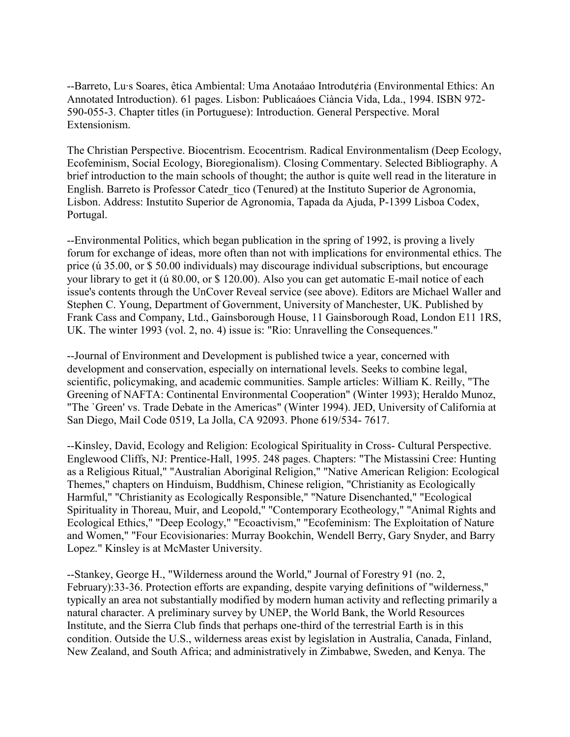--Barreto, Lu·s Soares, êtica Ambiental: Uma Anotaáao Introdut¢ria (Environmental Ethics: An Annotated Introduction). 61 pages. Lisbon: Publicaáoes Ciància Vida, Lda., 1994. ISBN 972-590-055-3. Chapter titles (in Portuguese): Introduction. General Perspective. Moral Extensionism.

The Christian Perspective. Biocentrism. Ecocentrism. Radical Environmentalism (Deep Ecology, Ecofeminism, Social Ecology, Bioregionalism). Closing Commentary. Selected Bibliography. A brief introduction to the main schools of thought; the author is quite well read in the literature in English. Barreto is Professor Catedr_tico (Tenured) at the Instituto Superior de Agronomia, Lisbon. Address: Instutito Superior de Agronomia, Tapada da Ajuda, P-1399 Lisboa Codex, Portugal.

--Environmental Politics, which began publication in the spring of 1992, is proving a lively forum for exchange of ideas, more often than not with implications for environmental ethics. The price (ú 35.00, or $ 50.00 individuals) may discourage individual subscriptions, but encourage your library to get it (ú 80.00, or $ 120.00). Also you can get automatic E-mail notice of each issue's contents through the UnCover Reveal service (see above). Editors are Michael Waller and Stephen C. Young, Department of Government, University of Manchester, UK. Published by Frank Cass and Company, Ltd., Gainsborough House, 11 Gainsborough Road, London E11 1RS, UK. The winter 1993 (vol. 2, no. 4) issue is: "Rio: Unravelling the Consequences."

--Journal of Environment and Development is published twice a year, concerned with development and conservation, especially on international levels. Seeks to combine legal, scientific, policymaking, and academic communities. Sample articles: William K. Reilly, "The Greening of NAFTA: Continental Environmental Cooperation" (Winter 1993); Heraldo Munoz, "The `Green' vs. Trade Debate in the Americas" (Winter 1994). JED, University of California at San Diego, Mail Code 0519, La Jolla, CA 92093. Phone 619/534- 7617.

--Kinsley, David, Ecology and Religion: Ecological Spirituality in Cross- Cultural Perspective. Englewood Cliffs, NJ: Prentice-Hall, 1995. 248 pages. Chapters: "The Mistassini Cree: Hunting as a Religious Ritual," "Australian Aboriginal Religion," "Native American Religion: Ecological Themes," chapters on Hinduism, Buddhism, Chinese religion, "Christianity as Ecologically Harmful," "Christianity as Ecologically Responsible," "Nature Disenchanted," "Ecological Spirituality in Thoreau, Muir, and Leopold," "Contemporary Ecotheology," "Animal Rights and Ecological Ethics," "Deep Ecology," "Ecoactivism," "Ecofeminism: The Exploitation of Nature and Women," "Four Ecovisionaries: Murray Bookchin, Wendell Berry, Gary Snyder, and Barry Lopez." Kinsley is at McMaster University.

--Stankey, George H., "Wilderness around the World," Journal of Forestry 91 (no. 2, February):33-36. Protection efforts are expanding, despite varying definitions of "wilderness," typically an area not substantially modified by modern human activity and reflecting primarily a natural character. A preliminary survey by UNEP, the World Bank, the World Resources Institute, and the Sierra Club finds that perhaps one-third of the terrestrial Earth is in this condition. Outside the U.S., wilderness areas exist by legislation in Australia, Canada, Finland, New Zealand, and South Africa; and administratively in Zimbabwe, Sweden, and Kenya. The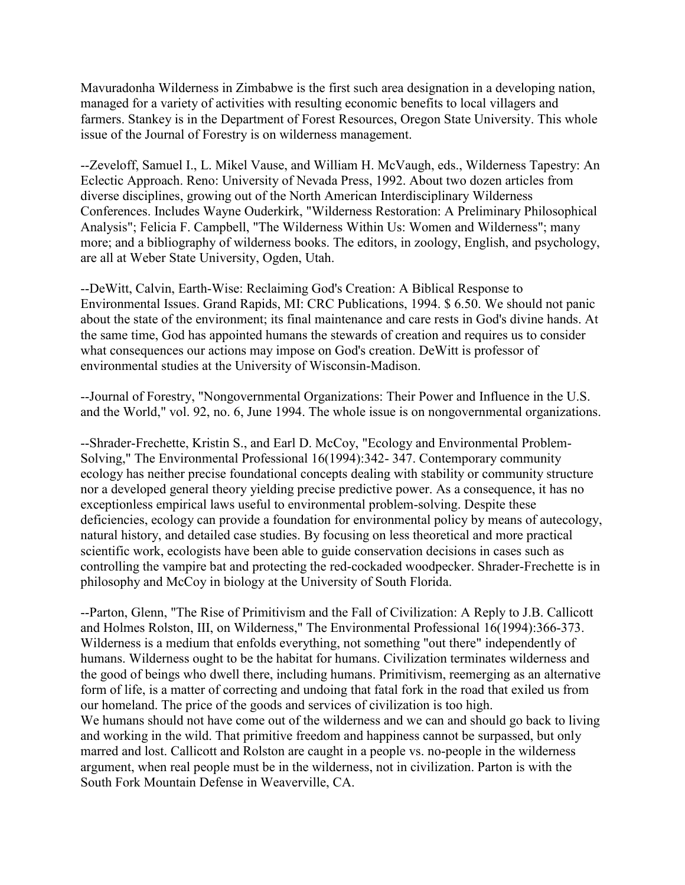Mavuradonha Wilderness in Zimbabwe is the first such area designation in a developing nation, managed for a variety of activities with resulting economic benefits to local villagers and farmers. Stankey is in the Department of Forest Resources, Oregon State University. This whole issue of the Journal of Forestry is on wilderness management.

--Zeveloff, Samuel I., L. Mikel Vause, and William H. McVaugh, eds., Wilderness Tapestry: An Eclectic Approach. Reno: University of Nevada Press, 1992. About two dozen articles from diverse disciplines, growing out of the North American Interdisciplinary Wilderness Conferences. Includes Wayne Ouderkirk, "Wilderness Restoration: A Preliminary Philosophical Analysis"; Felicia F. Campbell, "The Wilderness Within Us: Women and Wilderness"; many more; and a bibliography of wilderness books. The editors, in zoology, English, and psychology, are all at Weber State University, Ogden, Utah.

--DeWitt, Calvin, Earth-Wise: Reclaiming God's Creation: A Biblical Response to Environmental Issues. Grand Rapids, MI: CRC Publications, 1994. $ 6.50. We should not panic about the state of the environment; its final maintenance and care rests in God's divine hands. At the same time, God has appointed humans the stewards of creation and requires us to consider what consequences our actions may impose on God's creation. DeWitt is professor of environmental studies at the University of Wisconsin-Madison.

--Journal of Forestry, "Nongovernmental Organizations: Their Power and Influence in the U.S. and the World," vol. 92, no. 6, June 1994. The whole issue is on nongovernmental organizations.

--Shrader-Frechette, Kristin S., and Earl D. McCoy, "Ecology and Environmental Problem-Solving," The Environmental Professional 16(1994):342- 347. Contemporary community ecology has neither precise foundational concepts dealing with stability or community structure nor a developed general theory yielding precise predictive power. As a consequence, it has no exceptionless empirical laws useful to environmental problem-solving. Despite these deficiencies, ecology can provide a foundation for environmental policy by means of autecology, natural history, and detailed case studies. By focusing on less theoretical and more practical scientific work, ecologists have been able to guide conservation decisions in cases such as controlling the vampire bat and protecting the red-cockaded woodpecker. Shrader-Frechette is in philosophy and McCoy in biology at the University of South Florida.

--Parton, Glenn, "The Rise of Primitivism and the Fall of Civilization: A Reply to J.B. Callicott and Holmes Rolston, III, on Wilderness," The Environmental Professional 16(1994):366-373. Wilderness is a medium that enfolds everything, not something "out there" independently of humans. Wilderness ought to be the habitat for humans. Civilization terminates wilderness and the good of beings who dwell there, including humans. Primitivism, reemerging as an alternative form of life, is a matter of correcting and undoing that fatal fork in the road that exiled us from our homeland. The price of the goods and services of civilization is too high.
We humans should not have come out of the wilderness and we can and should go back to living and working in the wild. That primitive freedom and happiness cannot be surpassed, but only marred and lost. Callicott and Rolston are caught in a people vs. no-people in the wilderness argument, when real people must be in the wilderness, not in civilization. Parton is with the South Fork Mountain Defense in Weaverville, CA.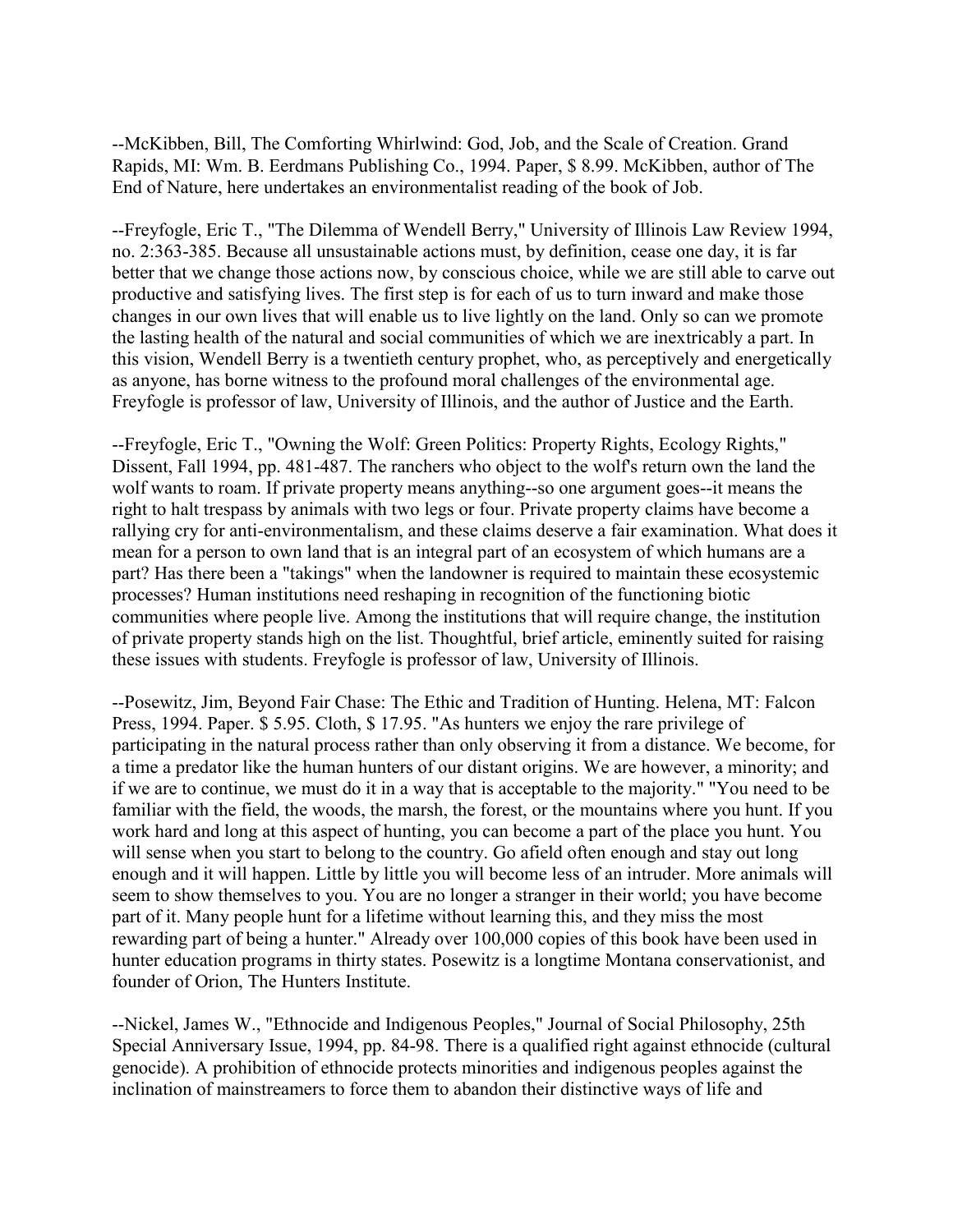--McKibben, Bill, The Comforting Whirlwind: God, Job, and the Scale of Creation. Grand Rapids, MI: Wm. B. Eerdmans Publishing Co., 1994. Paper, $ 8.99. McKibben, author of The End of Nature, here undertakes an environmentalist reading of the book of Job.

--Freyfogle, Eric T., "The Dilemma of Wendell Berry," University of Illinois Law Review 1994, no. 2:363-385. Because all unsustainable actions must, by definition, cease one day, it is far better that we change those actions now, by conscious choice, while we are still able to carve out productive and satisfying lives. The first step is for each of us to turn inward and make those changes in our own lives that will enable us to live lightly on the land. Only so can we promote the lasting health of the natural and social communities of which we are inextricably a part. In this vision, Wendell Berry is a twentieth century prophet, who, as perceptively and energetically as anyone, has borne witness to the profound moral challenges of the environmental age. Freyfogle is professor of law, University of Illinois, and the author of Justice and the Earth.

--Freyfogle, Eric T., "Owning the Wolf: Green Politics: Property Rights, Ecology Rights," Dissent, Fall 1994, pp. 481-487. The ranchers who object to the wolf's return own the land the wolf wants to roam. If private property means anything--so one argument goes--it means the right to halt trespass by animals with two legs or four. Private property claims have become a rallying cry for anti-environmentalism, and these claims deserve a fair examination. What does it mean for a person to own land that is an integral part of an ecosystem of which humans are a part? Has there been a "takings" when the landowner is required to maintain these ecosystemic processes? Human institutions need reshaping in recognition of the functioning biotic communities where people live. Among the institutions that will require change, the institution of private property stands high on the list. Thoughtful, brief article, eminently suited for raising these issues with students. Freyfogle is professor of law, University of Illinois.

--Posewitz, Jim, Beyond Fair Chase: The Ethic and Tradition of Hunting. Helena, MT: Falcon Press, 1994. Paper. $ 5.95. Cloth, $ 17.95. "As hunters we enjoy the rare privilege of participating in the natural process rather than only observing it from a distance. We become, for a time a predator like the human hunters of our distant origins. We are however, a minority; and if we are to continue, we must do it in a way that is acceptable to the majority." "You need to be familiar with the field, the woods, the marsh, the forest, or the mountains where you hunt. If you work hard and long at this aspect of hunting, you can become a part of the place you hunt. You will sense when you start to belong to the country. Go afield often enough and stay out long enough and it will happen. Little by little you will become less of an intruder. More animals will seem to show themselves to you. You are no longer a stranger in their world; you have become part of it. Many people hunt for a lifetime without learning this, and they miss the most rewarding part of being a hunter." Already over 100,000 copies of this book have been used in hunter education programs in thirty states. Posewitz is a longtime Montana conservationist, and founder of Orion, The Hunters Institute.

--Nickel, James W., "Ethnocide and Indigenous Peoples," Journal of Social Philosophy, 25th Special Anniversary Issue, 1994, pp. 84-98. There is a qualified right against ethnocide (cultural genocide). A prohibition of ethnocide protects minorities and indigenous peoples against the inclination of mainstreamers to force them to abandon their distinctive ways of life and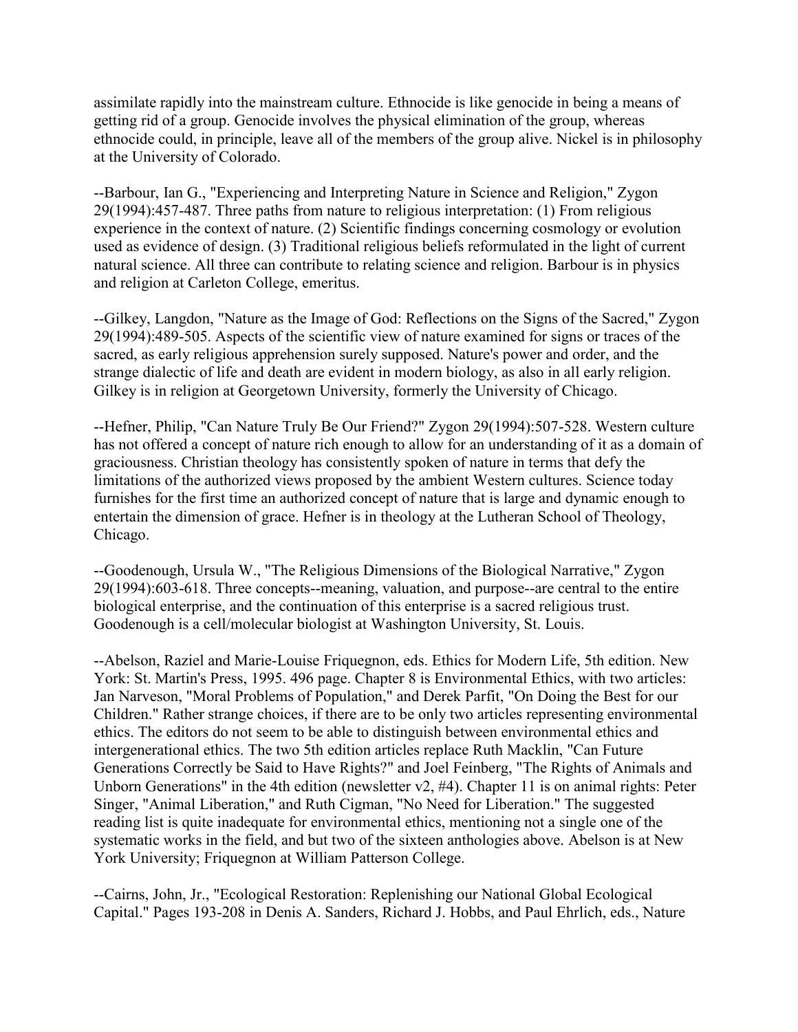assimilate rapidly into the mainstream culture. Ethnocide is like genocide in being a means of getting rid of a group. Genocide involves the physical elimination of the group, whereas ethnocide could, in principle, leave all of the members of the group alive. Nickel is in philosophy at the University of Colorado.

--Barbour, Ian G., "Experiencing and Interpreting Nature in Science and Religion," Zygon 29(1994):457-487. Three paths from nature to religious interpretation: (1) From religious experience in the context of nature. (2) Scientific findings concerning cosmology or evolution used as evidence of design. (3) Traditional religious beliefs reformulated in the light of current natural science. All three can contribute to relating science and religion. Barbour is in physics and religion at Carleton College, emeritus.

--Gilkey, Langdon, "Nature as the Image of God: Reflections on the Signs of the Sacred," Zygon 29(1994):489-505. Aspects of the scientific view of nature examined for signs or traces of the sacred, as early religious apprehension surely supposed. Nature's power and order, and the strange dialectic of life and death are evident in modern biology, as also in all early religion. Gilkey is in religion at Georgetown University, formerly the University of Chicago.

--Hefner, Philip, "Can Nature Truly Be Our Friend?" Zygon 29(1994):507-528. Western culture has not offered a concept of nature rich enough to allow for an understanding of it as a domain of graciousness. Christian theology has consistently spoken of nature in terms that defy the limitations of the authorized views proposed by the ambient Western cultures. Science today furnishes for the first time an authorized concept of nature that is large and dynamic enough to entertain the dimension of grace. Hefner is in theology at the Lutheran School of Theology, Chicago.

--Goodenough, Ursula W., "The Religious Dimensions of the Biological Narrative," Zygon 29(1994):603-618. Three concepts--meaning, valuation, and purpose--are central to the entire biological enterprise, and the continuation of this enterprise is a sacred religious trust. Goodenough is a cell/molecular biologist at Washington University, St. Louis.

--Abelson, Raziel and Marie-Louise Friquegnon, eds. Ethics for Modern Life, 5th edition. New York: St. Martin's Press, 1995. 496 page. Chapter 8 is Environmental Ethics, with two articles: Jan Narveson, "Moral Problems of Population," and Derek Parfit, "On Doing the Best for our Children." Rather strange choices, if there are to be only two articles representing environmental ethics. The editors do not seem to be able to distinguish between environmental ethics and intergenerational ethics. The two 5th edition articles replace Ruth Macklin, "Can Future Generations Correctly be Said to Have Rights?" and Joel Feinberg, "The Rights of Animals and Unborn Generations" in the 4th edition (newsletter v2, #4). Chapter 11 is on animal rights: Peter Singer, "Animal Liberation," and Ruth Cigman, "No Need for Liberation." The suggested reading list is quite inadequate for environmental ethics, mentioning not a single one of the systematic works in the field, and but two of the sixteen anthologies above. Abelson is at New York University; Friquegnon at William Patterson College.

--Cairns, John, Jr., "Ecological Restoration: Replenishing our National Global Ecological Capital." Pages 193-208 in Denis A. Sanders, Richard J. Hobbs, and Paul Ehrlich, eds., Nature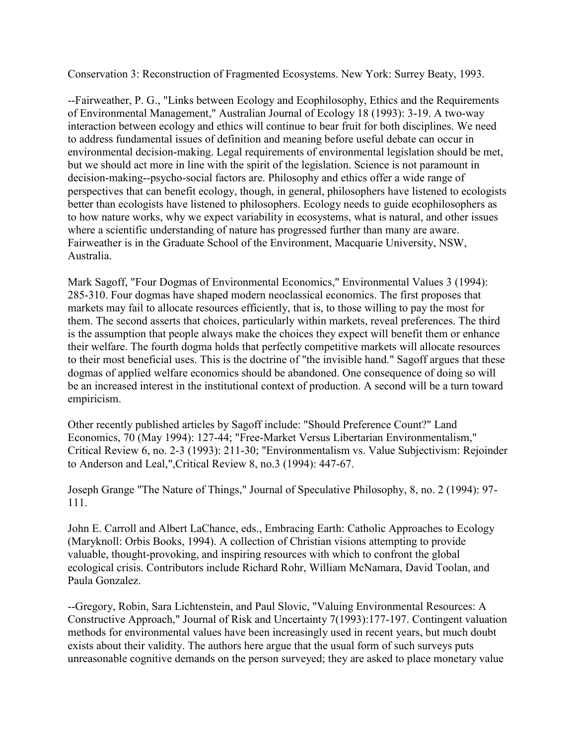Conservation 3: Reconstruction of Fragmented Ecosystems. New York: Surrey Beaty, 1993.

--Fairweather, P. G., "Links between Ecology and Ecophilosophy, Ethics and the Requirements of Environmental Management," Australian Journal of Ecology 18 (1993): 3-19. A two-way interaction between ecology and ethics will continue to bear fruit for both disciplines. We need to address fundamental issues of definition and meaning before useful debate can occur in environmental decision-making. Legal requirements of environmental legislation should be met, but we should act more in line with the spirit of the legislation. Science is not paramount in decision-making--psycho-social factors are. Philosophy and ethics offer a wide range of perspectives that can benefit ecology, though, in general, philosophers have listened to ecologists better than ecologists have listened to philosophers. Ecology needs to guide ecophilosophers as to how nature works, why we expect variability in ecosystems, what is natural, and other issues where a scientific understanding of nature has progressed further than many are aware. Fairweather is in the Graduate School of the Environment, Macquarie University, NSW, Australia.

Mark Sagoff, "Four Dogmas of Environmental Economics," Environmental Values 3 (1994): 285-310. Four dogmas have shaped modern neoclassical economics. The first proposes that markets may fail to allocate resources efficiently, that is, to those willing to pay the most for them. The second asserts that choices, particularly within markets, reveal preferences. The third is the assumption that people always make the choices they expect will benefit them or enhance their welfare. The fourth dogma holds that perfectly competitive markets will allocate resources to their most beneficial uses. This is the doctrine of "the invisible hand." Sagoff argues that these dogmas of applied welfare economics should be abandoned. One consequence of doing so will be an increased interest in the institutional context of production. A second will be a turn toward empiricism.

Other recently published articles by Sagoff include: "Should Preference Count?" Land Economics, 70 (May 1994): 127-44; "Free-Market Versus Libertarian Environmentalism," Critical Review 6, no. 2-3 (1993): 211-30; "Environmentalism vs. Value Subjectivism: Rejoinder to Anderson and Leal,",Critical Review 8, no.3 (1994): 447-67.

Joseph Grange "The Nature of Things," Journal of Speculative Philosophy, 8, no. 2 (1994): 97-111.

John E. Carroll and Albert LaChance, eds., Embracing Earth: Catholic Approaches to Ecology (Maryknoll: Orbis Books, 1994). A collection of Christian visions attempting to provide valuable, thought-provoking, and inspiring resources with which to confront the global ecological crisis. Contributors include Richard Rohr, William McNamara, David Toolan, and Paula Gonzalez.

--Gregory, Robin, Sara Lichtenstein, and Paul Slovic, "Valuing Environmental Resources: A Constructive Approach," Journal of Risk and Uncertainty 7(1993):177-197. Contingent valuation methods for environmental values have been increasingly used in recent years, but much doubt exists about their validity. The authors here argue that the usual form of such surveys puts unreasonable cognitive demands on the person surveyed; they are asked to place monetary value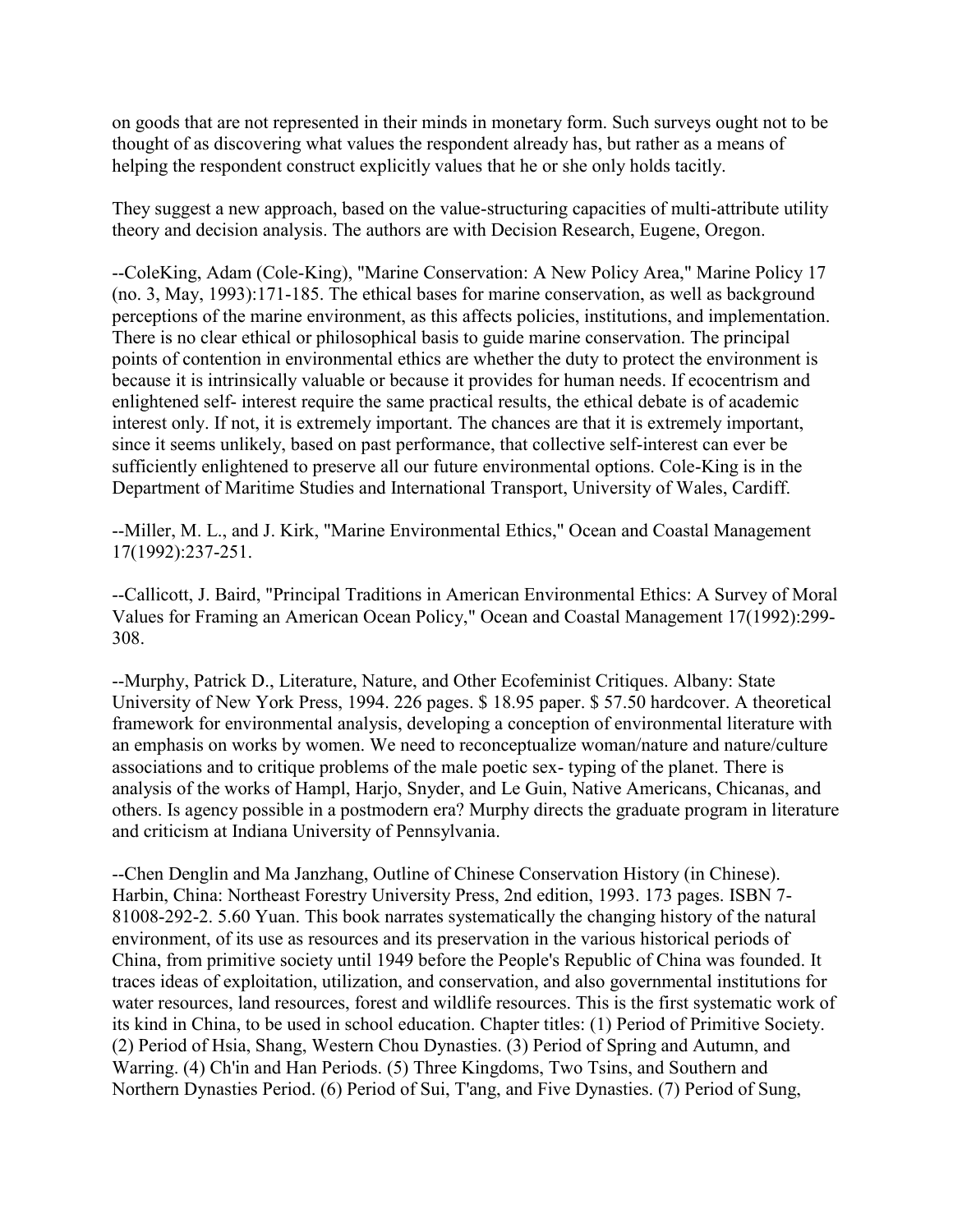on goods that are not represented in their minds in monetary form. Such surveys ought not to be thought of as discovering what values the respondent already has, but rather as a means of helping the respondent construct explicitly values that he or she only holds tacitly.

They suggest a new approach, based on the value-structuring capacities of multi-attribute utility theory and decision analysis. The authors are with Decision Research, Eugene, Oregon.

--ColeKing, Adam (Cole-King), "Marine Conservation: A New Policy Area," Marine Policy 17 (no. 3, May, 1993):171-185. The ethical bases for marine conservation, as well as background perceptions of the marine environment, as this affects policies, institutions, and implementation. There is no clear ethical or philosophical basis to guide marine conservation. The principal points of contention in environmental ethics are whether the duty to protect the environment is because it is intrinsically valuable or because it provides for human needs. If ecocentrism and enlightened self- interest require the same practical results, the ethical debate is of academic interest only. If not, it is extremely important. The chances are that it is extremely important, since it seems unlikely, based on past performance, that collective self-interest can ever be sufficiently enlightened to preserve all our future environmental options. Cole-King is in the Department of Maritime Studies and International Transport, University of Wales, Cardiff.

--Miller, M. L., and J. Kirk, "Marine Environmental Ethics," Ocean and Coastal Management 17(1992):237-251.

--Callicott, J. Baird, "Principal Traditions in American Environmental Ethics: A Survey of Moral Values for Framing an American Ocean Policy," Ocean and Coastal Management 17(1992):299-308.

--Murphy, Patrick D., Literature, Nature, and Other Ecofeminist Critiques. Albany: State University of New York Press, 1994. 226 pages. $ 18.95 paper. $ 57.50 hardcover. A theoretical framework for environmental analysis, developing a conception of environmental literature with an emphasis on works by women. We need to reconceptualize woman/nature and nature/culture associations and to critique problems of the male poetic sex- typing of the planet. There is analysis of the works of Hampl, Harjo, Snyder, and Le Guin, Native Americans, Chicanas, and others. Is agency possible in a postmodern era? Murphy directs the graduate program in literature and criticism at Indiana University of Pennsylvania.

--Chen Denglin and Ma Janzhang, Outline of Chinese Conservation History (in Chinese). Harbin, China: Northeast Forestry University Press, 2nd edition, 1993. 173 pages. ISBN 7-81008-292-2. 5.60 Yuan. This book narrates systematically the changing history of the natural environment, of its use as resources and its preservation in the various historical periods of China, from primitive society until 1949 before the People's Republic of China was founded. It traces ideas of exploitation, utilization, and conservation, and also governmental institutions for water resources, land resources, forest and wildlife resources. This is the first systematic work of its kind in China, to be used in school education. Chapter titles: (1) Period of Primitive Society. (2) Period of Hsia, Shang, Western Chou Dynasties. (3) Period of Spring and Autumn, and Warring. (4) Ch'in and Han Periods. (5) Three Kingdoms, Two Tsins, and Southern and Northern Dynasties Period. (6) Period of Sui, T'ang, and Five Dynasties. (7) Period of Sung,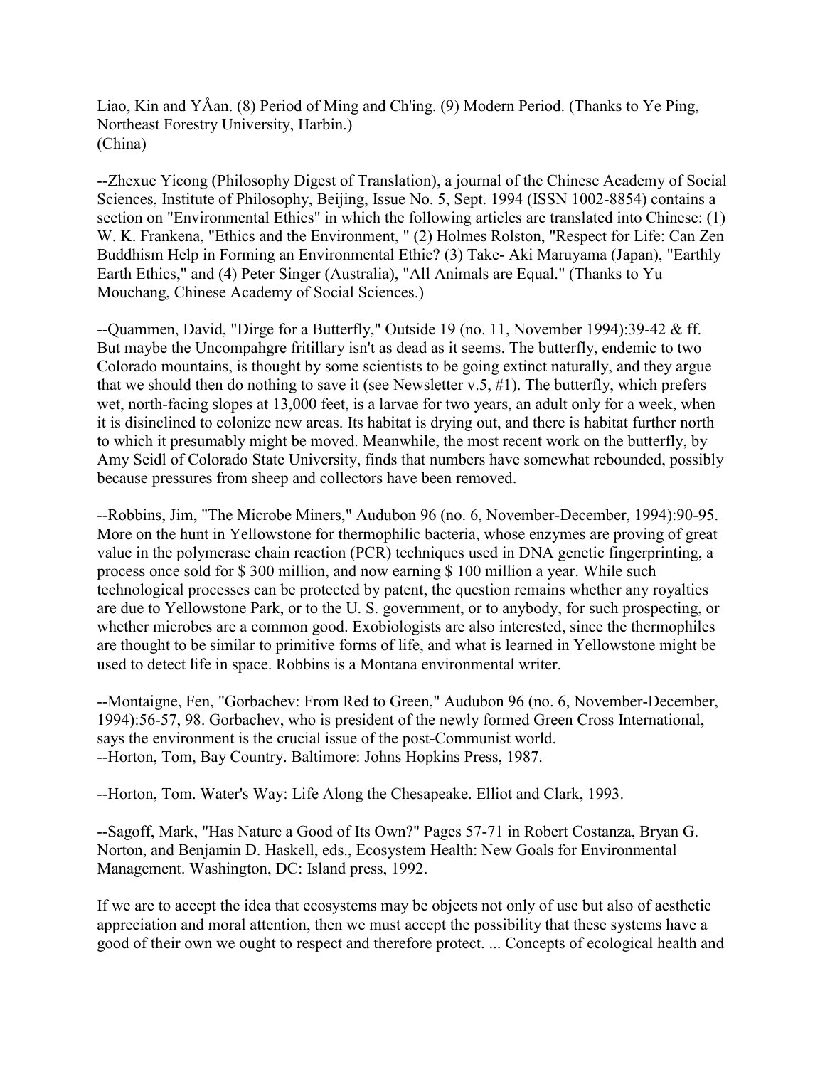Liao, Kin and YÅan. (8) Period of Ming and Ch'ing. (9) Modern Period. (Thanks to Ye Ping, Northeast Forestry University, Harbin.)
(China)

--Zhexue Yicong (Philosophy Digest of Translation), a journal of the Chinese Academy of Social Sciences, Institute of Philosophy, Beijing, Issue No. 5, Sept. 1994 (ISSN 1002-8854) contains a section on "Environmental Ethics" in which the following articles are translated into Chinese: (1) W. K. Frankena, "Ethics and the Environment, " (2) Holmes Rolston, "Respect for Life: Can Zen Buddhism Help in Forming an Environmental Ethic? (3) Take- Aki Maruyama (Japan), "Earthly Earth Ethics," and (4) Peter Singer (Australia), "All Animals are Equal." (Thanks to Yu Mouchang, Chinese Academy of Social Sciences.)

--Quammen, David, "Dirge for a Butterfly," Outside 19 (no. 11, November 1994):39-42 & ff. But maybe the Uncompahgre fritillary isn't as dead as it seems. The butterfly, endemic to two Colorado mountains, is thought by some scientists to be going extinct naturally, and they argue that we should then do nothing to save it (see Newsletter v.5, #1). The butterfly, which prefers wet, north-facing slopes at 13,000 feet, is a larvae for two years, an adult only for a week, when it is disinclined to colonize new areas. Its habitat is drying out, and there is habitat further north to which it presumably might be moved. Meanwhile, the most recent work on the butterfly, by Amy Seidl of Colorado State University, finds that numbers have somewhat rebounded, possibly because pressures from sheep and collectors have been removed.

--Robbins, Jim, "The Microbe Miners," Audubon 96 (no. 6, November-December, 1994):90-95. More on the hunt in Yellowstone for thermophilic bacteria, whose enzymes are proving of great value in the polymerase chain reaction (PCR) techniques used in DNA genetic fingerprinting, a process once sold for $ 300 million, and now earning $ 100 million a year. While such technological processes can be protected by patent, the question remains whether any royalties are due to Yellowstone Park, or to the U. S. government, or to anybody, for such prospecting, or whether microbes are a common good. Exobiologists are also interested, since the thermophiles are thought to be similar to primitive forms of life, and what is learned in Yellowstone might be used to detect life in space. Robbins is a Montana environmental writer.

--Montaigne, Fen, "Gorbachev: From Red to Green," Audubon 96 (no. 6, November-December, 1994):56-57, 98. Gorbachev, who is president of the newly formed Green Cross International, says the environment is the crucial issue of the post-Communist world.
--Horton, Tom, Bay Country. Baltimore: Johns Hopkins Press, 1987.

--Horton, Tom. Water's Way: Life Along the Chesapeake. Elliot and Clark, 1993.

--Sagoff, Mark, "Has Nature a Good of Its Own?" Pages 57-71 in Robert Costanza, Bryan G. Norton, and Benjamin D. Haskell, eds., Ecosystem Health: New Goals for Environmental Management. Washington, DC: Island press, 1992.

If we are to accept the idea that ecosystems may be objects not only of use but also of aesthetic appreciation and moral attention, then we must accept the possibility that these systems have a good of their own we ought to respect and therefore protect. ... Concepts of ecological health and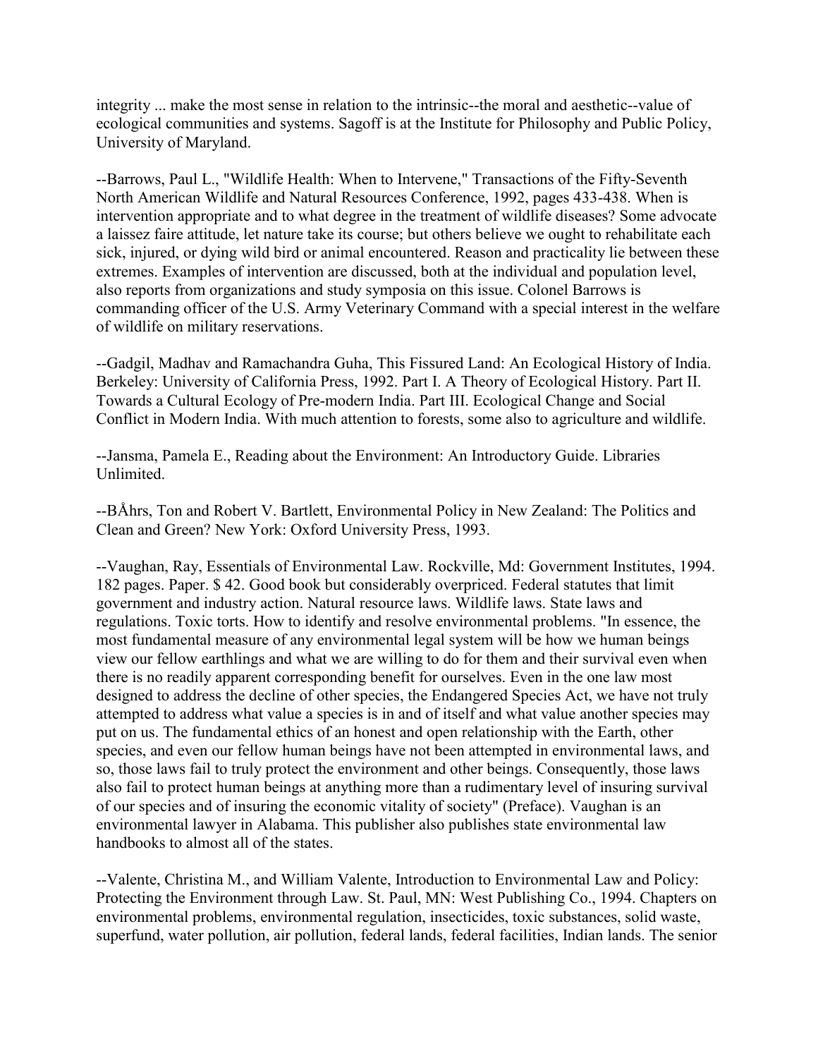integrity ... make the most sense in relation to the intrinsic--the moral and aesthetic--value of ecological communities and systems. Sagoff is at the Institute for Philosophy and Public Policy, University of Maryland.

--Barrows, Paul L., "Wildlife Health: When to Intervene," Transactions of the Fifty-Seventh North American Wildlife and Natural Resources Conference, 1992, pages 433-438. When is intervention appropriate and to what degree in the treatment of wildlife diseases? Some advocate a laissez faire attitude, let nature take its course; but others believe we ought to rehabilitate each sick, injured, or dying wild bird or animal encountered. Reason and practicality lie between these extremes. Examples of intervention are discussed, both at the individual and population level, also reports from organizations and study symposia on this issue. Colonel Barrows is commanding officer of the U.S. Army Veterinary Command with a special interest in the welfare of wildlife on military reservations.

--Gadgil, Madhav and Ramachandra Guha, This Fissured Land: An Ecological History of India. Berkeley: University of California Press, 1992. Part I. A Theory of Ecological History. Part II. Towards a Cultural Ecology of Pre-modern India. Part III. Ecological Change and Social Conflict in Modern India. With much attention to forests, some also to agriculture and wildlife.

--Jansma, Pamela E., Reading about the Environment: An Introductory Guide. Libraries Unlimited.

--BÅhrs, Ton and Robert V. Bartlett, Environmental Policy in New Zealand: The Politics and Clean and Green? New York: Oxford University Press, 1993.

--Vaughan, Ray, Essentials of Environmental Law. Rockville, Md: Government Institutes, 1994. 182 pages. Paper. $ 42. Good book but considerably overpriced. Federal statutes that limit government and industry action. Natural resource laws. Wildlife laws. State laws and regulations. Toxic torts. How to identify and resolve environmental problems. "In essence, the most fundamental measure of any environmental legal system will be how we human beings view our fellow earthlings and what we are willing to do for them and their survival even when there is no readily apparent corresponding benefit for ourselves. Even in the one law most designed to address the decline of other species, the Endangered Species Act, we have not truly attempted to address what value a species is in and of itself and what value another species may put on us. The fundamental ethics of an honest and open relationship with the Earth, other species, and even our fellow human beings have not been attempted in environmental laws, and so, those laws fail to truly protect the environment and other beings. Consequently, those laws also fail to protect human beings at anything more than a rudimentary level of insuring survival of our species and of insuring the economic vitality of society" (Preface). Vaughan is an environmental lawyer in Alabama. This publisher also publishes state environmental law handbooks to almost all of the states.

--Valente, Christina M., and William Valente, Introduction to Environmental Law and Policy: Protecting the Environment through Law. St. Paul, MN: West Publishing Co., 1994. Chapters on environmental problems, environmental regulation, insecticides, toxic substances, solid waste, superfund, water pollution, air pollution, federal lands, federal facilities, Indian lands. The senior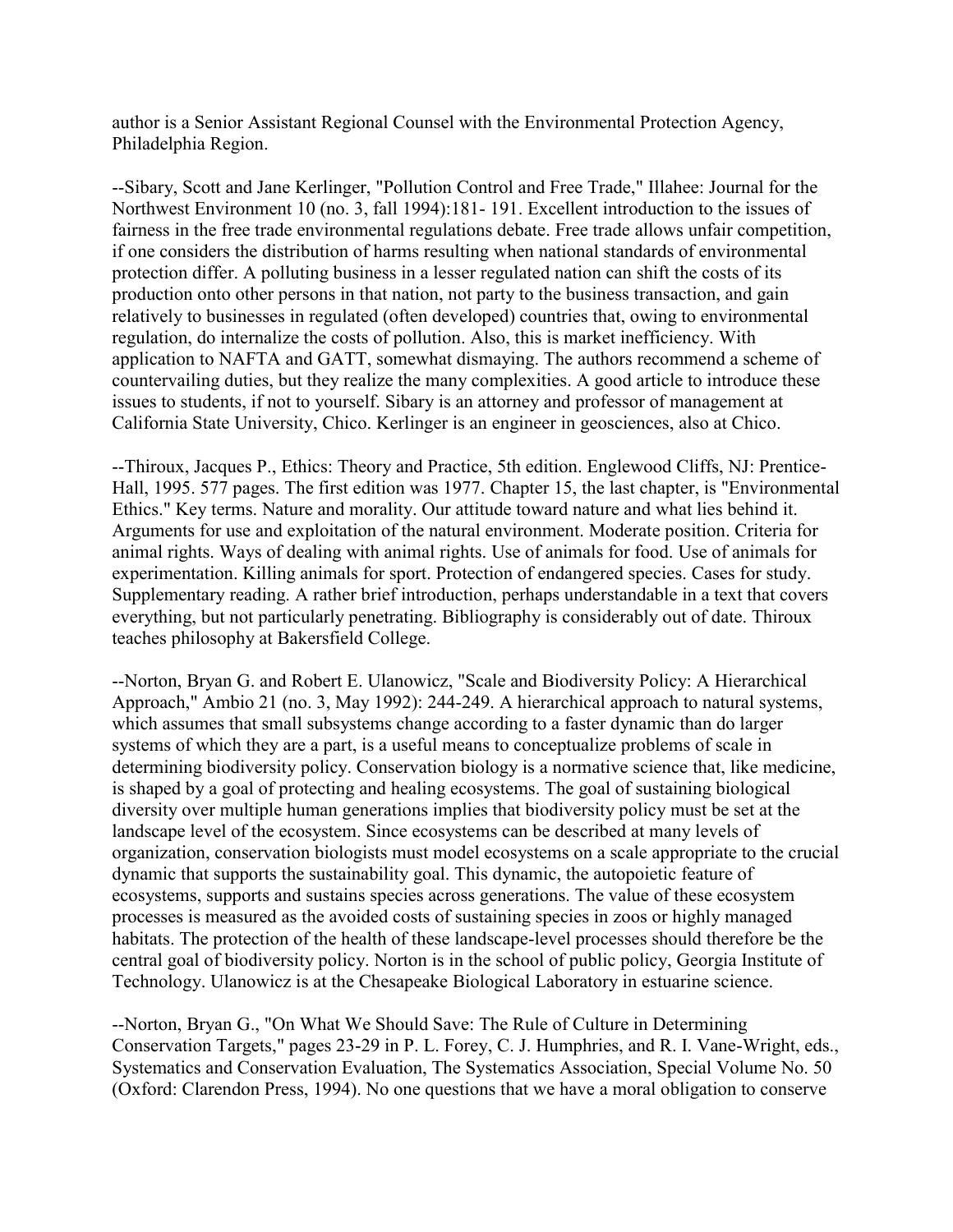author is a Senior Assistant Regional Counsel with the Environmental Protection Agency, Philadelphia Region.

--Sibary, Scott and Jane Kerlinger, "Pollution Control and Free Trade," Illahee: Journal for the Northwest Environment 10 (no. 3, fall 1994):181- 191. Excellent introduction to the issues of fairness in the free trade environmental regulations debate. Free trade allows unfair competition, if one considers the distribution of harms resulting when national standards of environmental protection differ. A polluting business in a lesser regulated nation can shift the costs of its production onto other persons in that nation, not party to the business transaction, and gain relatively to businesses in regulated (often developed) countries that, owing to environmental regulation, do internalize the costs of pollution. Also, this is market inefficiency. With application to NAFTA and GATT, somewhat dismaying. The authors recommend a scheme of countervailing duties, but they realize the many complexities. A good article to introduce these issues to students, if not to yourself. Sibary is an attorney and professor of management at California State University, Chico. Kerlinger is an engineer in geosciences, also at Chico.

--Thiroux, Jacques P., Ethics: Theory and Practice, 5th edition. Englewood Cliffs, NJ: Prentice-Hall, 1995. 577 pages. The first edition was 1977. Chapter 15, the last chapter, is "Environmental Ethics." Key terms. Nature and morality. Our attitude toward nature and what lies behind it. Arguments for use and exploitation of the natural environment. Moderate position. Criteria for animal rights. Ways of dealing with animal rights. Use of animals for food. Use of animals for experimentation. Killing animals for sport. Protection of endangered species. Cases for study. Supplementary reading. A rather brief introduction, perhaps understandable in a text that covers everything, but not particularly penetrating. Bibliography is considerably out of date. Thiroux teaches philosophy at Bakersfield College.

--Norton, Bryan G. and Robert E. Ulanowicz, "Scale and Biodiversity Policy: A Hierarchical Approach," Ambio 21 (no. 3, May 1992): 244-249. A hierarchical approach to natural systems, which assumes that small subsystems change according to a faster dynamic than do larger systems of which they are a part, is a useful means to conceptualize problems of scale in determining biodiversity policy. Conservation biology is a normative science that, like medicine, is shaped by a goal of protecting and healing ecosystems. The goal of sustaining biological diversity over multiple human generations implies that biodiversity policy must be set at the landscape level of the ecosystem. Since ecosystems can be described at many levels of organization, conservation biologists must model ecosystems on a scale appropriate to the crucial dynamic that supports the sustainability goal. This dynamic, the autopoietic feature of ecosystems, supports and sustains species across generations. The value of these ecosystem processes is measured as the avoided costs of sustaining species in zoos or highly managed habitats. The protection of the health of these landscape-level processes should therefore be the central goal of biodiversity policy. Norton is in the school of public policy, Georgia Institute of Technology. Ulanowicz is at the Chesapeake Biological Laboratory in estuarine science.

--Norton, Bryan G., "On What We Should Save: The Rule of Culture in Determining Conservation Targets," pages 23-29 in P. L. Forey, C. J. Humphries, and R. I. Vane-Wright, eds., Systematics and Conservation Evaluation, The Systematics Association, Special Volume No. 50 (Oxford: Clarendon Press, 1994). No one questions that we have a moral obligation to conserve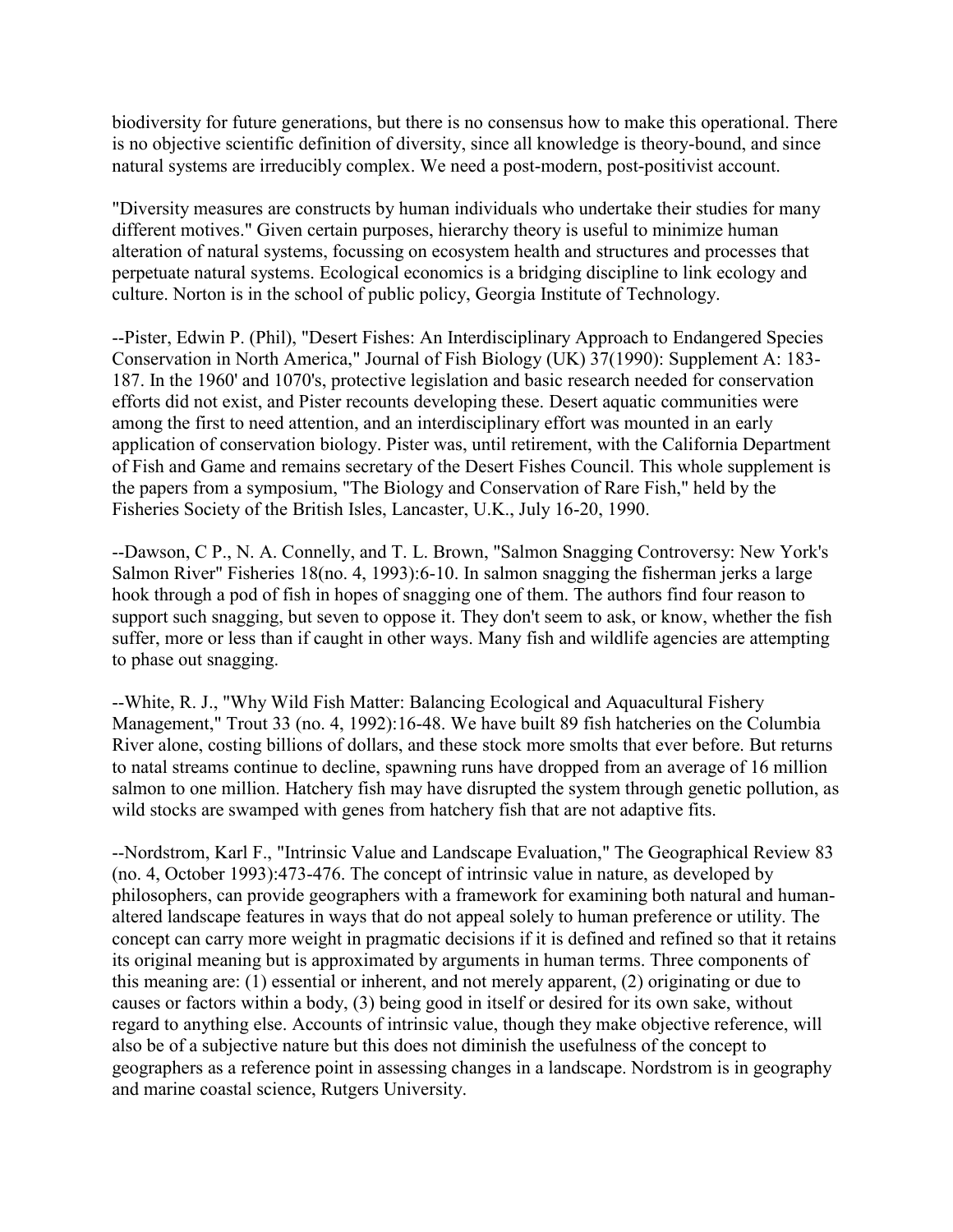biodiversity for future generations, but there is no consensus how to make this operational. There is no objective scientific definition of diversity, since all knowledge is theory-bound, and since natural systems are irreducibly complex. We need a post-modern, post-positivist account.

"Diversity measures are constructs by human individuals who undertake their studies for many different motives." Given certain purposes, hierarchy theory is useful to minimize human alteration of natural systems, focussing on ecosystem health and structures and processes that perpetuate natural systems. Ecological economics is a bridging discipline to link ecology and culture. Norton is in the school of public policy, Georgia Institute of Technology.

--Pister, Edwin P. (Phil), "Desert Fishes: An Interdisciplinary Approach to Endangered Species Conservation in North America," Journal of Fish Biology (UK) 37(1990): Supplement A: 183-187. In the 1960' and 1070's, protective legislation and basic research needed for conservation efforts did not exist, and Pister recounts developing these. Desert aquatic communities were among the first to need attention, and an interdisciplinary effort was mounted in an early application of conservation biology. Pister was, until retirement, with the California Department of Fish and Game and remains secretary of the Desert Fishes Council. This whole supplement is the papers from a symposium, "The Biology and Conservation of Rare Fish," held by the Fisheries Society of the British Isles, Lancaster, U.K., July 16-20, 1990.

--Dawson, C P., N. A. Connelly, and T. L. Brown, "Salmon Snagging Controversy: New York's Salmon River" Fisheries 18(no. 4, 1993):6-10. In salmon snagging the fisherman jerks a large hook through a pod of fish in hopes of snagging one of them. The authors find four reason to support such snagging, but seven to oppose it. They don't seem to ask, or know, whether the fish suffer, more or less than if caught in other ways. Many fish and wildlife agencies are attempting to phase out snagging.

--White, R. J., "Why Wild Fish Matter: Balancing Ecological and Aquacultural Fishery Management," Trout 33 (no. 4, 1992):16-48. We have built 89 fish hatcheries on the Columbia River alone, costing billions of dollars, and these stock more smolts that ever before. But returns to natal streams continue to decline, spawning runs have dropped from an average of 16 million salmon to one million. Hatchery fish may have disrupted the system through genetic pollution, as wild stocks are swamped with genes from hatchery fish that are not adaptive fits.

--Nordstrom, Karl F., "Intrinsic Value and Landscape Evaluation," The Geographical Review 83 (no. 4, October 1993):473-476. The concept of intrinsic value in nature, as developed by philosophers, can provide geographers with a framework for examining both natural and human-altered landscape features in ways that do not appeal solely to human preference or utility. The concept can carry more weight in pragmatic decisions if it is defined and refined so that it retains its original meaning but is approximated by arguments in human terms. Three components of this meaning are: (1) essential or inherent, and not merely apparent, (2) originating or due to causes or factors within a body, (3) being good in itself or desired for its own sake, without regard to anything else. Accounts of intrinsic value, though they make objective reference, will also be of a subjective nature but this does not diminish the usefulness of the concept to geographers as a reference point in assessing changes in a landscape. Nordstrom is in geography and marine coastal science, Rutgers University.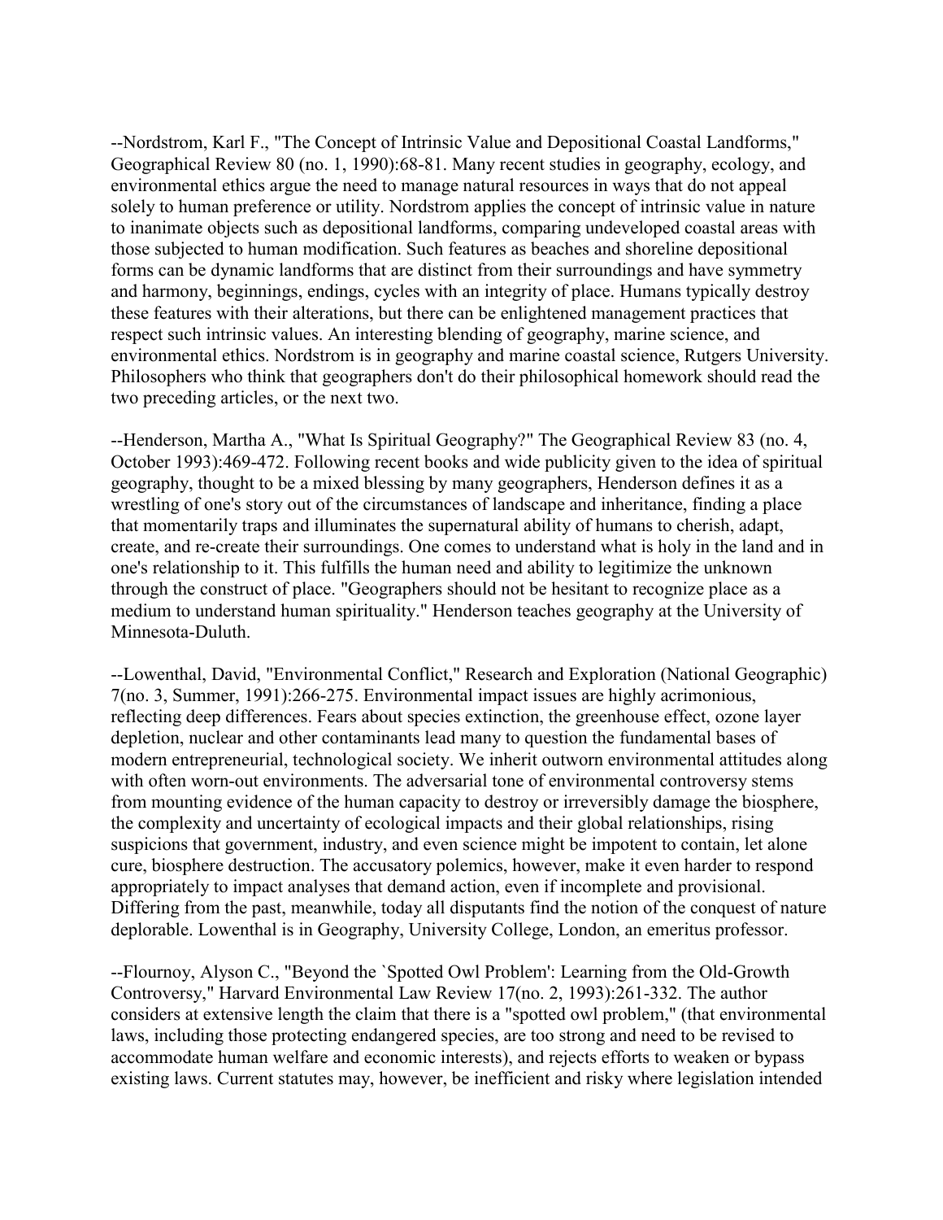--Nordstrom, Karl F., "The Concept of Intrinsic Value and Depositional Coastal Landforms," Geographical Review 80 (no. 1, 1990):68-81. Many recent studies in geography, ecology, and environmental ethics argue the need to manage natural resources in ways that do not appeal solely to human preference or utility. Nordstrom applies the concept of intrinsic value in nature to inanimate objects such as depositional landforms, comparing undeveloped coastal areas with those subjected to human modification. Such features as beaches and shoreline depositional forms can be dynamic landforms that are distinct from their surroundings and have symmetry and harmony, beginnings, endings, cycles with an integrity of place. Humans typically destroy these features with their alterations, but there can be enlightened management practices that respect such intrinsic values. An interesting blending of geography, marine science, and environmental ethics. Nordstrom is in geography and marine coastal science, Rutgers University. Philosophers who think that geographers don't do their philosophical homework should read the two preceding articles, or the next two.

--Henderson, Martha A., "What Is Spiritual Geography?" The Geographical Review 83 (no. 4, October 1993):469-472. Following recent books and wide publicity given to the idea of spiritual geography, thought to be a mixed blessing by many geographers, Henderson defines it as a wrestling of one's story out of the circumstances of landscape and inheritance, finding a place that momentarily traps and illuminates the supernatural ability of humans to cherish, adapt, create, and re-create their surroundings. One comes to understand what is holy in the land and in one's relationship to it. This fulfills the human need and ability to legitimize the unknown through the construct of place. "Geographers should not be hesitant to recognize place as a medium to understand human spirituality." Henderson teaches geography at the University of Minnesota-Duluth.

--Lowenthal, David, "Environmental Conflict," Research and Exploration (National Geographic) 7(no. 3, Summer, 1991):266-275. Environmental impact issues are highly acrimonious, reflecting deep differences. Fears about species extinction, the greenhouse effect, ozone layer depletion, nuclear and other contaminants lead many to question the fundamental bases of modern entrepreneurial, technological society. We inherit outworn environmental attitudes along with often worn-out environments. The adversarial tone of environmental controversy stems from mounting evidence of the human capacity to destroy or irreversibly damage the biosphere, the complexity and uncertainty of ecological impacts and their global relationships, rising suspicions that government, industry, and even science might be impotent to contain, let alone cure, biosphere destruction. The accusatory polemics, however, make it even harder to respond appropriately to impact analyses that demand action, even if incomplete and provisional. Differing from the past, meanwhile, today all disputants find the notion of the conquest of nature deplorable. Lowenthal is in Geography, University College, London, an emeritus professor.

--Flournoy, Alyson C., "Beyond the `Spotted Owl Problem': Learning from the Old-Growth Controversy," Harvard Environmental Law Review 17(no. 2, 1993):261-332. The author considers at extensive length the claim that there is a "spotted owl problem," (that environmental laws, including those protecting endangered species, are too strong and need to be revised to accommodate human welfare and economic interests), and rejects efforts to weaken or bypass existing laws. Current statutes may, however, be inefficient and risky where legislation intended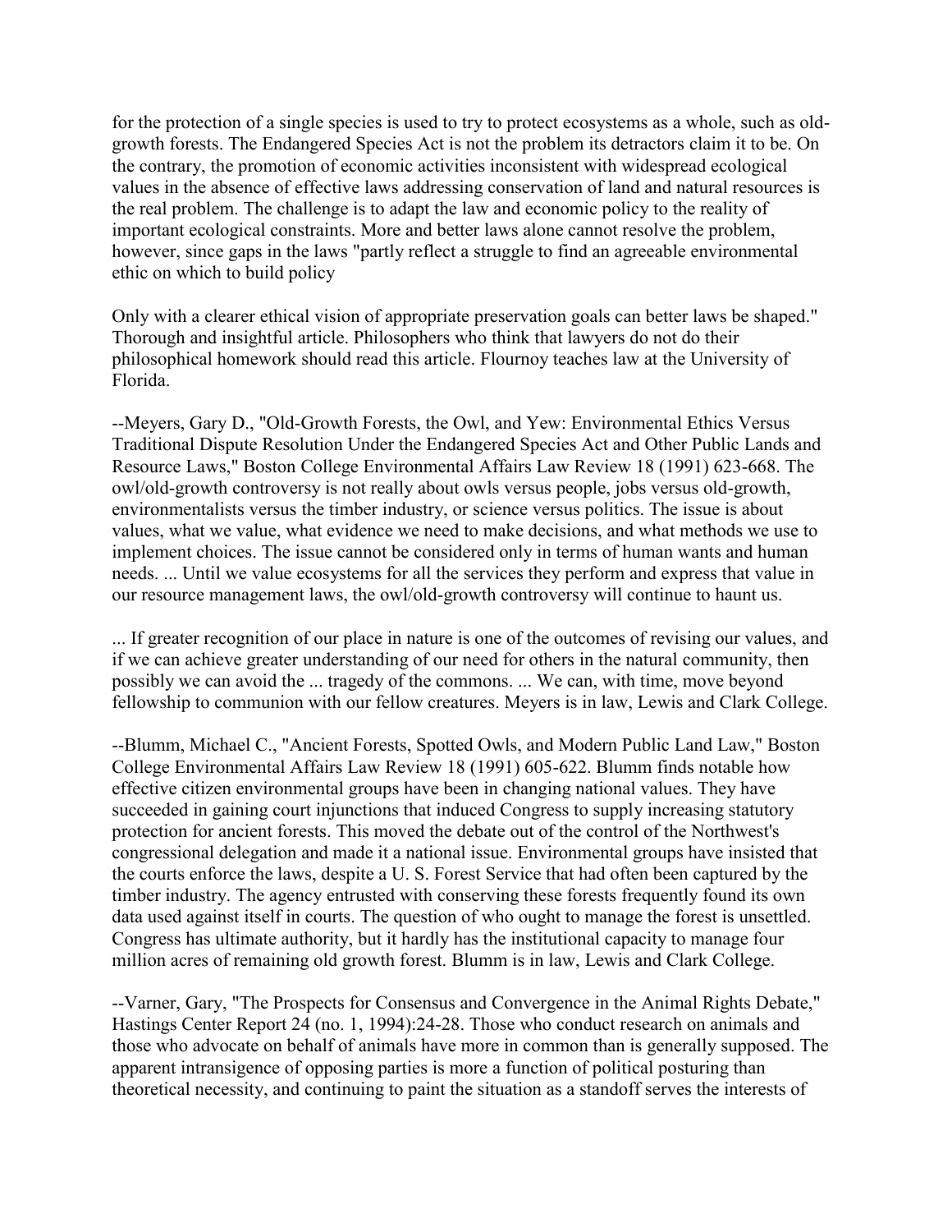for the protection of a single species is used to try to protect ecosystems as a whole, such as old-growth forests. The Endangered Species Act is not the problem its detractors claim it to be. On the contrary, the promotion of economic activities inconsistent with widespread ecological values in the absence of effective laws addressing conservation of land and natural resources is the real problem. The challenge is to adapt the law and economic policy to the reality of important ecological constraints. More and better laws alone cannot resolve the problem, however, since gaps in the laws "partly reflect a struggle to find an agreeable environmental ethic on which to build policy

Only with a clearer ethical vision of appropriate preservation goals can better laws be shaped." Thorough and insightful article. Philosophers who think that lawyers do not do their philosophical homework should read this article. Flournoy teaches law at the University of Florida.

--Meyers, Gary D., "Old-Growth Forests, the Owl, and Yew: Environmental Ethics Versus Traditional Dispute Resolution Under the Endangered Species Act and Other Public Lands and Resource Laws," Boston College Environmental Affairs Law Review 18 (1991) 623-668. The owl/old-growth controversy is not really about owls versus people, jobs versus old-growth, environmentalists versus the timber industry, or science versus politics. The issue is about values, what we value, what evidence we need to make decisions, and what methods we use to implement choices. The issue cannot be considered only in terms of human wants and human needs. ... Until we value ecosystems for all the services they perform and express that value in our resource management laws, the owl/old-growth controversy will continue to haunt us.

... If greater recognition of our place in nature is one of the outcomes of revising our values, and if we can achieve greater understanding of our need for others in the natural community, then possibly we can avoid the ... tragedy of the commons. ... We can, with time, move beyond fellowship to communion with our fellow creatures. Meyers is in law, Lewis and Clark College.

--Blumm, Michael C., "Ancient Forests, Spotted Owls, and Modern Public Land Law," Boston College Environmental Affairs Law Review 18 (1991) 605-622. Blumm finds notable how effective citizen environmental groups have been in changing national values. They have succeeded in gaining court injunctions that induced Congress to supply increasing statutory protection for ancient forests. This moved the debate out of the control of the Northwest's congressional delegation and made it a national issue. Environmental groups have insisted that the courts enforce the laws, despite a U. S. Forest Service that had often been captured by the timber industry. The agency entrusted with conserving these forests frequently found its own data used against itself in courts. The question of who ought to manage the forest is unsettled. Congress has ultimate authority, but it hardly has the institutional capacity to manage four million acres of remaining old growth forest. Blumm is in law, Lewis and Clark College.

--Varner, Gary, "The Prospects for Consensus and Convergence in the Animal Rights Debate," Hastings Center Report 24 (no. 1, 1994):24-28. Those who conduct research on animals and those who advocate on behalf of animals have more in common than is generally supposed. The apparent intransigence of opposing parties is more a function of political posturing than theoretical necessity, and continuing to paint the situation as a standoff serves the interests of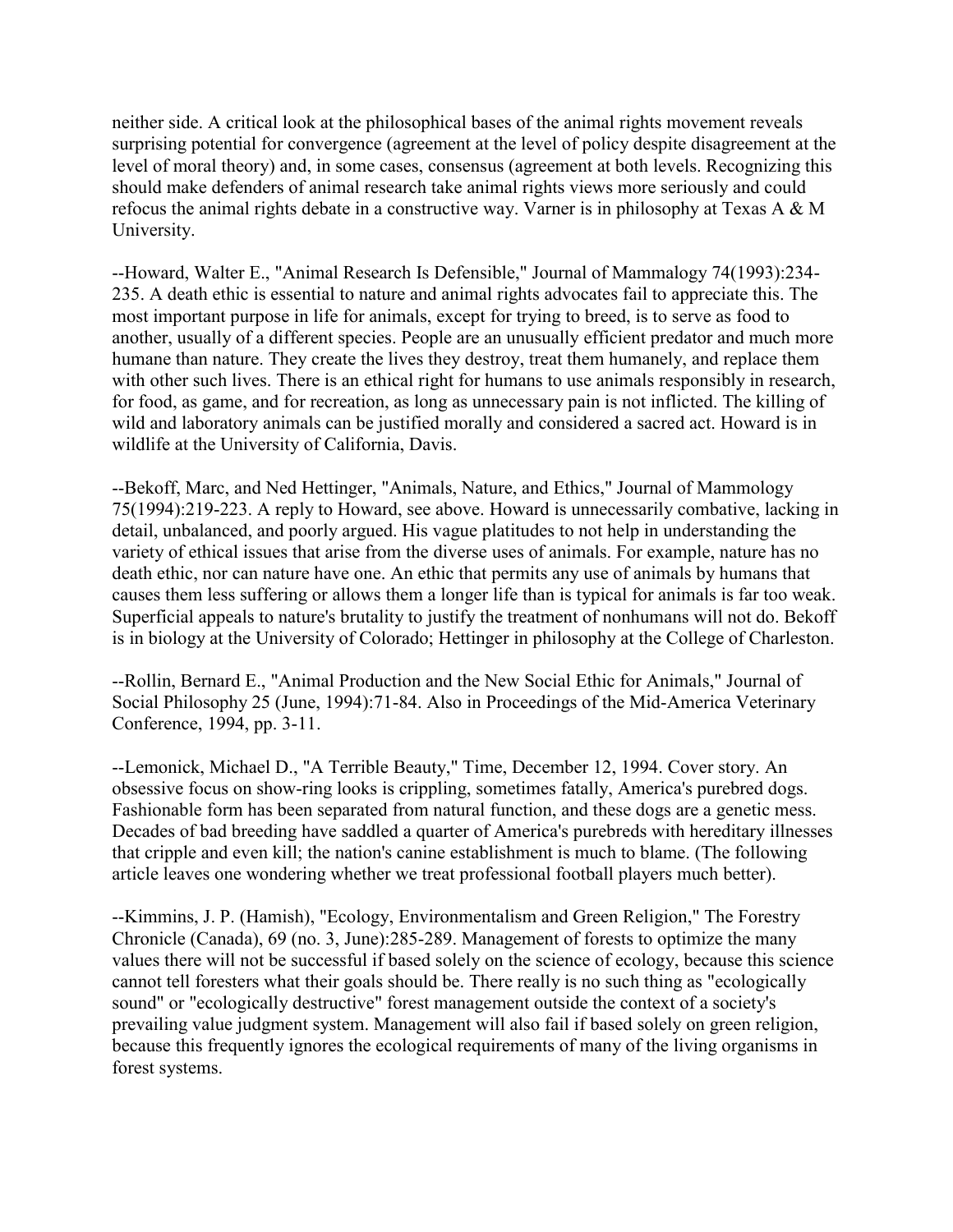neither side. A critical look at the philosophical bases of the animal rights movement reveals surprising potential for convergence (agreement at the level of policy despite disagreement at the level of moral theory) and, in some cases, consensus (agreement at both levels. Recognizing this should make defenders of animal research take animal rights views more seriously and could refocus the animal rights debate in a constructive way. Varner is in philosophy at Texas A & M University.

--Howard, Walter E., "Animal Research Is Defensible," Journal of Mammalogy 74(1993):234-235. A death ethic is essential to nature and animal rights advocates fail to appreciate this. The most important purpose in life for animals, except for trying to breed, is to serve as food to another, usually of a different species. People are an unusually efficient predator and much more humane than nature. They create the lives they destroy, treat them humanely, and replace them with other such lives. There is an ethical right for humans to use animals responsibly in research, for food, as game, and for recreation, as long as unnecessary pain is not inflicted. The killing of wild and laboratory animals can be justified morally and considered a sacred act. Howard is in wildlife at the University of California, Davis.

--Bekoff, Marc, and Ned Hettinger, "Animals, Nature, and Ethics," Journal of Mammalogy 75(1994):219-223. A reply to Howard, see above. Howard is unnecessarily combative, lacking in detail, unbalanced, and poorly argued. His vague platitudes to not help in understanding the variety of ethical issues that arise from the diverse uses of animals. For example, nature has no death ethic, nor can nature have one. An ethic that permits any use of animals by humans that causes them less suffering or allows them a longer life than is typical for animals is far too weak. Superficial appeals to nature's brutality to justify the treatment of nonhumans will not do. Bekoff is in biology at the University of Colorado; Hettinger in philosophy at the College of Charleston.

--Rollin, Bernard E., "Animal Production and the New Social Ethic for Animals," Journal of Social Philosophy 25 (June, 1994):71-84. Also in Proceedings of the Mid-America Veterinary Conference, 1994, pp. 3-11.

--Lemonick, Michael D., "A Terrible Beauty," Time, December 12, 1994. Cover story. An obsessive focus on show-ring looks is crippling, sometimes fatally, America's purebred dogs. Fashionable form has been separated from natural function, and these dogs are a genetic mess. Decades of bad breeding have saddled a quarter of America's purebreds with hereditary illnesses that cripple and even kill; the nation's canine establishment is much to blame. (The following article leaves one wondering whether we treat professional football players much better).

--Kimmins, J. P. (Hamish), "Ecology, Environmentalism and Green Religion," The Forestry Chronicle (Canada), 69 (no. 3, June):285-289. Management of forests to optimize the many values there will not be successful if based solely on the science of ecology, because this science cannot tell foresters what their goals should be. There really is no such thing as "ecologically sound" or "ecologically destructive" forest management outside the context of a society's prevailing value judgment system. Management will also fail if based solely on green religion, because this frequently ignores the ecological requirements of many of the living organisms in forest systems.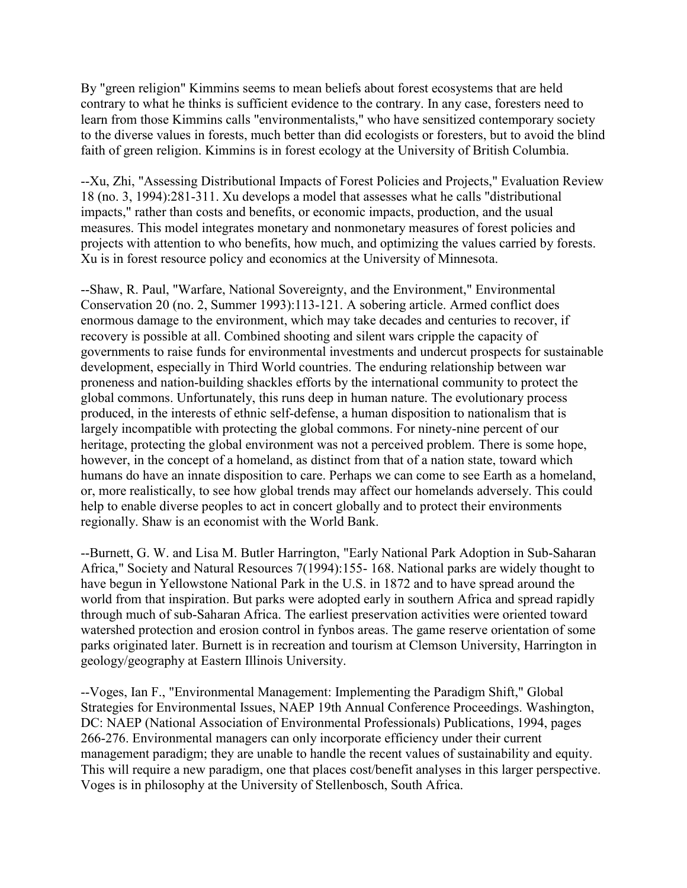By "green religion" Kimmins seems to mean beliefs about forest ecosystems that are held contrary to what he thinks is sufficient evidence to the contrary. In any case, foresters need to learn from those Kimmins calls "environmentalists," who have sensitized contemporary society to the diverse values in forests, much better than did ecologists or foresters, but to avoid the blind faith of green religion. Kimmins is in forest ecology at the University of British Columbia.

--Xu, Zhi, "Assessing Distributional Impacts of Forest Policies and Projects," Evaluation Review 18 (no. 3, 1994):281-311. Xu develops a model that assesses what he calls "distributional impacts," rather than costs and benefits, or economic impacts, production, and the usual measures. This model integrates monetary and nonmonetary measures of forest policies and projects with attention to who benefits, how much, and optimizing the values carried by forests. Xu is in forest resource policy and economics at the University of Minnesota.

--Shaw, R. Paul, "Warfare, National Sovereignty, and the Environment," Environmental Conservation 20 (no. 2, Summer 1993):113-121. A sobering article. Armed conflict does enormous damage to the environment, which may take decades and centuries to recover, if recovery is possible at all. Combined shooting and silent wars cripple the capacity of governments to raise funds for environmental investments and undercut prospects for sustainable development, especially in Third World countries. The enduring relationship between war proneness and nation-building shackles efforts by the international community to protect the global commons. Unfortunately, this runs deep in human nature. The evolutionary process produced, in the interests of ethnic self-defense, a human disposition to nationalism that is largely incompatible with protecting the global commons. For ninety-nine percent of our heritage, protecting the global environment was not a perceived problem. There is some hope, however, in the concept of a homeland, as distinct from that of a nation state, toward which humans do have an innate disposition to care. Perhaps we can come to see Earth as a homeland, or, more realistically, to see how global trends may affect our homelands adversely. This could help to enable diverse peoples to act in concert globally and to protect their environments regionally. Shaw is an economist with the World Bank.

--Burnett, G. W. and Lisa M. Butler Harrington, "Early National Park Adoption in Sub-Saharan Africa," Society and Natural Resources 7(1994):155- 168. National parks are widely thought to have begun in Yellowstone National Park in the U.S. in 1872 and to have spread around the world from that inspiration. But parks were adopted early in southern Africa and spread rapidly through much of sub-Saharan Africa. The earliest preservation activities were oriented toward watershed protection and erosion control in fynbos areas. The game reserve orientation of some parks originated later. Burnett is in recreation and tourism at Clemson University, Harrington in geology/geography at Eastern Illinois University.

--Voges, Ian F., "Environmental Management: Implementing the Paradigm Shift," Global Strategies for Environmental Issues, NAEP 19th Annual Conference Proceedings. Washington, DC: NAEP (National Association of Environmental Professionals) Publications, 1994, pages 266-276. Environmental managers can only incorporate efficiency under their current management paradigm; they are unable to handle the recent values of sustainability and equity. This will require a new paradigm, one that places cost/benefit analyses in this larger perspective. Voges is in philosophy at the University of Stellenbosch, South Africa.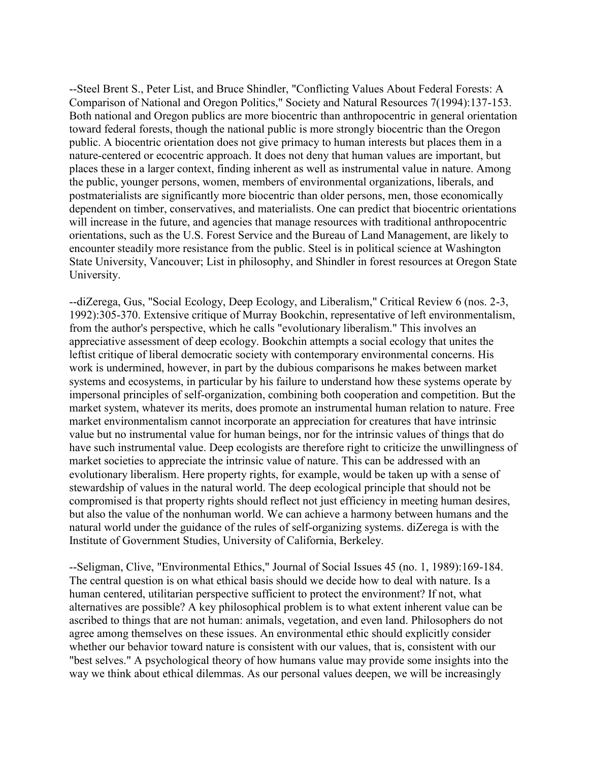--Steel Brent S., Peter List, and Bruce Shindler, "Conflicting Values About Federal Forests: A Comparison of National and Oregon Politics," Society and Natural Resources 7(1994):137-153. Both national and Oregon publics are more biocentric than anthropocentric in general orientation toward federal forests, though the national public is more strongly biocentric than the Oregon public. A biocentric orientation does not give primacy to human interests but places them in a nature-centered or ecocentric approach. It does not deny that human values are important, but places these in a larger context, finding inherent as well as instrumental value in nature. Among the public, younger persons, women, members of environmental organizations, liberals, and postmaterialists are significantly more biocentric than older persons, men, those economically dependent on timber, conservatives, and materialists. One can predict that biocentric orientations will increase in the future, and agencies that manage resources with traditional anthropocentric orientations, such as the U.S. Forest Service and the Bureau of Land Management, are likely to encounter steadily more resistance from the public. Steel is in political science at Washington State University, Vancouver; List in philosophy, and Shindler in forest resources at Oregon State University.

--diZerega, Gus, "Social Ecology, Deep Ecology, and Liberalism," Critical Review 6 (nos. 2-3, 1992):305-370. Extensive critique of Murray Bookchin, representative of left environmentalism, from the author's perspective, which he calls "evolutionary liberalism." This involves an appreciative assessment of deep ecology. Bookchin attempts a social ecology that unites the leftist critique of liberal democratic society with contemporary environmental concerns. His work is undermined, however, in part by the dubious comparisons he makes between market systems and ecosystems, in particular by his failure to understand how these systems operate by impersonal principles of self-organization, combining both cooperation and competition. But the market system, whatever its merits, does promote an instrumental human relation to nature. Free market environmentalism cannot incorporate an appreciation for creatures that have intrinsic value but no instrumental value for human beings, nor for the intrinsic values of things that do have such instrumental value. Deep ecologists are therefore right to criticize the unwillingness of market societies to appreciate the intrinsic value of nature. This can be addressed with an evolutionary liberalism. Here property rights, for example, would be taken up with a sense of stewardship of values in the natural world. The deep ecological principle that should not be compromised is that property rights should reflect not just efficiency in meeting human desires, but also the value of the nonhuman world. We can achieve a harmony between humans and the natural world under the guidance of the rules of self-organizing systems. diZerega is with the Institute of Government Studies, University of California, Berkeley.

--Seligman, Clive, "Environmental Ethics," Journal of Social Issues 45 (no. 1, 1989):169-184. The central question is on what ethical basis should we decide how to deal with nature. Is a human centered, utilitarian perspective sufficient to protect the environment? If not, what alternatives are possible? A key philosophical problem is to what extent inherent value can be ascribed to things that are not human: animals, vegetation, and even land. Philosophers do not agree among themselves on these issues. An environmental ethic should explicitly consider whether our behavior toward nature is consistent with our values, that is, consistent with our "best selves." A psychological theory of how humans value may provide some insights into the way we think about ethical dilemmas. As our personal values deepen, we will be increasingly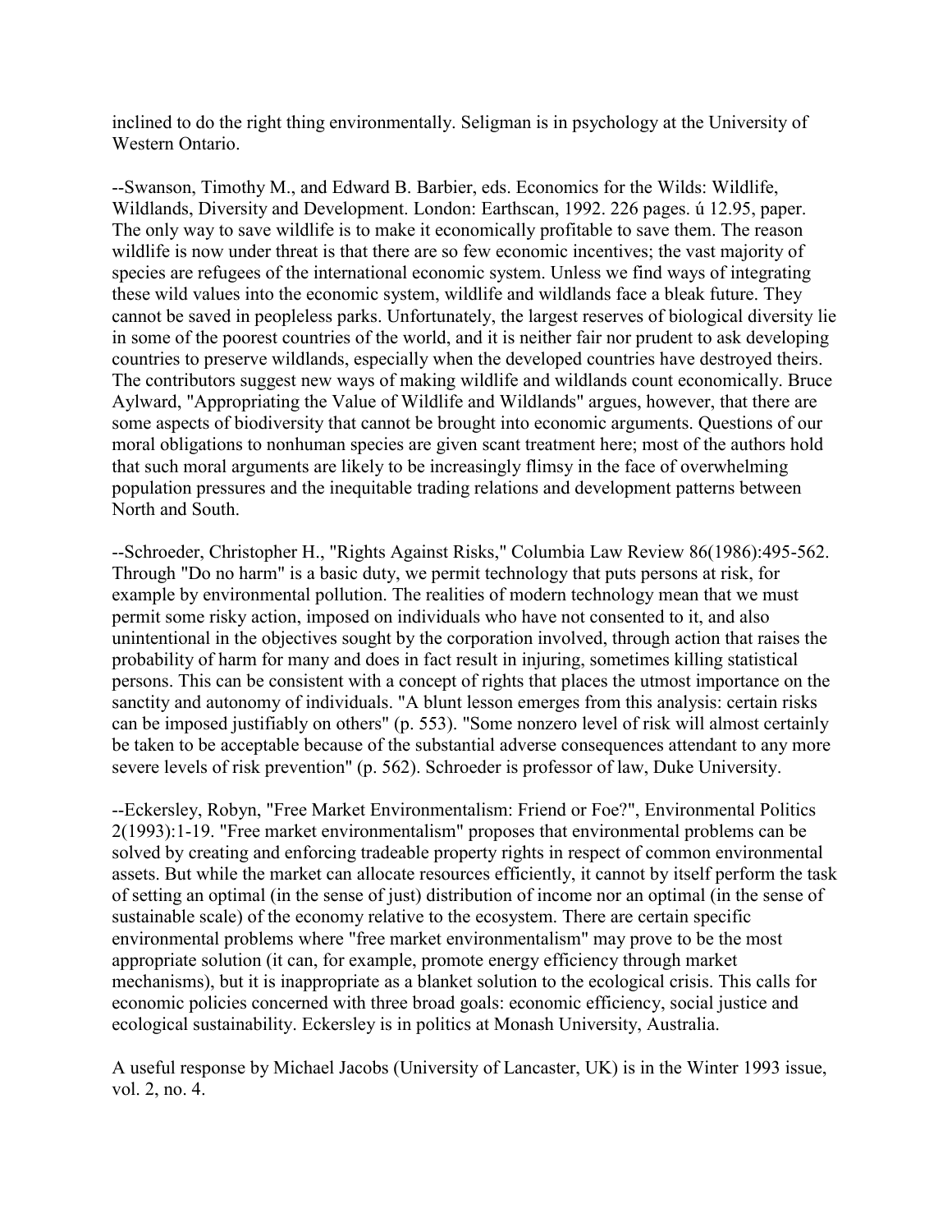inclined to do the right thing environmentally. Seligman is in psychology at the University of Western Ontario.

--Swanson, Timothy M., and Edward B. Barbier, eds. Economics for the Wilds: Wildlife, Wildlands, Diversity and Development. London: Earthscan, 1992. 226 pages. ú 12.95, paper. The only way to save wildlife is to make it economically profitable to save them. The reason wildlife is now under threat is that there are so few economic incentives; the vast majority of species are refugees of the international economic system. Unless we find ways of integrating these wild values into the economic system, wildlife and wildlands face a bleak future. They cannot be saved in peopleless parks. Unfortunately, the largest reserves of biological diversity lie in some of the poorest countries of the world, and it is neither fair nor prudent to ask developing countries to preserve wildlands, especially when the developed countries have destroyed theirs. The contributors suggest new ways of making wildlife and wildlands count economically. Bruce Aylward, "Appropriating the Value of Wildlife and Wildlands" argues, however, that there are some aspects of biodiversity that cannot be brought into economic arguments. Questions of our moral obligations to nonhuman species are given scant treatment here; most of the authors hold that such moral arguments are likely to be increasingly flimsy in the face of overwhelming population pressures and the inequitable trading relations and development patterns between North and South.

--Schroeder, Christopher H., "Rights Against Risks," Columbia Law Review 86(1986):495-562. Through "Do no harm" is a basic duty, we permit technology that puts persons at risk, for example by environmental pollution. The realities of modern technology mean that we must permit some risky action, imposed on individuals who have not consented to it, and also unintentional in the objectives sought by the corporation involved, through action that raises the probability of harm for many and does in fact result in injuring, sometimes killing statistical persons. This can be consistent with a concept of rights that places the utmost importance on the sanctity and autonomy of individuals. "A blunt lesson emerges from this analysis: certain risks can be imposed justifiably on others" (p. 553). "Some nonzero level of risk will almost certainly be taken to be acceptable because of the substantial adverse consequences attendant to any more severe levels of risk prevention" (p. 562). Schroeder is professor of law, Duke University.

--Eckersley, Robyn, "Free Market Environmentalism: Friend or Foe?", Environmental Politics 2(1993):1-19. "Free market environmentalism" proposes that environmental problems can be solved by creating and enforcing tradeable property rights in respect of common environmental assets. But while the market can allocate resources efficiently, it cannot by itself perform the task of setting an optimal (in the sense of just) distribution of income nor an optimal (in the sense of sustainable scale) of the economy relative to the ecosystem. There are certain specific environmental problems where "free market environmentalism" may prove to be the most appropriate solution (it can, for example, promote energy efficiency through market mechanisms), but it is inappropriate as a blanket solution to the ecological crisis. This calls for economic policies concerned with three broad goals: economic efficiency, social justice and ecological sustainability. Eckersley is in politics at Monash University, Australia.

A useful response by Michael Jacobs (University of Lancaster, UK) is in the Winter 1993 issue, vol. 2, no. 4.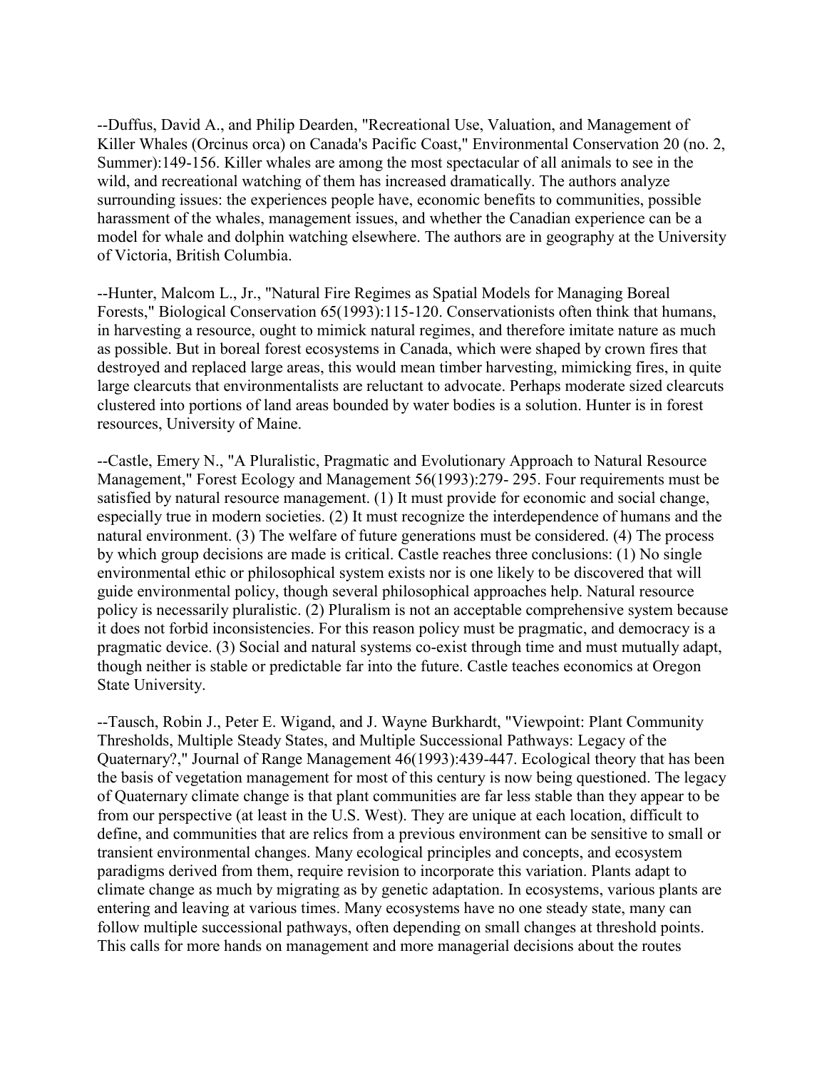--Duffus, David A., and Philip Dearden, "Recreational Use, Valuation, and Management of Killer Whales (Orcinus orca) on Canada's Pacific Coast," Environmental Conservation 20 (no. 2, Summer):149-156. Killer whales are among the most spectacular of all animals to see in the wild, and recreational watching of them has increased dramatically. The authors analyze surrounding issues: the experiences people have, economic benefits to communities, possible harassment of the whales, management issues, and whether the Canadian experience can be a model for whale and dolphin watching elsewhere. The authors are in geography at the University of Victoria, British Columbia.

--Hunter, Malcom L., Jr., "Natural Fire Regimes as Spatial Models for Managing Boreal Forests," Biological Conservation 65(1993):115-120. Conservationists often think that humans, in harvesting a resource, ought to mimick natural regimes, and therefore imitate nature as much as possible. But in boreal forest ecosystems in Canada, which were shaped by crown fires that destroyed and replaced large areas, this would mean timber harvesting, mimicking fires, in quite large clearcuts that environmentalists are reluctant to advocate. Perhaps moderate sized clearcuts clustered into portions of land areas bounded by water bodies is a solution. Hunter is in forest resources, University of Maine.

--Castle, Emery N., "A Pluralistic, Pragmatic and Evolutionary Approach to Natural Resource Management," Forest Ecology and Management 56(1993):279- 295. Four requirements must be satisfied by natural resource management. (1) It must provide for economic and social change, especially true in modern societies. (2) It must recognize the interdependence of humans and the natural environment. (3) The welfare of future generations must be considered. (4) The process by which group decisions are made is critical. Castle reaches three conclusions: (1) No single environmental ethic or philosophical system exists nor is one likely to be discovered that will guide environmental policy, though several philosophical approaches help. Natural resource policy is necessarily pluralistic. (2) Pluralism is not an acceptable comprehensive system because it does not forbid inconsistencies. For this reason policy must be pragmatic, and democracy is a pragmatic device. (3) Social and natural systems co-exist through time and must mutually adapt, though neither is stable or predictable far into the future. Castle teaches economics at Oregon State University.

--Tausch, Robin J., Peter E. Wigand, and J. Wayne Burkhardt, "Viewpoint: Plant Community Thresholds, Multiple Steady States, and Multiple Successional Pathways: Legacy of the Quaternary?," Journal of Range Management 46(1993):439-447. Ecological theory that has been the basis of vegetation management for most of this century is now being questioned. The legacy of Quaternary climate change is that plant communities are far less stable than they appear to be from our perspective (at least in the U.S. West). They are unique at each location, difficult to define, and communities that are relics from a previous environment can be sensitive to small or transient environmental changes. Many ecological principles and concepts, and ecosystem paradigms derived from them, require revision to incorporate this variation. Plants adapt to climate change as much by migrating as by genetic adaptation. In ecosystems, various plants are entering and leaving at various times. Many ecosystems have no one steady state, many can follow multiple successional pathways, often depending on small changes at threshold points. This calls for more hands on management and more managerial decisions about the routes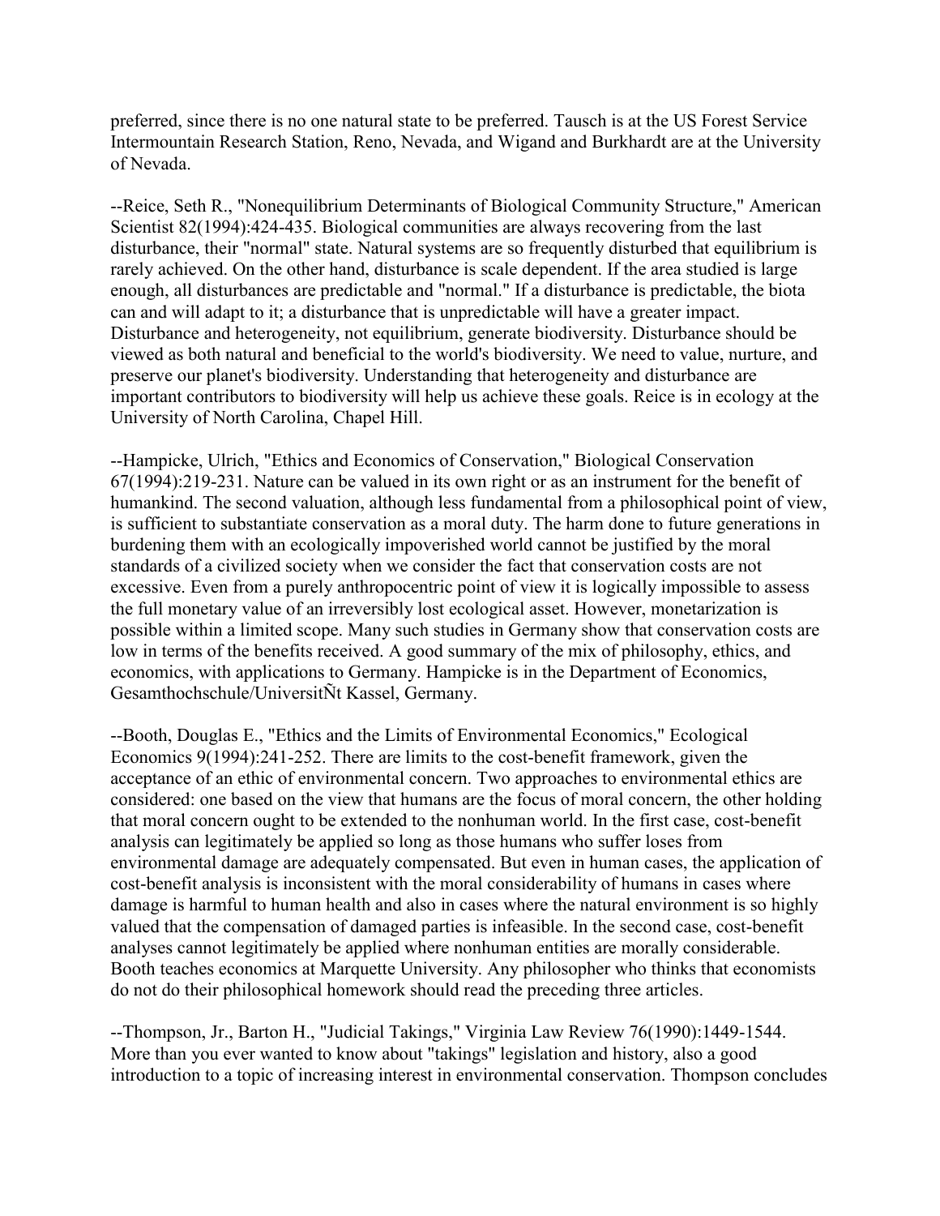preferred, since there is no one natural state to be preferred. Tausch is at the US Forest Service Intermountain Research Station, Reno, Nevada, and Wigand and Burkhardt are at the University of Nevada.

--Reice, Seth R., "Nonequilibrium Determinants of Biological Community Structure," American Scientist 82(1994):424-435. Biological communities are always recovering from the last disturbance, their "normal" state. Natural systems are so frequently disturbed that equilibrium is rarely achieved. On the other hand, disturbance is scale dependent. If the area studied is large enough, all disturbances are predictable and "normal." If a disturbance is predictable, the biota can and will adapt to it; a disturbance that is unpredictable will have a greater impact. Disturbance and heterogeneity, not equilibrium, generate biodiversity. Disturbance should be viewed as both natural and beneficial to the world's biodiversity. We need to value, nurture, and preserve our planet's biodiversity. Understanding that heterogeneity and disturbance are important contributors to biodiversity will help us achieve these goals. Reice is in ecology at the University of North Carolina, Chapel Hill.

--Hampicke, Ulrich, "Ethics and Economics of Conservation," Biological Conservation 67(1994):219-231. Nature can be valued in its own right or as an instrument for the benefit of humankind. The second valuation, although less fundamental from a philosophical point of view, is sufficient to substantiate conservation as a moral duty. The harm done to future generations in burdening them with an ecologically impoverished world cannot be justified by the moral standards of a civilized society when we consider the fact that conservation costs are not excessive. Even from a purely anthropocentric point of view it is logically impossible to assess the full monetary value of an irreversibly lost ecological asset. However, monetarization is possible within a limited scope. Many such studies in Germany show that conservation costs are low in terms of the benefits received. A good summary of the mix of philosophy, ethics, and economics, with applications to Germany. Hampicke is in the Department of Economics, Gesamthochschule/UniversitÑt Kassel, Germany.

--Booth, Douglas E., "Ethics and the Limits of Environmental Economics," Ecological Economics 9(1994):241-252. There are limits to the cost-benefit framework, given the acceptance of an ethic of environmental concern. Two approaches to environmental ethics are considered: one based on the view that humans are the focus of moral concern, the other holding that moral concern ought to be extended to the nonhuman world. In the first case, cost-benefit analysis can legitimately be applied so long as those humans who suffer loses from environmental damage are adequately compensated. But even in human cases, the application of cost-benefit analysis is inconsistent with the moral considerability of humans in cases where damage is harmful to human health and also in cases where the natural environment is so highly valued that the compensation of damaged parties is infeasible. In the second case, cost-benefit analyses cannot legitimately be applied where nonhuman entities are morally considerable. Booth teaches economics at Marquette University. Any philosopher who thinks that economists do not do their philosophical homework should read the preceding three articles.

--Thompson, Jr., Barton H., "Judicial Takings," Virginia Law Review 76(1990):1449-1544. More than you ever wanted to know about "takings" legislation and history, also a good introduction to a topic of increasing interest in environmental conservation. Thompson concludes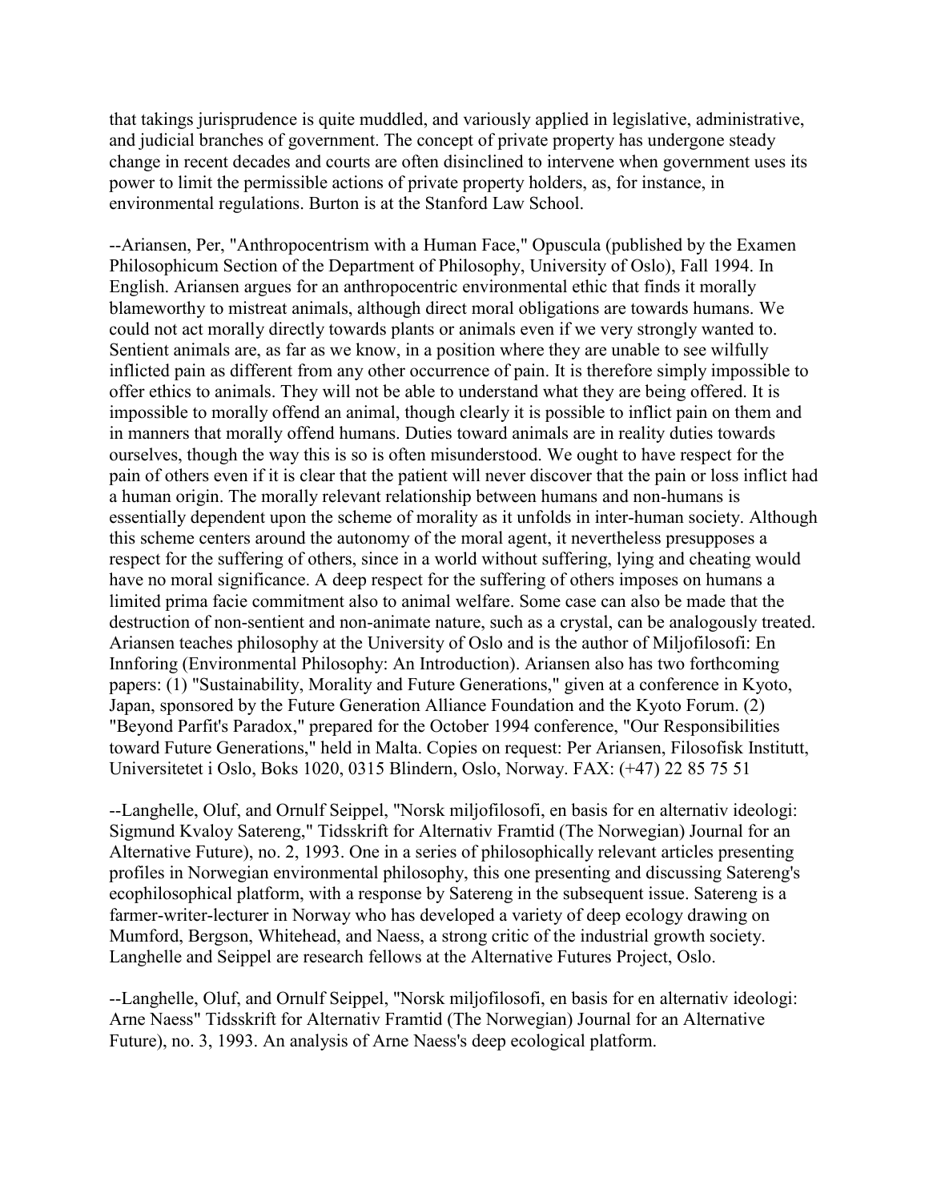that takings jurisprudence is quite muddled, and variously applied in legislative, administrative, and judicial branches of government. The concept of private property has undergone steady change in recent decades and courts are often disinclined to intervene when government uses its power to limit the permissible actions of private property holders, as, for instance, in environmental regulations. Burton is at the Stanford Law School.

--Ariansen, Per, "Anthropocentrism with a Human Face," Opuscula (published by the Examen Philosophicum Section of the Department of Philosophy, University of Oslo), Fall 1994. In English. Ariansen argues for an anthropocentric environmental ethic that finds it morally blameworthy to mistreat animals, although direct moral obligations are towards humans. We could not act morally directly towards plants or animals even if we very strongly wanted to. Sentient animals are, as far as we know, in a position where they are unable to see wilfully inflicted pain as different from any other occurrence of pain. It is therefore simply impossible to offer ethics to animals. They will not be able to understand what they are being offered. It is impossible to morally offend an animal, though clearly it is possible to inflict pain on them and in manners that morally offend humans. Duties toward animals are in reality duties towards ourselves, though the way this is so is often misunderstood. We ought to have respect for the pain of others even if it is clear that the patient will never discover that the pain or loss inflict had a human origin. The morally relevant relationship between humans and non-humans is essentially dependent upon the scheme of morality as it unfolds in inter-human society. Although this scheme centers around the autonomy of the moral agent, it nevertheless presupposes a respect for the suffering of others, since in a world without suffering, lying and cheating would have no moral significance. A deep respect for the suffering of others imposes on humans a limited prima facie commitment also to animal welfare. Some case can also be made that the destruction of non-sentient and non-animate nature, such as a crystal, can be analogously treated. Ariansen teaches philosophy at the University of Oslo and is the author of Miljofilosofi: En Innforing (Environmental Philosophy: An Introduction). Ariansen also has two forthcoming papers: (1) "Sustainability, Morality and Future Generations," given at a conference in Kyoto, Japan, sponsored by the Future Generation Alliance Foundation and the Kyoto Forum. (2) "Beyond Parfit's Paradox," prepared for the October 1994 conference, "Our Responsibilities toward Future Generations," held in Malta. Copies on request: Per Ariansen, Filosofisk Institutt, Universitetet i Oslo, Boks 1020, 0315 Blindern, Oslo, Norway. FAX: (+47) 22 85 75 51

--Langhelle, Oluf, and Ornulf Seippel, "Norsk miljofilosofi, en basis for en alternativ ideologi: Sigmund Kvaloy Satereng," Tidsskrift for Alternativ Framtid (The Norwegian) Journal for an Alternative Future), no. 2, 1993. One in a series of philosophically relevant articles presenting profiles in Norwegian environmental philosophy, this one presenting and discussing Satereng's ecophilosophical platform, with a response by Satereng in the subsequent issue. Satereng is a farmer-writer-lecturer in Norway who has developed a variety of deep ecology drawing on Mumford, Bergson, Whitehead, and Naess, a strong critic of the industrial growth society. Langhelle and Seippel are research fellows at the Alternative Futures Project, Oslo.

--Langhelle, Oluf, and Ornulf Seippel, "Norsk miljofilosofi, en basis for en alternativ ideologi: Arne Naess" Tidsskrift for Alternativ Framtid (The Norwegian) Journal for an Alternative Future), no. 3, 1993. An analysis of Arne Naess's deep ecological platform.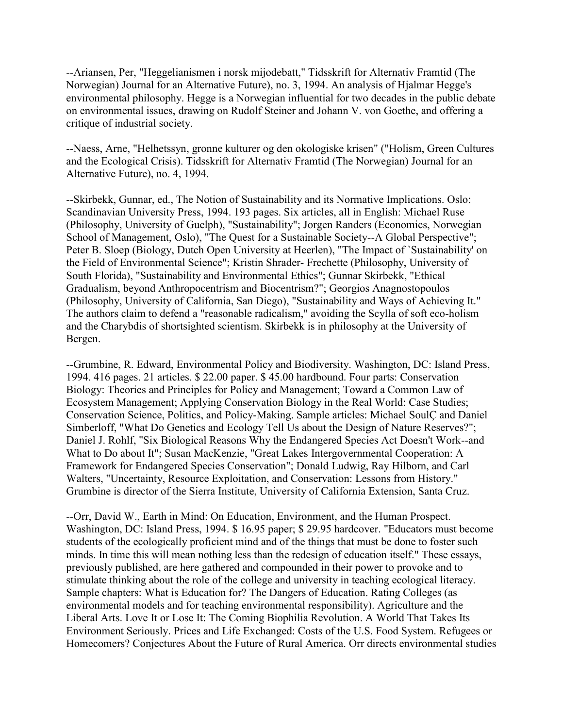--Ariansen, Per, "Heggelianismen i norsk mijodebatt," Tidsskrift for Alternativ Framtid (The Norwegian) Journal for an Alternative Future), no. 3, 1994. An analysis of Hjalmar Hegge's environmental philosophy. Hegge is a Norwegian influential for two decades in the public debate on environmental issues, drawing on Rudolf Steiner and Johann V. von Goethe, and offering a critique of industrial society.

--Naess, Arne, "Helhetssyn, gronne kulturer og den okologiske krisen" ("Holism, Green Cultures and the Ecological Crisis). Tidsskrift for Alternativ Framtid (The Norwegian) Journal for an Alternative Future), no. 4, 1994.

--Skirbekk, Gunnar, ed., The Notion of Sustainability and its Normative Implications. Oslo: Scandinavian University Press, 1994. 193 pages. Six articles, all in English: Michael Ruse (Philosophy, University of Guelph), "Sustainability"; Jorgen Randers (Economics, Norwegian School of Management, Oslo), "The Quest for a Sustainable Society--A Global Perspective"; Peter B. Sloep (Biology, Dutch Open University at Heerlen), "The Impact of `Sustainability' on the Field of Environmental Science"; Kristin Shrader- Frechette (Philosophy, University of South Florida), "Sustainability and Environmental Ethics"; Gunnar Skirbekk, "Ethical Gradualism, beyond Anthropocentrism and Biocentrism?"; Georgios Anagnostopoulos (Philosophy, University of California, San Diego), "Sustainability and Ways of Achieving It." The authors claim to defend a "reasonable radicalism," avoiding the Scylla of soft eco-holism and the Charybdis of shortsighted scientism. Skirbekk is in philosophy at the University of Bergen.

--Grumbine, R. Edward, Environmental Policy and Biodiversity. Washington, DC: Island Press, 1994. 416 pages. 21 articles. $ 22.00 paper. $ 45.00 hardbound. Four parts: Conservation Biology: Theories and Principles for Policy and Management; Toward a Common Law of Ecosystem Management; Applying Conservation Biology in the Real World: Case Studies; Conservation Science, Politics, and Policy-Making. Sample articles: Michael SoulÇ and Daniel Simberloff, "What Do Genetics and Ecology Tell Us about the Design of Nature Reserves?"; Daniel J. Rohlf, "Six Biological Reasons Why the Endangered Species Act Doesn't Work--and What to Do about It"; Susan MacKenzie, "Great Lakes Intergovernmental Cooperation: A Framework for Endangered Species Conservation"; Donald Ludwig, Ray Hilborn, and Carl Walters, "Uncertainty, Resource Exploitation, and Conservation: Lessons from History." Grumbine is director of the Sierra Institute, University of California Extension, Santa Cruz.

--Orr, David W., Earth in Mind: On Education, Environment, and the Human Prospect. Washington, DC: Island Press, 1994. $ 16.95 paper; $ 29.95 hardcover. "Educators must become students of the ecologically proficient mind and of the things that must be done to foster such minds. In time this will mean nothing less than the redesign of education itself." These essays, previously published, are here gathered and compounded in their power to provoke and to stimulate thinking about the role of the college and university in teaching ecological literacy. Sample chapters: What is Education for? The Dangers of Education. Rating Colleges (as environmental models and for teaching environmental responsibility). Agriculture and the Liberal Arts. Love It or Lose It: The Coming Biophilia Revolution. A World That Takes Its Environment Seriously. Prices and Life Exchanged: Costs of the U.S. Food System. Refugees or Homecomers? Conjectures About the Future of Rural America. Orr directs environmental studies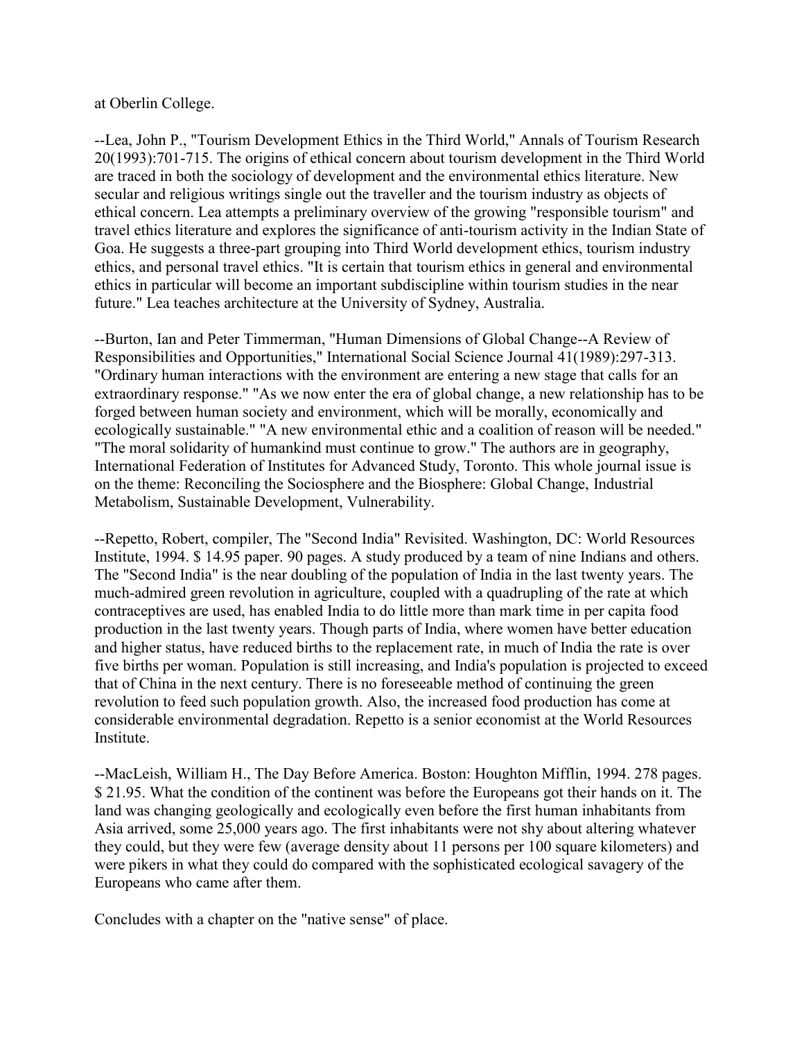at Oberlin College.

--Lea, John P., "Tourism Development Ethics in the Third World," Annals of Tourism Research 20(1993):701-715. The origins of ethical concern about tourism development in the Third World are traced in both the sociology of development and the environmental ethics literature. New secular and religious writings single out the traveller and the tourism industry as objects of ethical concern. Lea attempts a preliminary overview of the growing "responsible tourism" and travel ethics literature and explores the significance of anti-tourism activity in the Indian State of Goa. He suggests a three-part grouping into Third World development ethics, tourism industry ethics, and personal travel ethics. "It is certain that tourism ethics in general and environmental ethics in particular will become an important subdiscipline within tourism studies in the near future." Lea teaches architecture at the University of Sydney, Australia.

--Burton, Ian and Peter Timmerman, "Human Dimensions of Global Change--A Review of Responsibilities and Opportunities," International Social Science Journal 41(1989):297-313. "Ordinary human interactions with the environment are entering a new stage that calls for an extraordinary response." "As we now enter the era of global change, a new relationship has to be forged between human society and environment, which will be morally, economically and ecologically sustainable." "A new environmental ethic and a coalition of reason will be needed." "The moral solidarity of humankind must continue to grow." The authors are in geography, International Federation of Institutes for Advanced Study, Toronto. This whole journal issue is on the theme: Reconciling the Sociosphere and the Biosphere: Global Change, Industrial Metabolism, Sustainable Development, Vulnerability.

--Repetto, Robert, compiler, The "Second India" Revisited. Washington, DC: World Resources Institute, 1994. $ 14.95 paper. 90 pages. A study produced by a team of nine Indians and others. The "Second India" is the near doubling of the population of India in the last twenty years. The much-admired green revolution in agriculture, coupled with a quadrupling of the rate at which contraceptives are used, has enabled India to do little more than mark time in per capita food production in the last twenty years. Though parts of India, where women have better education and higher status, have reduced births to the replacement rate, in much of India the rate is over five births per woman. Population is still increasing, and India's population is projected to exceed that of China in the next century. There is no foreseeable method of continuing the green revolution to feed such population growth. Also, the increased food production has come at considerable environmental degradation. Repetto is a senior economist at the World Resources Institute.

--MacLeish, William H., The Day Before America. Boston: Houghton Mifflin, 1994. 278 pages. $ 21.95. What the condition of the continent was before the Europeans got their hands on it. The land was changing geologically and ecologically even before the first human inhabitants from Asia arrived, some 25,000 years ago. The first inhabitants were not shy about altering whatever they could, but they were few (average density about 11 persons per 100 square kilometers) and were pikers in what they could do compared with the sophisticated ecological savagery of the Europeans who came after them.

Concludes with a chapter on the "native sense" of place.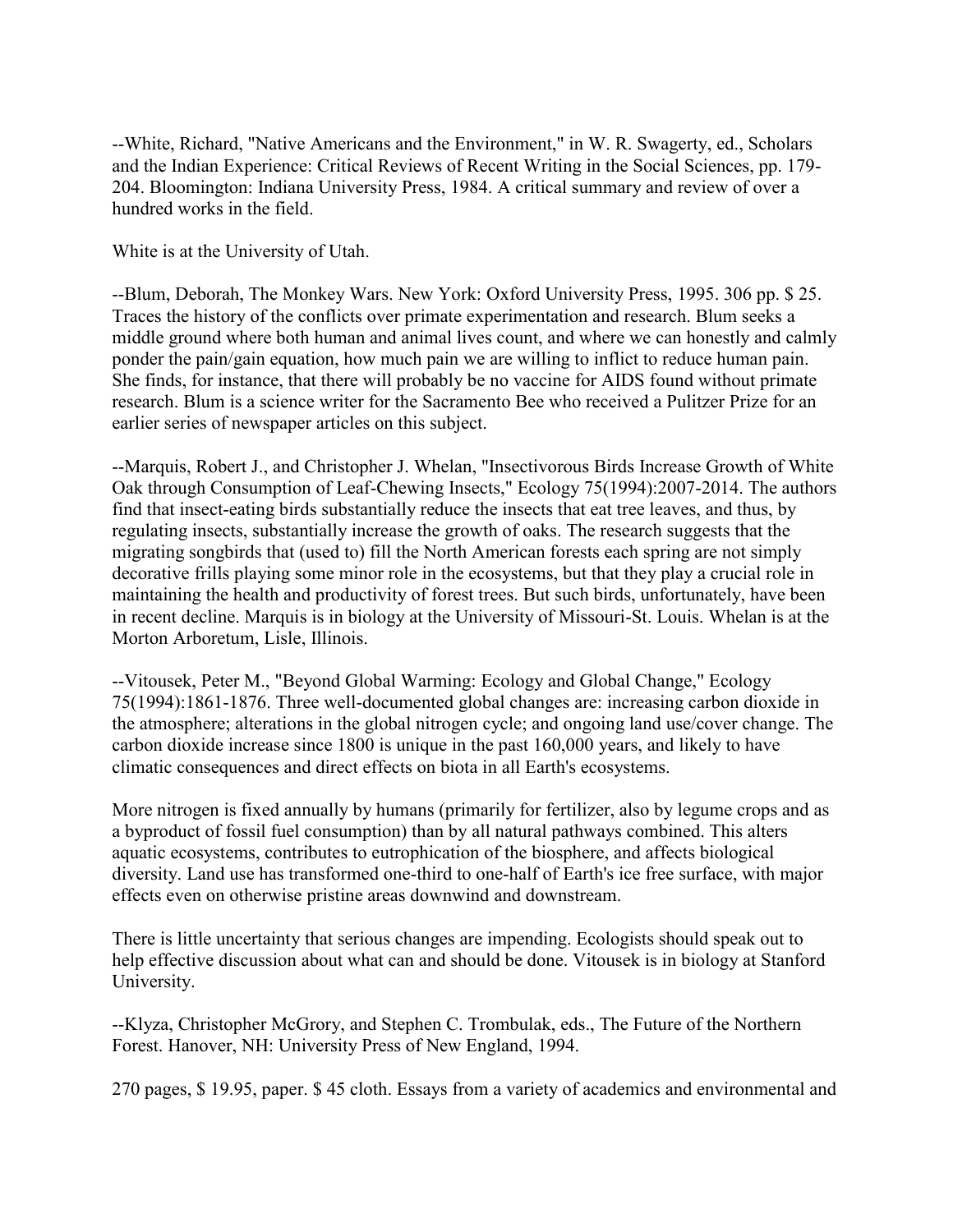--White, Richard, "Native Americans and the Environment," in W. R. Swagerty, ed., Scholars and the Indian Experience: Critical Reviews of Recent Writing in the Social Sciences, pp. 179-204. Bloomington: Indiana University Press, 1984. A critical summary and review of over a hundred works in the field.

White is at the University of Utah.

--Blum, Deborah, The Monkey Wars. New York: Oxford University Press, 1995. 306 pp. $ 25. Traces the history of the conflicts over primate experimentation and research. Blum seeks a middle ground where both human and animal lives count, and where we can honestly and calmly ponder the pain/gain equation, how much pain we are willing to inflict to reduce human pain. She finds, for instance, that there will probably be no vaccine for AIDS found without primate research. Blum is a science writer for the Sacramento Bee who received a Pulitzer Prize for an earlier series of newspaper articles on this subject.

--Marquis, Robert J., and Christopher J. Whelan, "Insectivorous Birds Increase Growth of White Oak through Consumption of Leaf-Chewing Insects," Ecology 75(1994):2007-2014. The authors find that insect-eating birds substantially reduce the insects that eat tree leaves, and thus, by regulating insects, substantially increase the growth of oaks. The research suggests that the migrating songbirds that (used to) fill the North American forests each spring are not simply decorative frills playing some minor role in the ecosystems, but that they play a crucial role in maintaining the health and productivity of forest trees. But such birds, unfortunately, have been in recent decline. Marquis is in biology at the University of Missouri-St. Louis. Whelan is at the Morton Arboretum, Lisle, Illinois.

--Vitousek, Peter M., "Beyond Global Warming: Ecology and Global Change," Ecology 75(1994):1861-1876. Three well-documented global changes are: increasing carbon dioxide in the atmosphere; alterations in the global nitrogen cycle; and ongoing land use/cover change. The carbon dioxide increase since 1800 is unique in the past 160,000 years, and likely to have climatic consequences and direct effects on biota in all Earth's ecosystems.

More nitrogen is fixed annually by humans (primarily for fertilizer, also by legume crops and as a byproduct of fossil fuel consumption) than by all natural pathways combined. This alters aquatic ecosystems, contributes to eutrophication of the biosphere, and affects biological diversity. Land use has transformed one-third to one-half of Earth's ice free surface, with major effects even on otherwise pristine areas downwind and downstream.

There is little uncertainty that serious changes are impending. Ecologists should speak out to help effective discussion about what can and should be done. Vitousek is in biology at Stanford University.

--Klyza, Christopher McGrory, and Stephen C. Trombulak, eds., The Future of the Northern Forest. Hanover, NH: University Press of New England, 1994.

270 pages, $ 19.95, paper. $ 45 cloth. Essays from a variety of academics and environmental and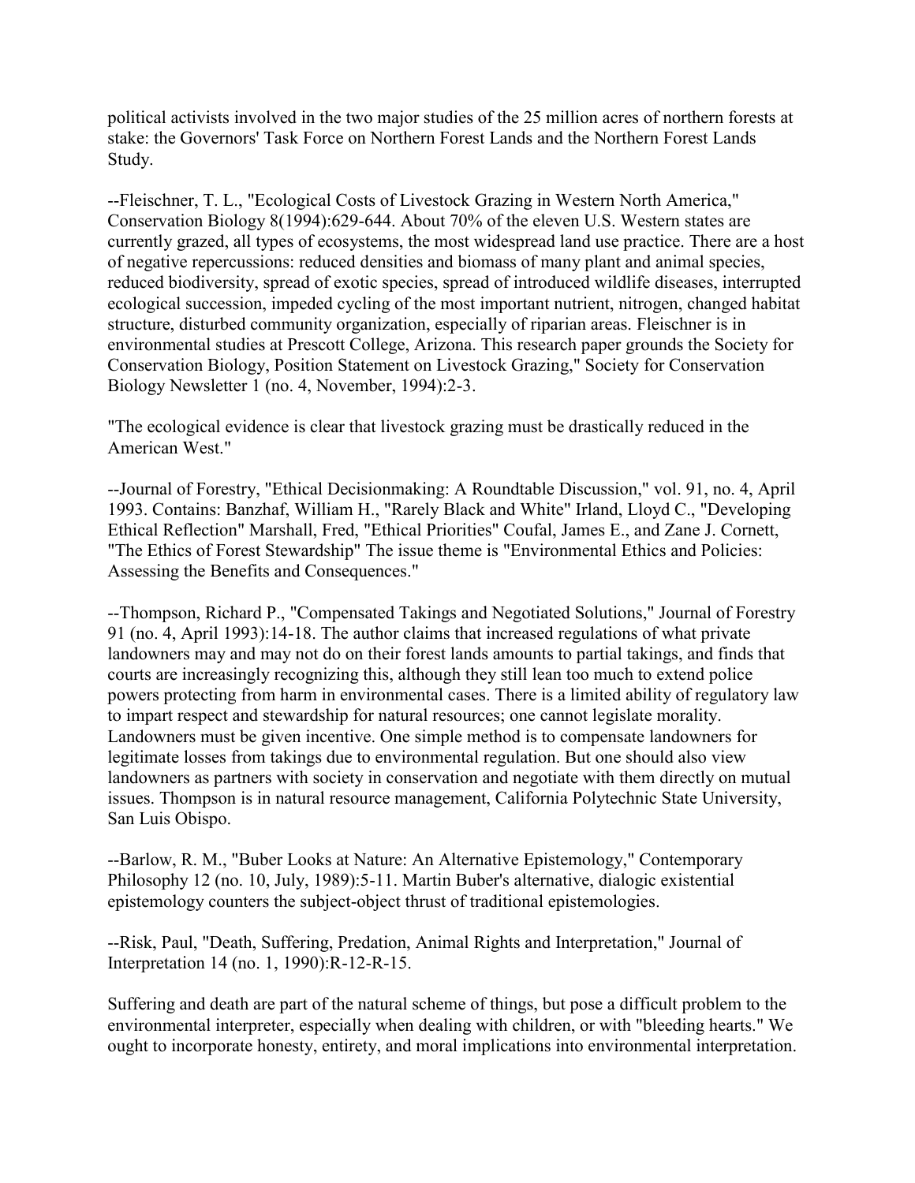political activists involved in the two major studies of the 25 million acres of northern forests at stake: the Governors' Task Force on Northern Forest Lands and the Northern Forest Lands Study.

--Fleischner, T. L., "Ecological Costs of Livestock Grazing in Western North America," Conservation Biology 8(1994):629-644. About 70% of the eleven U.S. Western states are currently grazed, all types of ecosystems, the most widespread land use practice. There are a host of negative repercussions: reduced densities and biomass of many plant and animal species, reduced biodiversity, spread of exotic species, spread of introduced wildlife diseases, interrupted ecological succession, impeded cycling of the most important nutrient, nitrogen, changed habitat structure, disturbed community organization, especially of riparian areas. Fleischner is in environmental studies at Prescott College, Arizona. This research paper grounds the Society for Conservation Biology, Position Statement on Livestock Grazing," Society for Conservation Biology Newsletter 1 (no. 4, November, 1994):2-3.

"The ecological evidence is clear that livestock grazing must be drastically reduced in the American West."

--Journal of Forestry, "Ethical Decisionmaking: A Roundtable Discussion," vol. 91, no. 4, April 1993. Contains: Banzhaf, William H., "Rarely Black and White" Irland, Lloyd C., "Developing Ethical Reflection" Marshall, Fred, "Ethical Priorities" Coufal, James E., and Zane J. Cornett, "The Ethics of Forest Stewardship" The issue theme is "Environmental Ethics and Policies: Assessing the Benefits and Consequences."

--Thompson, Richard P., "Compensated Takings and Negotiated Solutions," Journal of Forestry 91 (no. 4, April 1993):14-18. The author claims that increased regulations of what private landowners may and may not do on their forest lands amounts to partial takings, and finds that courts are increasingly recognizing this, although they still lean too much to extend police powers protecting from harm in environmental cases. There is a limited ability of regulatory law to impart respect and stewardship for natural resources; one cannot legislate morality. Landowners must be given incentive. One simple method is to compensate landowners for legitimate losses from takings due to environmental regulation. But one should also view landowners as partners with society in conservation and negotiate with them directly on mutual issues. Thompson is in natural resource management, California Polytechnic State University, San Luis Obispo.

--Barlow, R. M., "Buber Looks at Nature: An Alternative Epistemology," Contemporary Philosophy 12 (no. 10, July, 1989):5-11. Martin Buber's alternative, dialogic existential epistemology counters the subject-object thrust of traditional epistemologies.

--Risk, Paul, "Death, Suffering, Predation, Animal Rights and Interpretation," Journal of Interpretation 14 (no. 1, 1990):R-12-R-15.

Suffering and death are part of the natural scheme of things, but pose a difficult problem to the environmental interpreter, especially when dealing with children, or with "bleeding hearts." We ought to incorporate honesty, entirety, and moral implications into environmental interpretation.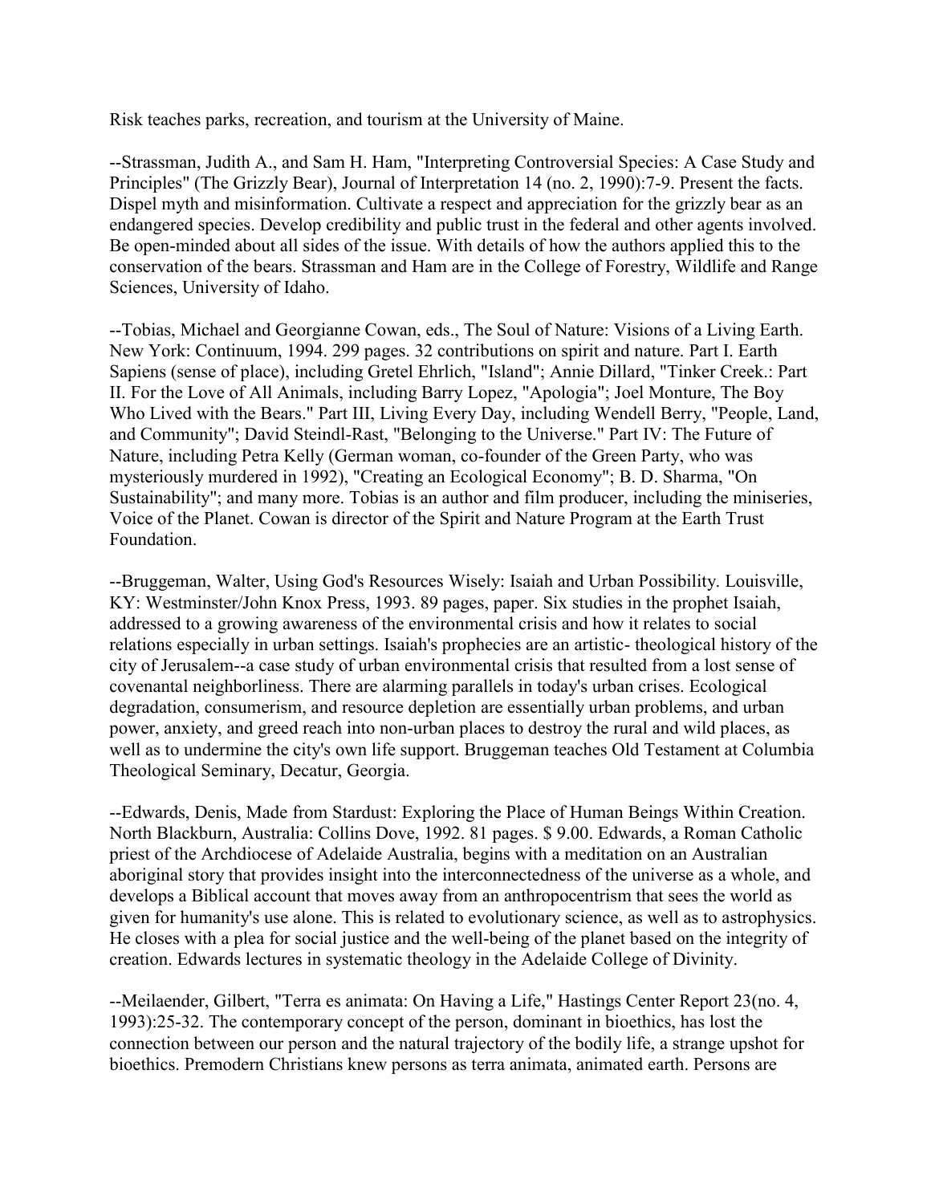Risk teaches parks, recreation, and tourism at the University of Maine.

--Strassman, Judith A., and Sam H. Ham, "Interpreting Controversial Species: A Case Study and Principles" (The Grizzly Bear), Journal of Interpretation 14 (no. 2, 1990):7-9. Present the facts. Dispel myth and misinformation. Cultivate a respect and appreciation for the grizzly bear as an endangered species. Develop credibility and public trust in the federal and other agents involved. Be open-minded about all sides of the issue. With details of how the authors applied this to the conservation of the bears. Strassman and Ham are in the College of Forestry, Wildlife and Range Sciences, University of Idaho.

--Tobias, Michael and Georgianne Cowan, eds., The Soul of Nature: Visions of a Living Earth. New York: Continuum, 1994. 299 pages. 32 contributions on spirit and nature. Part I. Earth Sapiens (sense of place), including Gretel Ehrlich, "Island"; Annie Dillard, "Tinker Creek.: Part II. For the Love of All Animals, including Barry Lopez, "Apologia"; Joel Monture, The Boy Who Lived with the Bears." Part III, Living Every Day, including Wendell Berry, "People, Land, and Community"; David Steindl-Rast, "Belonging to the Universe." Part IV: The Future of Nature, including Petra Kelly (German woman, co-founder of the Green Party, who was mysteriously murdered in 1992), "Creating an Ecological Economy"; B. D. Sharma, "On Sustainability"; and many more. Tobias is an author and film producer, including the miniseries, Voice of the Planet. Cowan is director of the Spirit and Nature Program at the Earth Trust Foundation.

--Bruggeman, Walter, Using God's Resources Wisely: Isaiah and Urban Possibility. Louisville, KY: Westminster/John Knox Press, 1993. 89 pages, paper. Six studies in the prophet Isaiah, addressed to a growing awareness of the environmental crisis and how it relates to social relations especially in urban settings. Isaiah's prophecies are an artistic- theological history of the city of Jerusalem--a case study of urban environmental crisis that resulted from a lost sense of covenantal neighborliness. There are alarming parallels in today's urban crises. Ecological degradation, consumerism, and resource depletion are essentially urban problems, and urban power, anxiety, and greed reach into non-urban places to destroy the rural and wild places, as well as to undermine the city's own life support. Bruggeman teaches Old Testament at Columbia Theological Seminary, Decatur, Georgia.

--Edwards, Denis, Made from Stardust: Exploring the Place of Human Beings Within Creation. North Blackburn, Australia: Collins Dove, 1992. 81 pages. $ 9.00. Edwards, a Roman Catholic priest of the Archdiocese of Adelaide Australia, begins with a meditation on an Australian aboriginal story that provides insight into the interconnectedness of the universe as a whole, and develops a Biblical account that moves away from an anthropocentrism that sees the world as given for humanity's use alone. This is related to evolutionary science, as well as to astrophysics. He closes with a plea for social justice and the well-being of the planet based on the integrity of creation. Edwards lectures in systematic theology in the Adelaide College of Divinity.

--Meilaender, Gilbert, "Terra es animata: On Having a Life," Hastings Center Report 23(no. 4, 1993):25-32. The contemporary concept of the person, dominant in bioethics, has lost the connection between our person and the natural trajectory of the bodily life, a strange upshot for bioethics. Premodern Christians knew persons as terra animata, animated earth. Persons are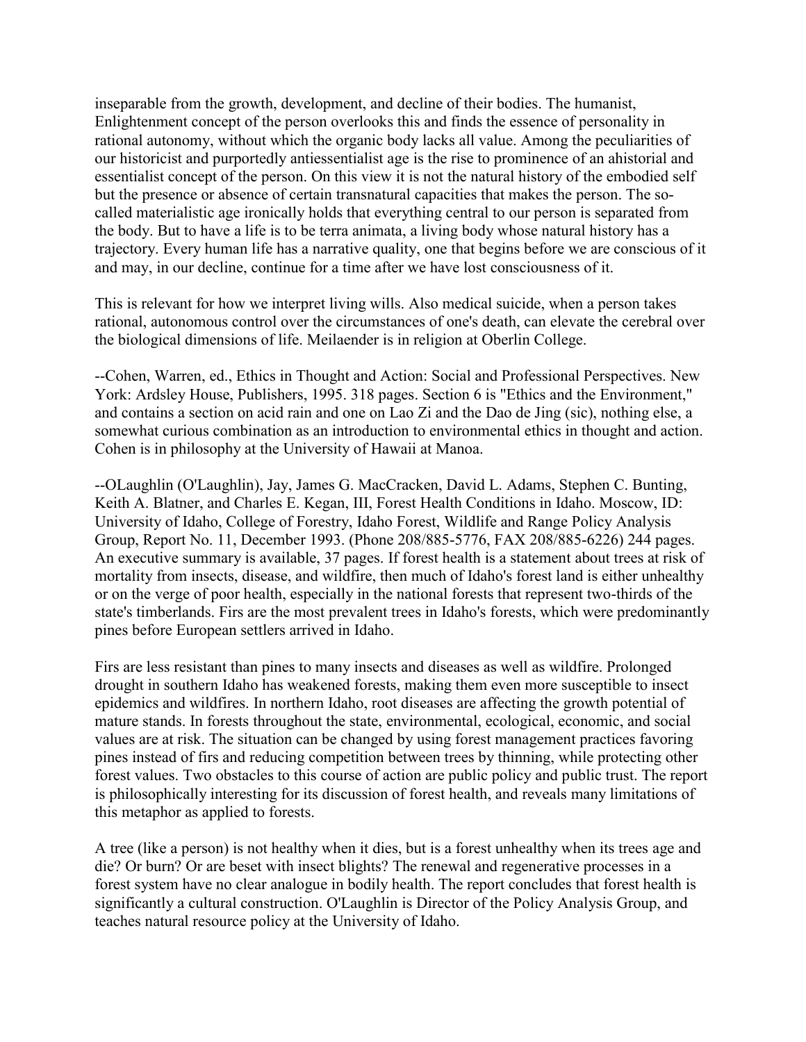inseparable from the growth, development, and decline of their bodies. The humanist, Enlightenment concept of the person overlooks this and finds the essence of personality in rational autonomy, without which the organic body lacks all value. Among the peculiarities of our historicist and purportedly antiessentialist age is the rise to prominence of an ahistorial and essentialist concept of the person. On this view it is not the natural history of the embodied self but the presence or absence of certain transnatural capacities that makes the person. The so-called materialistic age ironically holds that everything central to our person is separated from the body. But to have a life is to be terra animata, a living body whose natural history has a trajectory. Every human life has a narrative quality, one that begins before we are conscious of it and may, in our decline, continue for a time after we have lost consciousness of it.

This is relevant for how we interpret living wills. Also medical suicide, when a person takes rational, autonomous control over the circumstances of one's death, can elevate the cerebral over the biological dimensions of life. Meilaender is in religion at Oberlin College.

--Cohen, Warren, ed., Ethics in Thought and Action: Social and Professional Perspectives. New York: Ardsley House, Publishers, 1995. 318 pages. Section 6 is "Ethics and the Environment," and contains a section on acid rain and one on Lao Zi and the Dao de Jing (sic), nothing else, a somewhat curious combination as an introduction to environmental ethics in thought and action. Cohen is in philosophy at the University of Hawaii at Manoa.

--OLaughlin (O'Laughlin), Jay, James G. MacCracken, David L. Adams, Stephen C. Bunting, Keith A. Blatner, and Charles E. Kegan, III, Forest Health Conditions in Idaho. Moscow, ID: University of Idaho, College of Forestry, Idaho Forest, Wildlife and Range Policy Analysis Group, Report No. 11, December 1993. (Phone 208/885-5776, FAX 208/885-6226) 244 pages. An executive summary is available, 37 pages. If forest health is a statement about trees at risk of mortality from insects, disease, and wildfire, then much of Idaho's forest land is either unhealthy or on the verge of poor health, especially in the national forests that represent two-thirds of the state's timberlands. Firs are the most prevalent trees in Idaho's forests, which were predominantly pines before European settlers arrived in Idaho.

Firs are less resistant than pines to many insects and diseases as well as wildfire. Prolonged drought in southern Idaho has weakened forests, making them even more susceptible to insect epidemics and wildfires. In northern Idaho, root diseases are affecting the growth potential of mature stands. In forests throughout the state, environmental, ecological, economic, and social values are at risk. The situation can be changed by using forest management practices favoring pines instead of firs and reducing competition between trees by thinning, while protecting other forest values. Two obstacles to this course of action are public policy and public trust. The report is philosophically interesting for its discussion of forest health, and reveals many limitations of this metaphor as applied to forests.

A tree (like a person) is not healthy when it dies, but is a forest unhealthy when its trees age and die? Or burn? Or are beset with insect blights? The renewal and regenerative processes in a forest system have no clear analogue in bodily health. The report concludes that forest health is significantly a cultural construction. O'Laughlin is Director of the Policy Analysis Group, and teaches natural resource policy at the University of Idaho.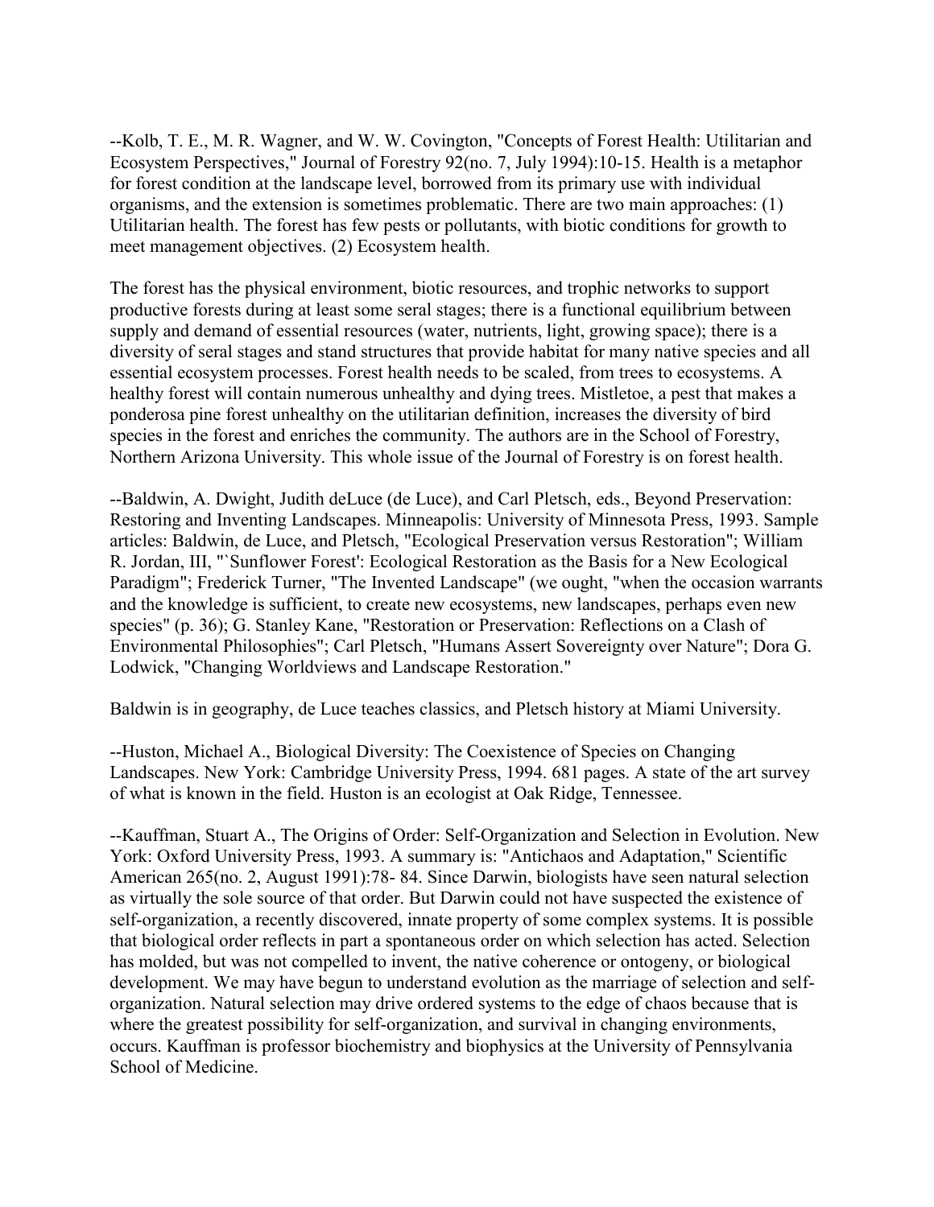--Kolb, T. E., M. R. Wagner, and W. W. Covington, "Concepts of Forest Health: Utilitarian and Ecosystem Perspectives," Journal of Forestry 92(no. 7, July 1994):10-15. Health is a metaphor for forest condition at the landscape level, borrowed from its primary use with individual organisms, and the extension is sometimes problematic. There are two main approaches: (1) Utilitarian health. The forest has few pests or pollutants, with biotic conditions for growth to meet management objectives. (2) Ecosystem health.

The forest has the physical environment, biotic resources, and trophic networks to support productive forests during at least some seral stages; there is a functional equilibrium between supply and demand of essential resources (water, nutrients, light, growing space); there is a diversity of seral stages and stand structures that provide habitat for many native species and all essential ecosystem processes. Forest health needs to be scaled, from trees to ecosystems. A healthy forest will contain numerous unhealthy and dying trees. Mistletoe, a pest that makes a ponderosa pine forest unhealthy on the utilitarian definition, increases the diversity of bird species in the forest and enriches the community. The authors are in the School of Forestry, Northern Arizona University. This whole issue of the Journal of Forestry is on forest health.

--Baldwin, A. Dwight, Judith deLuce (de Luce), and Carl Pletsch, eds., Beyond Preservation: Restoring and Inventing Landscapes. Minneapolis: University of Minnesota Press, 1993. Sample articles: Baldwin, de Luce, and Pletsch, "Ecological Preservation versus Restoration"; William R. Jordan, III, "`Sunflower Forest': Ecological Restoration as the Basis for a New Ecological Paradigm"; Frederick Turner, "The Invented Landscape" (we ought, "when the occasion warrants and the knowledge is sufficient, to create new ecosystems, new landscapes, perhaps even new species" (p. 36); G. Stanley Kane, "Restoration or Preservation: Reflections on a Clash of Environmental Philosophies"; Carl Pletsch, "Humans Assert Sovereignty over Nature"; Dora G. Lodwick, "Changing Worldviews and Landscape Restoration."

Baldwin is in geography, de Luce teaches classics, and Pletsch history at Miami University.

--Huston, Michael A., Biological Diversity: The Coexistence of Species on Changing Landscapes. New York: Cambridge University Press, 1994. 681 pages. A state of the art survey of what is known in the field. Huston is an ecologist at Oak Ridge, Tennessee.

--Kauffman, Stuart A., The Origins of Order: Self-Organization and Selection in Evolution. New York: Oxford University Press, 1993. A summary is: "Antichaos and Adaptation," Scientific American 265(no. 2, August 1991):78- 84. Since Darwin, biologists have seen natural selection as virtually the sole source of that order. But Darwin could not have suspected the existence of self-organization, a recently discovered, innate property of some complex systems. It is possible that biological order reflects in part a spontaneous order on which selection has acted. Selection has molded, but was not compelled to invent, the native coherence or ontogeny, or biological development. We may have begun to understand evolution as the marriage of selection and self-organization. Natural selection may drive ordered systems to the edge of chaos because that is where the greatest possibility for self-organization, and survival in changing environments, occurs. Kauffman is professor biochemistry and biophysics at the University of Pennsylvania School of Medicine.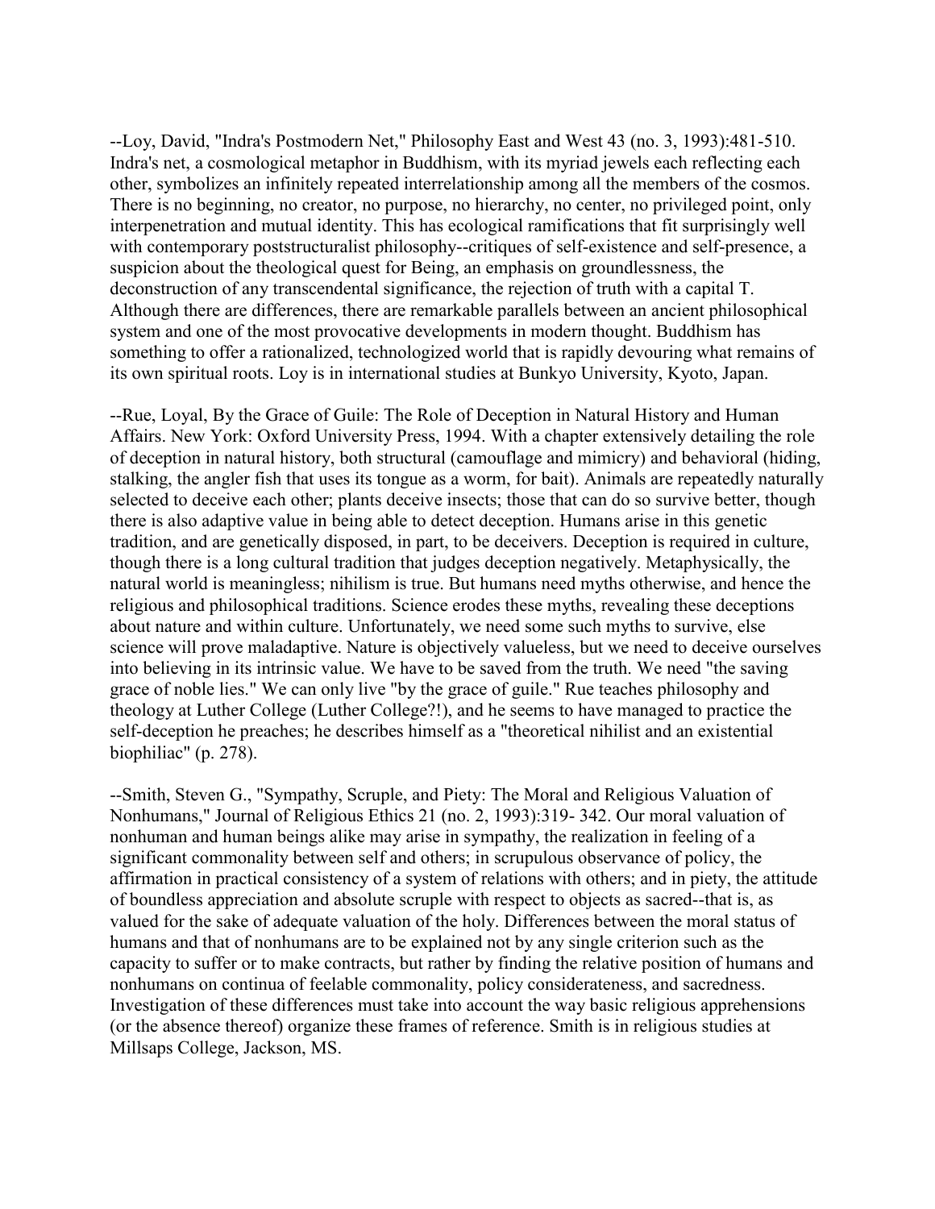--Loy, David, "Indra's Postmodern Net," Philosophy East and West 43 (no. 3, 1993):481-510. Indra's net, a cosmological metaphor in Buddhism, with its myriad jewels each reflecting each other, symbolizes an infinitely repeated interrelationship among all the members of the cosmos. There is no beginning, no creator, no purpose, no hierarchy, no center, no privileged point, only interpenetration and mutual identity. This has ecological ramifications that fit surprisingly well with contemporary poststructuralist philosophy--critiques of self-existence and self-presence, a suspicion about the theological quest for Being, an emphasis on groundlessness, the deconstruction of any transcendental significance, the rejection of truth with a capital T. Although there are differences, there are remarkable parallels between an ancient philosophical system and one of the most provocative developments in modern thought. Buddhism has something to offer a rationalized, technologized world that is rapidly devouring what remains of its own spiritual roots. Loy is in international studies at Bunkyo University, Kyoto, Japan.

--Rue, Loyal, By the Grace of Guile: The Role of Deception in Natural History and Human Affairs. New York: Oxford University Press, 1994. With a chapter extensively detailing the role of deception in natural history, both structural (camouflage and mimicry) and behavioral (hiding, stalking, the angler fish that uses its tongue as a worm, for bait). Animals are repeatedly naturally selected to deceive each other; plants deceive insects; those that can do so survive better, though there is also adaptive value in being able to detect deception. Humans arise in this genetic tradition, and are genetically disposed, in part, to be deceivers. Deception is required in culture, though there is a long cultural tradition that judges deception negatively. Metaphysically, the natural world is meaningless; nihilism is true. But humans need myths otherwise, and hence the religious and philosophical traditions. Science erodes these myths, revealing these deceptions about nature and within culture. Unfortunately, we need some such myths to survive, else science will prove maladaptive. Nature is objectively valueless, but we need to deceive ourselves into believing in its intrinsic value. We have to be saved from the truth. We need "the saving grace of noble lies." We can only live "by the grace of guile." Rue teaches philosophy and theology at Luther College (Luther College?!), and he seems to have managed to practice the self-deception he preaches; he describes himself as a "theoretical nihilist and an existential biophiliac" (p. 278).

--Smith, Steven G., "Sympathy, Scruple, and Piety: The Moral and Religious Valuation of Nonhumans," Journal of Religious Ethics 21 (no. 2, 1993):319- 342. Our moral valuation of nonhuman and human beings alike may arise in sympathy, the realization in feeling of a significant commonality between self and others; in scrupulous observance of policy, the affirmation in practical consistency of a system of relations with others; and in piety, the attitude of boundless appreciation and absolute scruple with respect to objects as sacred--that is, as valued for the sake of adequate valuation of the holy. Differences between the moral status of humans and that of nonhumans are to be explained not by any single criterion such as the capacity to suffer or to make contracts, but rather by finding the relative position of humans and nonhumans on continua of feelable commonality, policy considerateness, and sacredness. Investigation of these differences must take into account the way basic religious apprehensions (or the absence thereof) organize these frames of reference. Smith is in religious studies at Millsaps College, Jackson, MS.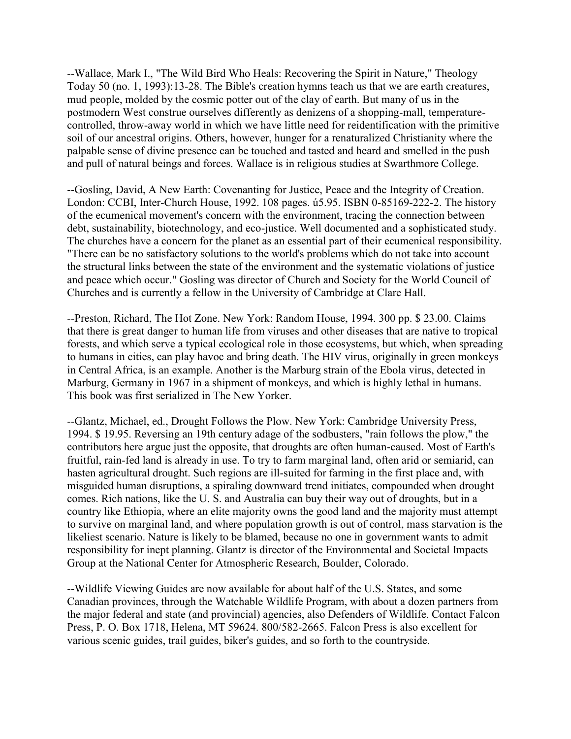--Wallace, Mark I., "The Wild Bird Who Heals: Recovering the Spirit in Nature," Theology Today 50 (no. 1, 1993):13-28. The Bible's creation hymns teach us that we are earth creatures, mud people, molded by the cosmic potter out of the clay of earth. But many of us in the postmodern West construe ourselves differently as denizens of a shopping-mall, temperature-controlled, throw-away world in which we have little need for reidentification with the primitive soil of our ancestral origins. Others, however, hunger for a renaturalized Christianity where the palpable sense of divine presence can be touched and tasted and heard and smelled in the push and pull of natural beings and forces. Wallace is in religious studies at Swarthmore College.

--Gosling, David, A New Earth: Covenanting for Justice, Peace and the Integrity of Creation. London: CCBI, Inter-Church House, 1992. 108 pages. ú5.95. ISBN 0-85169-222-2. The history of the ecumenical movement's concern with the environment, tracing the connection between debt, sustainability, biotechnology, and eco-justice. Well documented and a sophisticated study. The churches have a concern for the planet as an essential part of their ecumenical responsibility. "There can be no satisfactory solutions to the world's problems which do not take into account the structural links between the state of the environment and the systematic violations of justice and peace which occur." Gosling was director of Church and Society for the World Council of Churches and is currently a fellow in the University of Cambridge at Clare Hall.

--Preston, Richard, The Hot Zone. New York: Random House, 1994. 300 pp. $ 23.00. Claims that there is great danger to human life from viruses and other diseases that are native to tropical forests, and which serve a typical ecological role in those ecosystems, but which, when spreading to humans in cities, can play havoc and bring death. The HIV virus, originally in green monkeys in Central Africa, is an example. Another is the Marburg strain of the Ebola virus, detected in Marburg, Germany in 1967 in a shipment of monkeys, and which is highly lethal in humans. This book was first serialized in The New Yorker.

--Glantz, Michael, ed., Drought Follows the Plow. New York: Cambridge University Press, 1994. $ 19.95. Reversing an 19th century adage of the sodbusters, "rain follows the plow," the contributors here argue just the opposite, that droughts are often human-caused. Most of Earth's fruitful, rain-fed land is already in use. To try to farm marginal land, often arid or semiarid, can hasten agricultural drought. Such regions are ill-suited for farming in the first place and, with misguided human disruptions, a spiraling downward trend initiates, compounded when drought comes. Rich nations, like the U. S. and Australia can buy their way out of droughts, but in a country like Ethiopia, where an elite majority owns the good land and the majority must attempt to survive on marginal land, and where population growth is out of control, mass starvation is the likeliest scenario. Nature is likely to be blamed, because no one in government wants to admit responsibility for inept planning. Glantz is director of the Environmental and Societal Impacts Group at the National Center for Atmospheric Research, Boulder, Colorado.

--Wildlife Viewing Guides are now available for about half of the U.S. States, and some Canadian provinces, through the Watchable Wildlife Program, with about a dozen partners from the major federal and state (and provincial) agencies, also Defenders of Wildlife. Contact Falcon Press, P. O. Box 1718, Helena, MT 59624. 800/582-2665. Falcon Press is also excellent for various scenic guides, trail guides, biker's guides, and so forth to the countryside.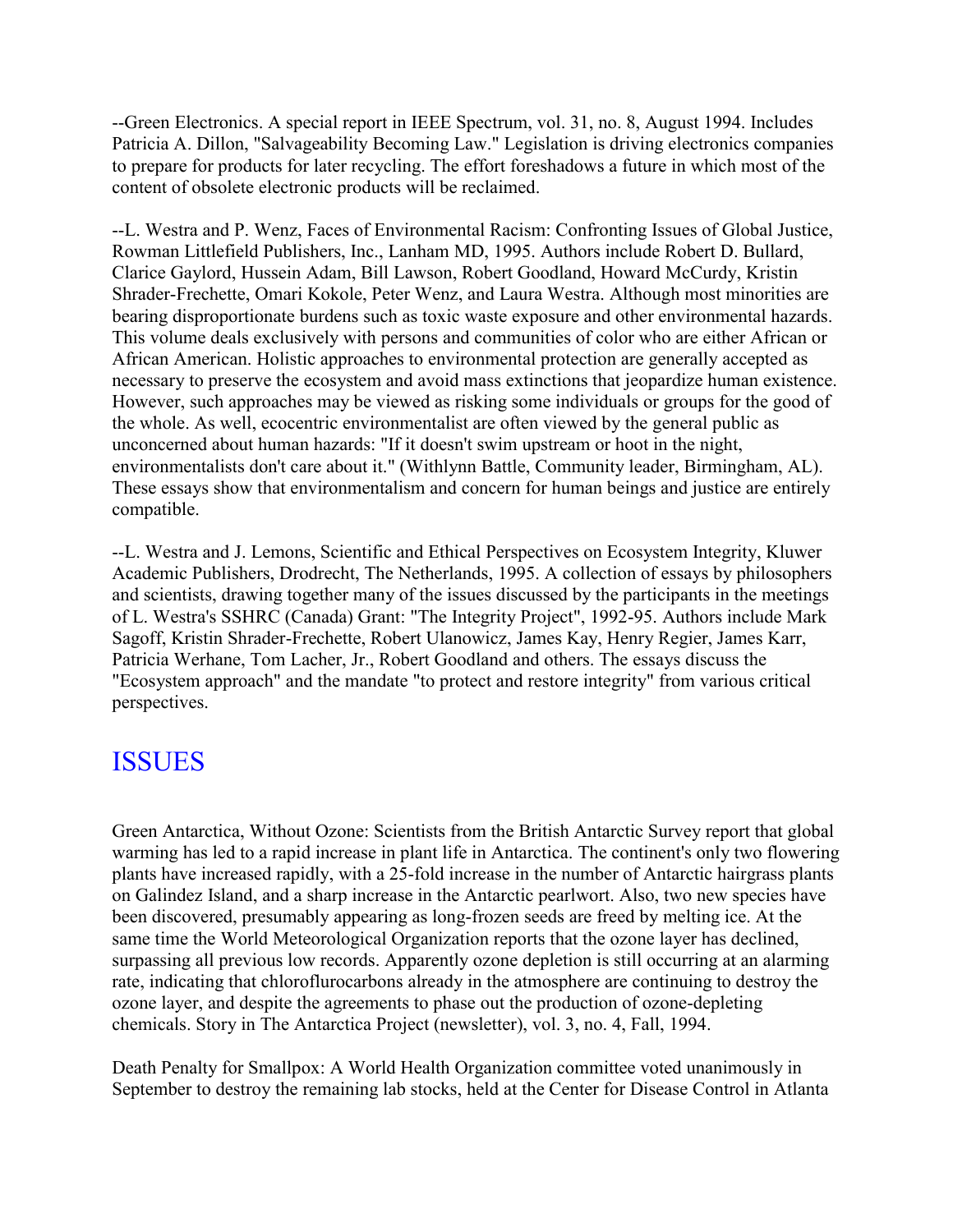--Green Electronics. A special report in IEEE Spectrum, vol. 31, no. 8, August 1994. Includes Patricia A. Dillon, "Salvageability Becoming Law." Legislation is driving electronics companies to prepare for products for later recycling. The effort foreshadows a future in which most of the content of obsolete electronic products will be reclaimed.

--L. Westra and P. Wenz, Faces of Environmental Racism: Confronting Issues of Global Justice, Rowman Littlefield Publishers, Inc., Lanham MD, 1995. Authors include Robert D. Bullard, Clarice Gaylord, Hussein Adam, Bill Lawson, Robert Goodland, Howard McCurdy, Kristin Shrader-Frechette, Omari Kokole, Peter Wenz, and Laura Westra. Although most minorities are bearing disproportionate burdens such as toxic waste exposure and other environmental hazards. This volume deals exclusively with persons and communities of color who are either African or African American. Holistic approaches to environmental protection are generally accepted as necessary to preserve the ecosystem and avoid mass extinctions that jeopardize human existence. However, such approaches may be viewed as risking some individuals or groups for the good of the whole. As well, ecocentric environmentalist are often viewed by the general public as unconcerned about human hazards: "If it doesn't swim upstream or hoot in the night, environmentalists don't care about it." (Withlynn Battle, Community leader, Birmingham, AL). These essays show that environmentalism and concern for human beings and justice are entirely compatible.

--L. Westra and J. Lemons, Scientific and Ethical Perspectives on Ecosystem Integrity, Kluwer Academic Publishers, Drodrecht, The Netherlands, 1995. A collection of essays by philosophers and scientists, drawing together many of the issues discussed by the participants in the meetings of L. Westra's SSHRC (Canada) Grant: "The Integrity Project", 1992-95. Authors include Mark Sagoff, Kristin Shrader-Frechette, Robert Ulanowicz, James Kay, Henry Regier, James Karr, Patricia Werhane, Tom Lacher, Jr., Robert Goodland and others. The essays discuss the "Ecosystem approach" and the mandate "to protect and restore integrity" from various critical perspectives.

## ISSUES

Green Antarctica, Without Ozone: Scientists from the British Antarctic Survey report that global warming has led to a rapid increase in plant life in Antarctica. The continent's only two flowering plants have increased rapidly, with a 25-fold increase in the number of Antarctic hairgrass plants on Galindez Island, and a sharp increase in the Antarctic pearlwort. Also, two new species have been discovered, presumably appearing as long-frozen seeds are freed by melting ice. At the same time the World Meteorological Organization reports that the ozone layer has declined, surpassing all previous low records. Apparently ozone depletion is still occurring at an alarming rate, indicating that chloroflurocarbons already in the atmosphere are continuing to destroy the ozone layer, and despite the agreements to phase out the production of ozone-depleting chemicals. Story in The Antarctica Project (newsletter), vol. 3, no. 4, Fall, 1994.

Death Penalty for Smallpox: A World Health Organization committee voted unanimously in September to destroy the remaining lab stocks, held at the Center for Disease Control in Atlanta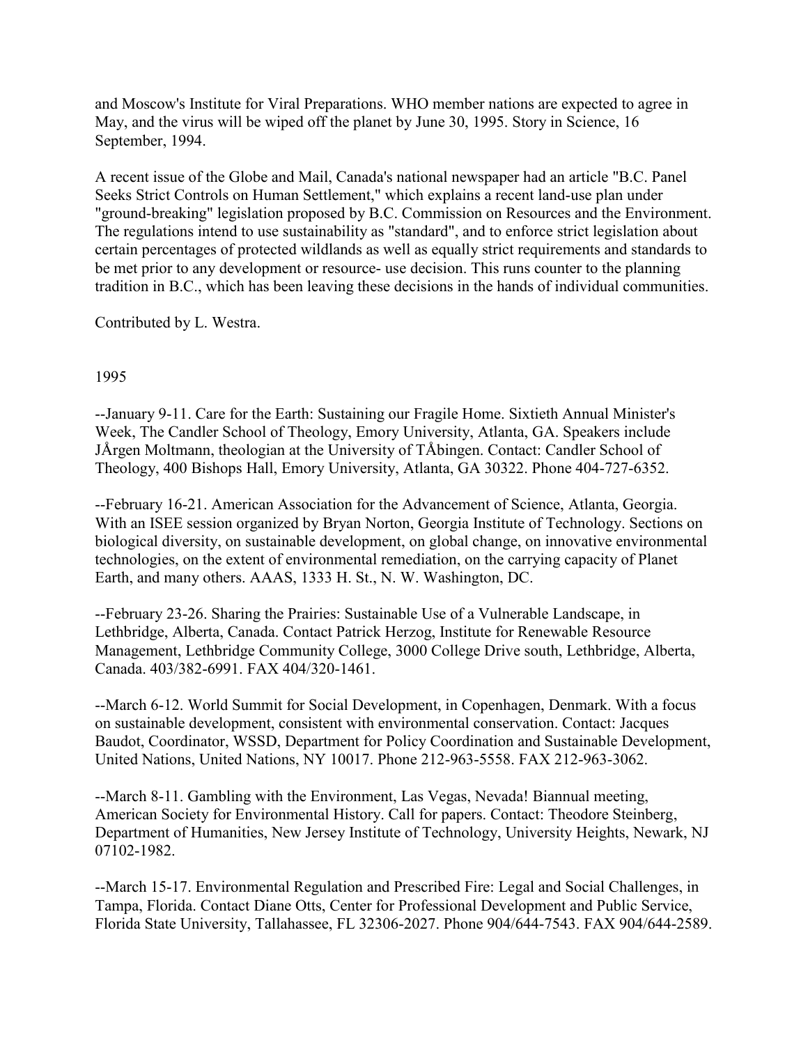and Moscow's Institute for Viral Preparations. WHO member nations are expected to agree in May, and the virus will be wiped off the planet by June 30, 1995. Story in Science, 16 September, 1994.

A recent issue of the Globe and Mail, Canada's national newspaper had an article "B.C. Panel Seeks Strict Controls on Human Settlement," which explains a recent land-use plan under "ground-breaking" legislation proposed by B.C. Commission on Resources and the Environment. The regulations intend to use sustainability as "standard", and to enforce strict legislation about certain percentages of protected wildlands as well as equally strict requirements and standards to be met prior to any development or resource- use decision. This runs counter to the planning tradition in B.C., which has been leaving these decisions in the hands of individual communities.

Contributed by L. Westra.

1995

--January 9-11. Care for the Earth: Sustaining our Fragile Home. Sixtieth Annual Minister's Week, The Candler School of Theology, Emory University, Atlanta, GA. Speakers include JÅrgen Moltmann, theologian at the University of TÅbingen. Contact: Candler School of Theology, 400 Bishops Hall, Emory University, Atlanta, GA 30322. Phone 404-727-6352.

--February 16-21. American Association for the Advancement of Science, Atlanta, Georgia. With an ISEE session organized by Bryan Norton, Georgia Institute of Technology. Sections on biological diversity, on sustainable development, on global change, on innovative environmental technologies, on the extent of environmental remediation, on the carrying capacity of Planet Earth, and many others. AAAS, 1333 H. St., N. W. Washington, DC.

--February 23-26. Sharing the Prairies: Sustainable Use of a Vulnerable Landscape, in Lethbridge, Alberta, Canada. Contact Patrick Herzog, Institute for Renewable Resource Management, Lethbridge Community College, 3000 College Drive south, Lethbridge, Alberta, Canada. 403/382-6991. FAX 404/320-1461.

--March 6-12. World Summit for Social Development, in Copenhagen, Denmark. With a focus on sustainable development, consistent with environmental conservation. Contact: Jacques Baudot, Coordinator, WSSD, Department for Policy Coordination and Sustainable Development, United Nations, United Nations, NY 10017. Phone 212-963-5558. FAX 212-963-3062.

--March 8-11. Gambling with the Environment, Las Vegas, Nevada! Biannual meeting, American Society for Environmental History. Call for papers. Contact: Theodore Steinberg, Department of Humanities, New Jersey Institute of Technology, University Heights, Newark, NJ 07102-1982.

--March 15-17. Environmental Regulation and Prescribed Fire: Legal and Social Challenges, in Tampa, Florida. Contact Diane Otts, Center for Professional Development and Public Service, Florida State University, Tallahassee, FL 32306-2027. Phone 904/644-7543. FAX 904/644-2589.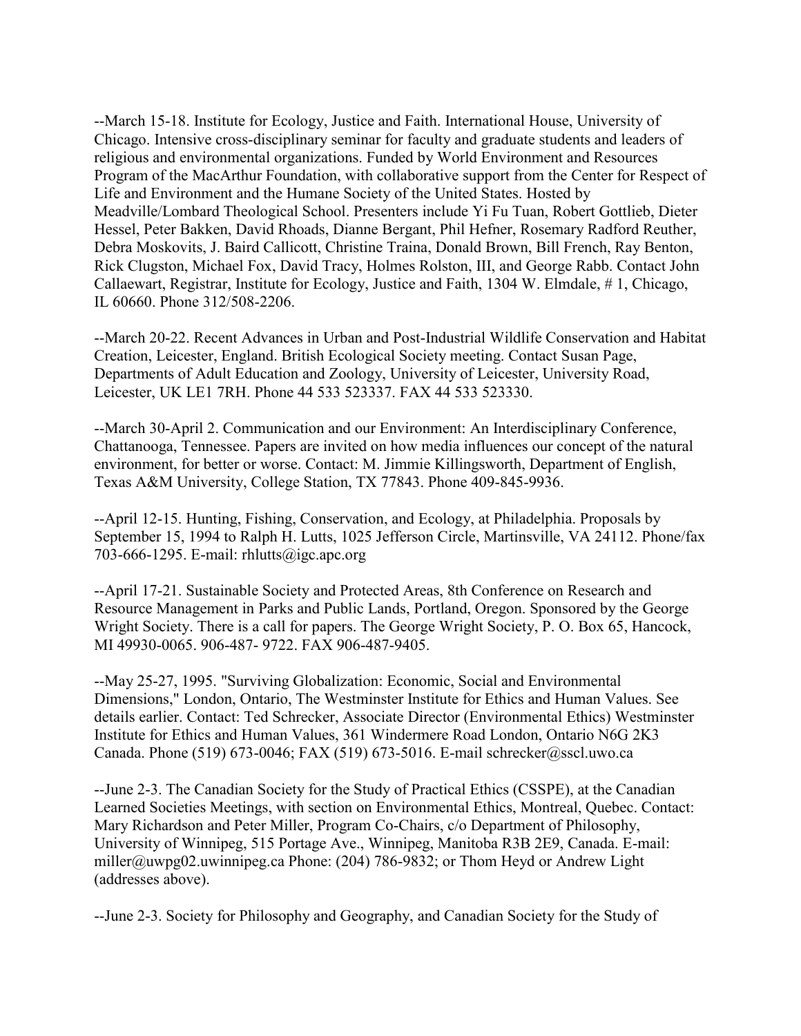--March 15-18. Institute for Ecology, Justice and Faith. International House, University of Chicago. Intensive cross-disciplinary seminar for faculty and graduate students and leaders of religious and environmental organizations. Funded by World Environment and Resources Program of the MacArthur Foundation, with collaborative support from the Center for Respect of Life and Environment and the Humane Society of the United States. Hosted by Meadville/Lombard Theological School. Presenters include Yi Fu Tuan, Robert Gottlieb, Dieter Hessel, Peter Bakken, David Rhoads, Dianne Bergant, Phil Hefner, Rosemary Radford Reuther, Debra Moskovits, J. Baird Callicott, Christine Traina, Donald Brown, Bill French, Ray Benton, Rick Clugston, Michael Fox, David Tracy, Holmes Rolston, III, and George Rabb. Contact John Callaewart, Registrar, Institute for Ecology, Justice and Faith, 1304 W. Elmdale, # 1, Chicago, IL 60660. Phone 312/508-2206.

--March 20-22. Recent Advances in Urban and Post-Industrial Wildlife Conservation and Habitat Creation, Leicester, England. British Ecological Society meeting. Contact Susan Page, Departments of Adult Education and Zoology, University of Leicester, University Road, Leicester, UK LE1 7RH. Phone 44 533 523337. FAX 44 533 523330.

--March 30-April 2. Communication and our Environment: An Interdisciplinary Conference, Chattanooga, Tennessee. Papers are invited on how media influences our concept of the natural environment, for better or worse. Contact: M. Jimmie Killingsworth, Department of English, Texas A&M University, College Station, TX 77843. Phone 409-845-9936.

--April 12-15. Hunting, Fishing, Conservation, and Ecology, at Philadelphia. Proposals by September 15, 1994 to Ralph H. Lutts, 1025 Jefferson Circle, Martinsville, VA 24112. Phone/fax 703-666-1295. E-mail: rhlutts@igc.apc.org

--April 17-21. Sustainable Society and Protected Areas, 8th Conference on Research and Resource Management in Parks and Public Lands, Portland, Oregon. Sponsored by the George Wright Society. There is a call for papers. The George Wright Society, P. O. Box 65, Hancock, MI 49930-0065. 906-487- 9722. FAX 906-487-9405.

--May 25-27, 1995. "Surviving Globalization: Economic, Social and Environmental Dimensions," London, Ontario, The Westminster Institute for Ethics and Human Values. See details earlier. Contact: Ted Schrecker, Associate Director (Environmental Ethics) Westminster Institute for Ethics and Human Values, 361 Windermere Road London, Ontario N6G 2K3 Canada. Phone (519) 673-0046; FAX (519) 673-5016. E-mail schrecker@sscl.uwo.ca

--June 2-3. The Canadian Society for the Study of Practical Ethics (CSSPE), at the Canadian Learned Societies Meetings, with section on Environmental Ethics, Montreal, Quebec. Contact: Mary Richardson and Peter Miller, Program Co-Chairs, c/o Department of Philosophy, University of Winnipeg, 515 Portage Ave., Winnipeg, Manitoba R3B 2E9, Canada. E-mail: miller@uwpg02.uwinnipeg.ca Phone: (204) 786-9832; or Thom Heyd or Andrew Light (addresses above).

--June 2-3. Society for Philosophy and Geography, and Canadian Society for the Study of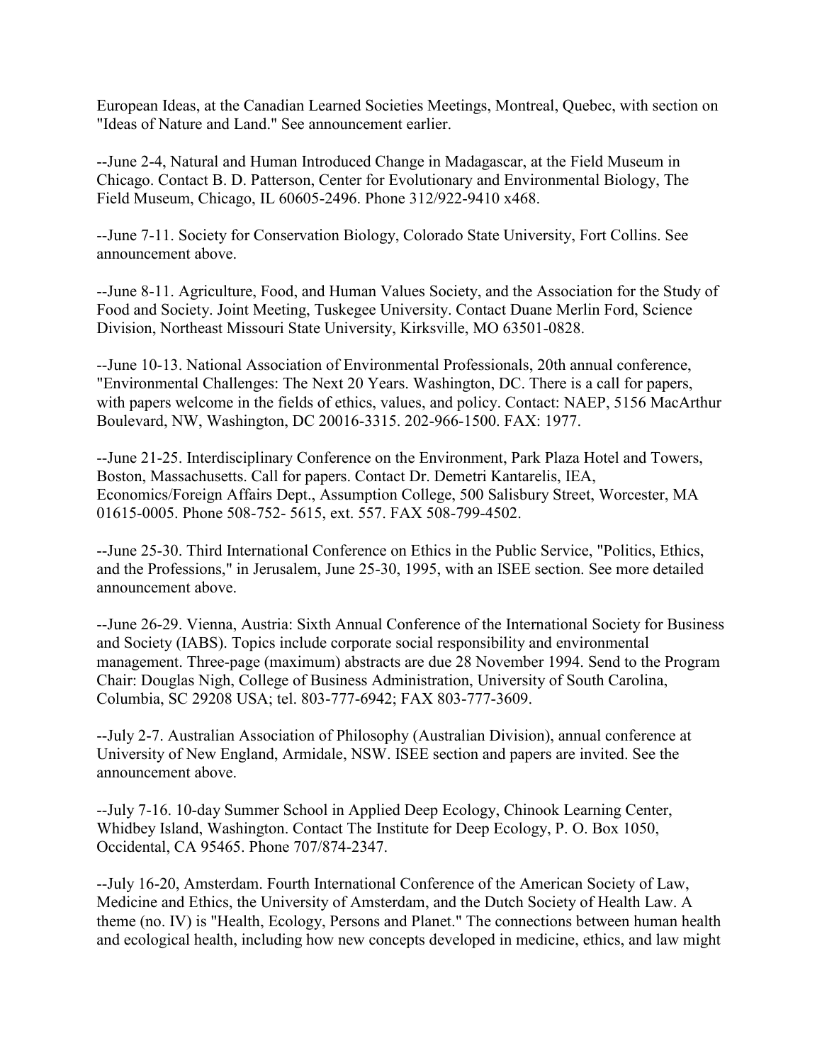European Ideas, at the Canadian Learned Societies Meetings, Montreal, Quebec, with section on "Ideas of Nature and Land." See announcement earlier.

--June 2-4, Natural and Human Introduced Change in Madagascar, at the Field Museum in Chicago. Contact B. D. Patterson, Center for Evolutionary and Environmental Biology, The Field Museum, Chicago, IL 60605-2496. Phone 312/922-9410 x468.

--June 7-11. Society for Conservation Biology, Colorado State University, Fort Collins. See announcement above.

--June 8-11. Agriculture, Food, and Human Values Society, and the Association for the Study of Food and Society. Joint Meeting, Tuskegee University. Contact Duane Merlin Ford, Science Division, Northeast Missouri State University, Kirksville, MO 63501-0828.

--June 10-13. National Association of Environmental Professionals, 20th annual conference, "Environmental Challenges: The Next 20 Years. Washington, DC. There is a call for papers, with papers welcome in the fields of ethics, values, and policy. Contact: NAEP, 5156 MacArthur Boulevard, NW, Washington, DC 20016-3315. 202-966-1500. FAX: 1977.

--June 21-25. Interdisciplinary Conference on the Environment, Park Plaza Hotel and Towers, Boston, Massachusetts. Call for papers. Contact Dr. Demetri Kantarelis, IEA, Economics/Foreign Affairs Dept., Assumption College, 500 Salisbury Street, Worcester, MA 01615-0005. Phone 508-752- 5615, ext. 557. FAX 508-799-4502.

--June 25-30. Third International Conference on Ethics in the Public Service, "Politics, Ethics, and the Professions," in Jerusalem, June 25-30, 1995, with an ISEE section. See more detailed announcement above.

--June 26-29. Vienna, Austria: Sixth Annual Conference of the International Society for Business and Society (IABS). Topics include corporate social responsibility and environmental management. Three-page (maximum) abstracts are due 28 November 1994. Send to the Program Chair: Douglas Nigh, College of Business Administration, University of South Carolina, Columbia, SC 29208 USA; tel. 803-777-6942; FAX 803-777-3609.

--July 2-7. Australian Association of Philosophy (Australian Division), annual conference at University of New England, Armidale, NSW. ISEE section and papers are invited. See the announcement above.

--July 7-16. 10-day Summer School in Applied Deep Ecology, Chinook Learning Center, Whidbey Island, Washington. Contact The Institute for Deep Ecology, P. O. Box 1050, Occidental, CA 95465. Phone 707/874-2347.

--July 16-20, Amsterdam. Fourth International Conference of the American Society of Law, Medicine and Ethics, the University of Amsterdam, and the Dutch Society of Health Law. A theme (no. IV) is "Health, Ecology, Persons and Planet." The connections between human health and ecological health, including how new concepts developed in medicine, ethics, and law might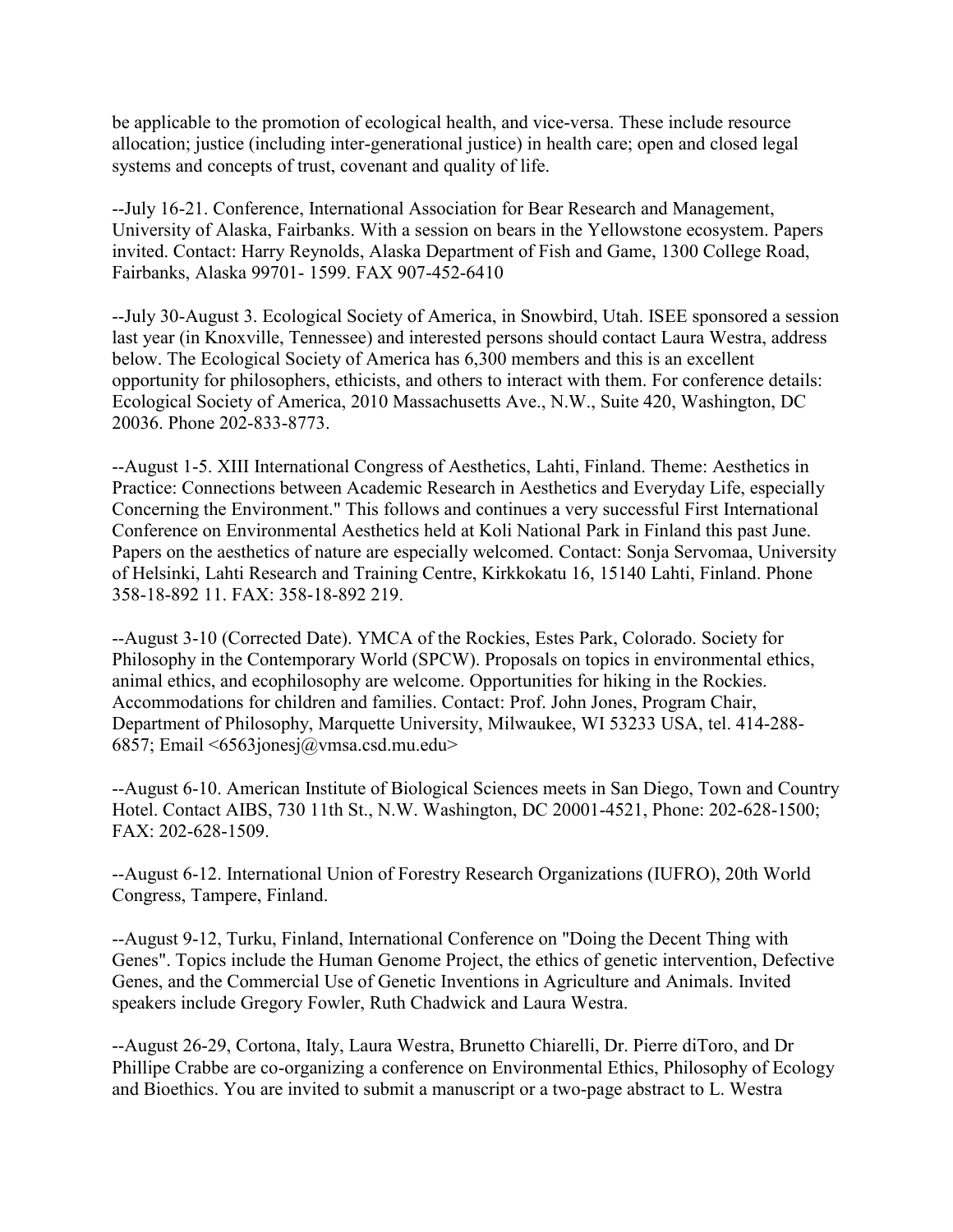be applicable to the promotion of ecological health, and vice-versa. These include resource allocation; justice (including inter-generational justice) in health care; open and closed legal systems and concepts of trust, covenant and quality of life.

--July 16-21. Conference, International Association for Bear Research and Management, University of Alaska, Fairbanks. With a session on bears in the Yellowstone ecosystem. Papers invited. Contact: Harry Reynolds, Alaska Department of Fish and Game, 1300 College Road, Fairbanks, Alaska 99701- 1599. FAX 907-452-6410

--July 30-August 3. Ecological Society of America, in Snowbird, Utah. ISEE sponsored a session last year (in Knoxville, Tennessee) and interested persons should contact Laura Westra, address below. The Ecological Society of America has 6,300 members and this is an excellent opportunity for philosophers, ethicists, and others to interact with them. For conference details: Ecological Society of America, 2010 Massachusetts Ave., N.W., Suite 420, Washington, DC 20036. Phone 202-833-8773.

--August 1-5. XIII International Congress of Aesthetics, Lahti, Finland. Theme: Aesthetics in Practice: Connections between Academic Research in Aesthetics and Everyday Life, especially Concerning the Environment." This follows and continues a very successful First International Conference on Environmental Aesthetics held at Koli National Park in Finland this past June. Papers on the aesthetics of nature are especially welcomed. Contact: Sonja Servomaa, University of Helsinki, Lahti Research and Training Centre, Kirkkokatu 16, 15140 Lahti, Finland. Phone 358-18-892 11. FAX: 358-18-892 219.

--August 3-10 (Corrected Date). YMCA of the Rockies, Estes Park, Colorado. Society for Philosophy in the Contemporary World (SPCW). Proposals on topics in environmental ethics, animal ethics, and ecophilosophy are welcome. Opportunities for hiking in the Rockies. Accommodations for children and families. Contact: Prof. John Jones, Program Chair, Department of Philosophy, Marquette University, Milwaukee, WI 53233 USA, tel. 414-288-6857; Email <6563jonesj@vmsa.csd.mu.edu>

--August 6-10. American Institute of Biological Sciences meets in San Diego, Town and Country Hotel. Contact AIBS, 730 11th St., N.W. Washington, DC 20001-4521, Phone: 202-628-1500; FAX: 202-628-1509.

--August 6-12. International Union of Forestry Research Organizations (IUFRO), 20th World Congress, Tampere, Finland.

--August 9-12, Turku, Finland, International Conference on "Doing the Decent Thing with Genes". Topics include the Human Genome Project, the ethics of genetic intervention, Defective Genes, and the Commercial Use of Genetic Inventions in Agriculture and Animals. Invited speakers include Gregory Fowler, Ruth Chadwick and Laura Westra.

--August 26-29, Cortona, Italy, Laura Westra, Brunetto Chiarelli, Dr. Pierre diToro, and Dr Phillipe Crabbe are co-organizing a conference on Environmental Ethics, Philosophy of Ecology and Bioethics. You are invited to submit a manuscript or a two-page abstract to L. Westra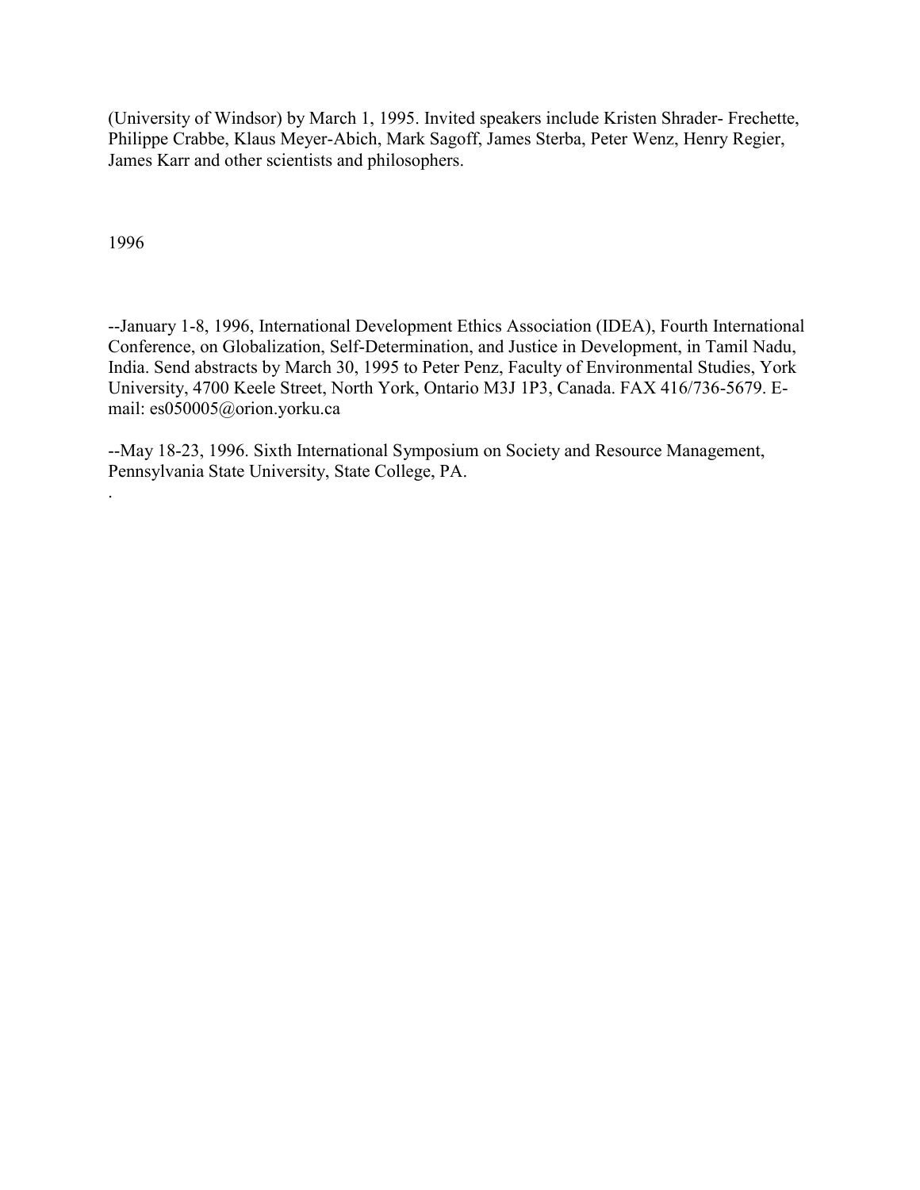(University of Windsor) by March 1, 1995. Invited speakers include Kristen Shrader- Frechette, Philippe Crabbe, Klaus Meyer-Abich, Mark Sagoff, James Sterba, Peter Wenz, Henry Regier, James Karr and other scientists and philosophers.

1996

--January 1-8, 1996, International Development Ethics Association (IDEA), Fourth International Conference, on Globalization, Self-Determination, and Justice in Development, in Tamil Nadu, India. Send abstracts by March 30, 1995 to Peter Penz, Faculty of Environmental Studies, York University, 4700 Keele Street, North York, Ontario M3J 1P3, Canada. FAX 416/736-5679. E-mail: es050005@orion.yorku.ca

--May 18-23, 1996. Sixth International Symposium on Society and Resource Management, Pennsylvania State University, State College, PA.

.